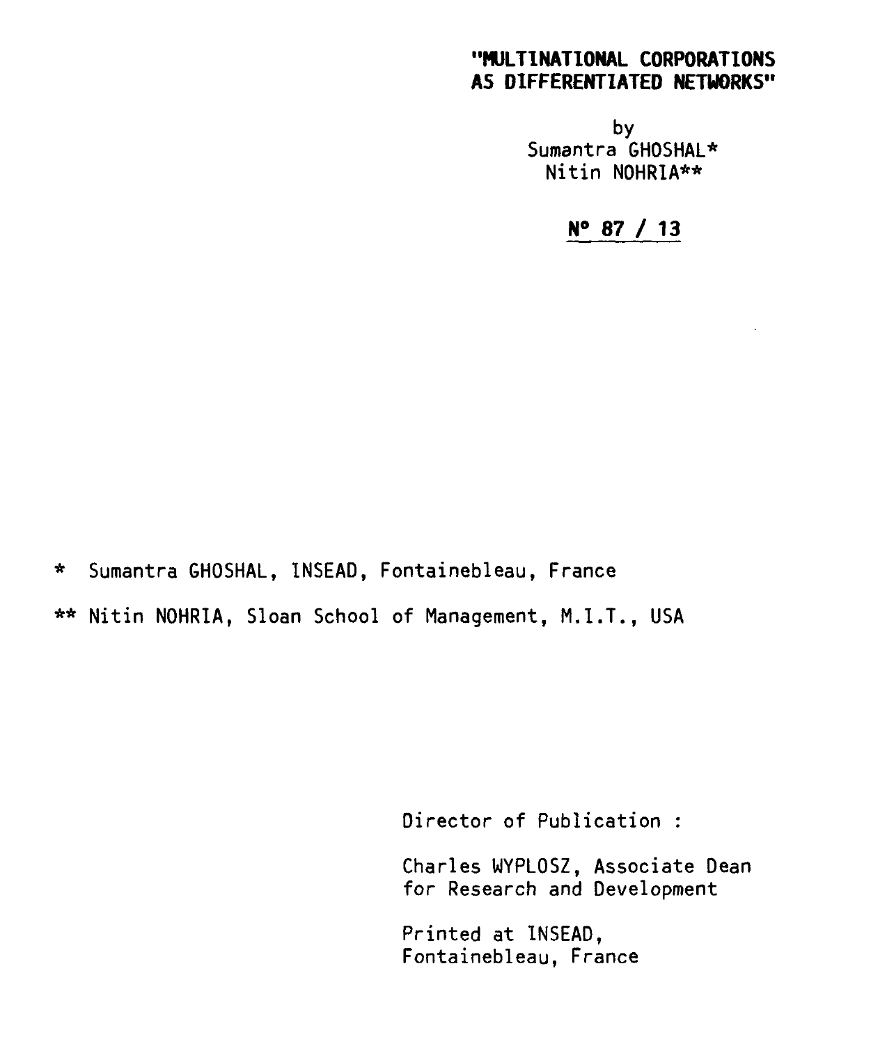# "MULTINATIONAL CORPORATIONS AS DIFFERENTIATED NETWORKS"

by
Sumantra GHOSHAL*
Nitin NOHRIA**

**N° 87 / 13**

\* Sumantra GHOSHAL, INSEAD, Fontainebleau, France

** Nitin NOHRIA, Sloan School of Management, M.I.T., USA

Director of Publication :

Charles WYPLOSZ, Associate Dean for Research and Development

Printed at INSEAD, Fontainebleau, France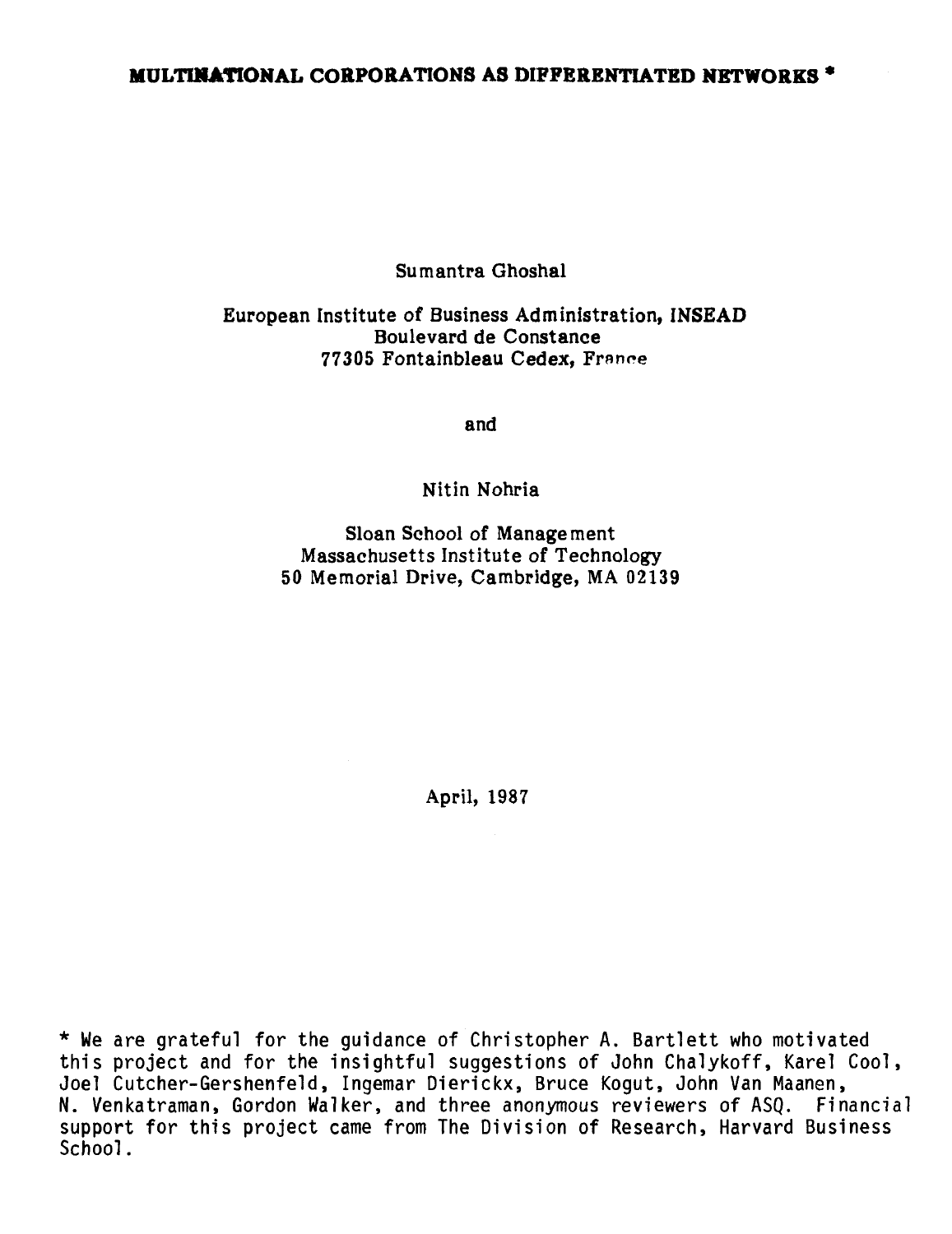# MULTINATIONAL CORPORATIONS AS DIFFERENTIATED NETWORKS *

Sumantra Ghoshal

European Institute of Business Administration, INSEAD
Boulevard de Constance
77305 Fontainbleau Cedex, France

and

Nitin Nohria

Sloan School of Management
Massachusetts Institute of Technology
50 Memorial Drive, Cambridge, MA 02139

April, 1987

* We are grateful for the guidance of Christopher A. Bartlett who motivated this project and for the insightful suggestions of John Chalykoff, Karel Cool, Joel Cutcher-Gershenfeld, Ingemar Dierickx, Bruce Kogut, John Van Maanen, N. Venkatraman, Gordon Walker, and three anonymous reviewers of ASQ. Financial support for this project came from The Division of Research, Harvard Business School.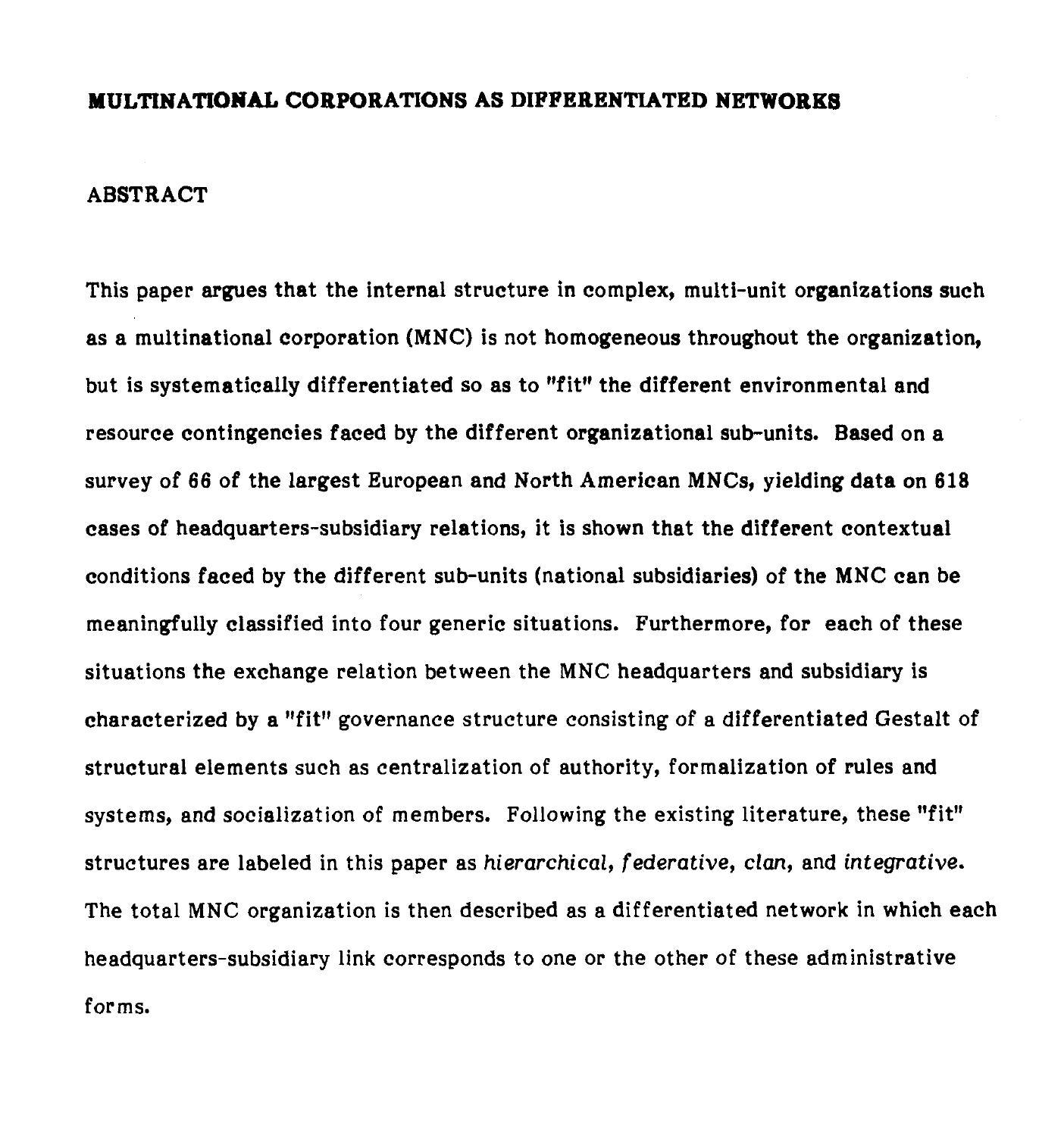# MULTINATIONAL CORPORATIONS AS DIFFERENTIATED NETWORKS

## ABSTRACT

This paper argues that the internal structure in complex, multi-unit organizations such as a multinational corporation (MNC) is not homogeneous throughout the organization, but is systematically differentiated so as to "fit" the different environmental and resource contingencies faced by the different organizational sub-units. Based on a survey of 66 of the largest European and North American MNCs, yielding data on 618 cases of headquarters-subsidiary relations, it is shown that the different contextual conditions faced by the different sub-units (national subsidiaries) of the MNC can be meaningfully classified into four generic situations. Furthermore, for each of these situations the exchange relation between the MNC headquarters and subsidiary is characterized by a "fit" governance structure consisting of a differentiated Gestalt of structural elements such as centralization of authority, formalization of rules and systems, and socialization of members. Following the existing literature, these "fit" structures are labeled in this paper as *hierarchical*, *federative*, *clan*, and *integrative*. The total MNC organization is then described as a differentiated network in which each headquarters-subsidiary link corresponds to one or the other of these administrative forms.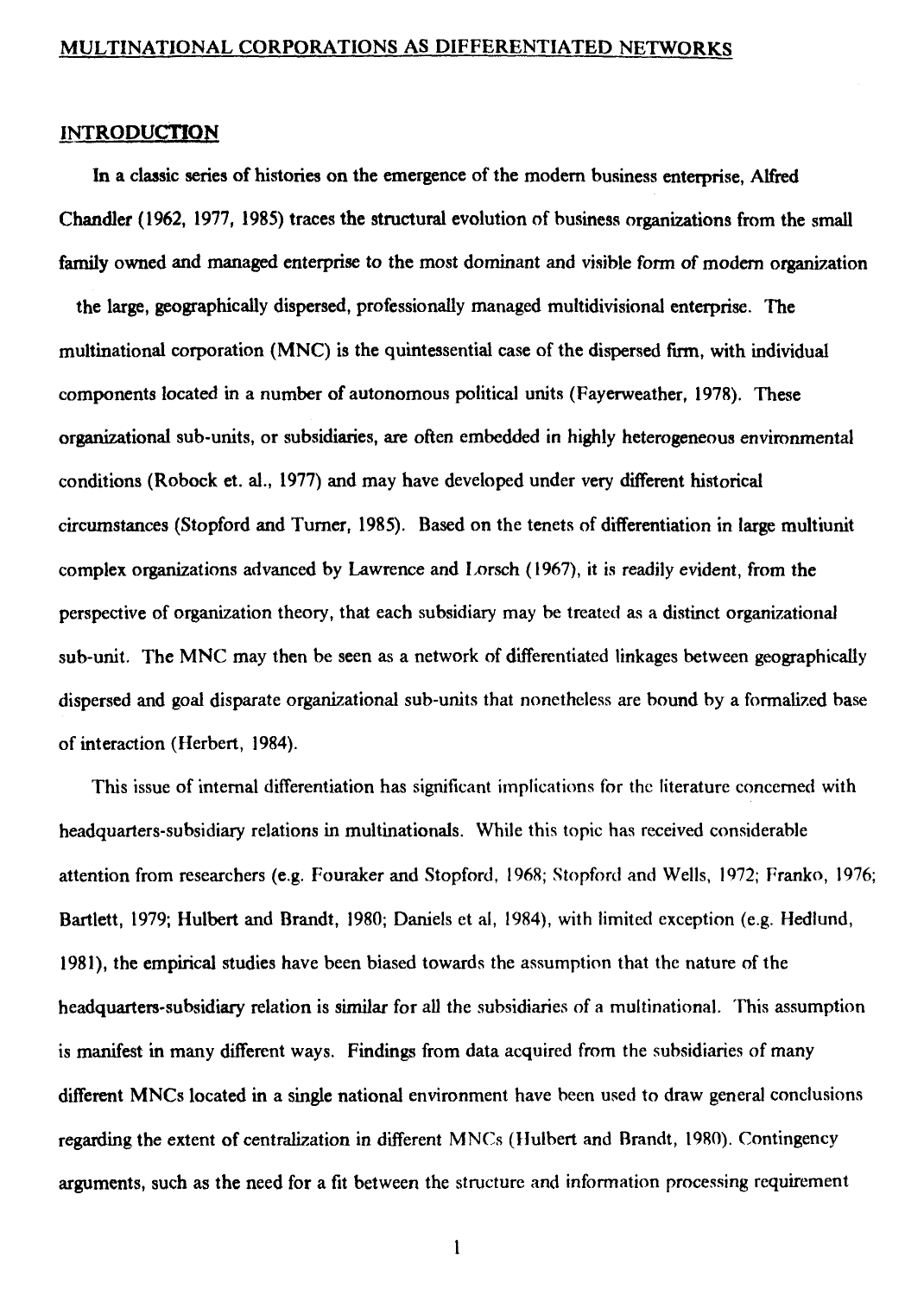## MULTINATIONAL CORPORATIONS AS DIFFERENTIATED NETWORKS

### INTRODUCTION

In a classic series of histories on the emergence of the modern business enterprise, Alfred Chandler (1962, 1977, 1985) traces the structural evolution of business organizations from the small family owned and managed enterprise to the most dominant and visible form of modern organization the large, geographically dispersed, professionally managed multidivisional enterprise. The multinational corporation (MNC) is the quintessential case of the dispersed firm, with individual components located in a number of autonomous political units (Fayerweather, 1978). These organizational sub-units, or subsidiaries, are often embedded in highly heterogeneous environmental conditions (Robock et. al., 1977) and may have developed under very different historical circumstances (Stopford and Turner, 1985). Based on the tenets of differentiation in large multiunit complex organizations advanced by Lawrence and Lorsch (1967), it is readily evident, from the perspective of organization theory, that each subsidiary may be treated as a distinct organizational sub-unit. The MNC may then be seen as a network of differentiated linkages between geographically dispersed and goal disparate organizational sub-units that nonetheless are bound by a formalized base of interaction (Herbert, 1984).

This issue of internal differentiation has significant implications for the literature concerned with headquarters-subsidiary relations in multinationals. While this topic has received considerable attention from researchers (e.g. Fouraker and Stopford, 1968; Stopford and Wells, 1972; Franko, 1976; Bartlett, 1979; Hulbert and Brandt, 1980; Daniels et al, 1984), with limited exception (e.g. Hedlund, 1981), the empirical studies have been biased towards the assumption that the nature of the headquarters-subsidiary relation is similar for all the subsidiaries of a multinational. This assumption is manifest in many different ways. Findings from data acquired from the subsidiaries of many different MNCs located in a single national environment have been used to draw general conclusions regarding the extent of centralization in different MNCs (Hulbert and Brandt, 1980). Contingency arguments, such as the need for a fit between the structure and information processing requirement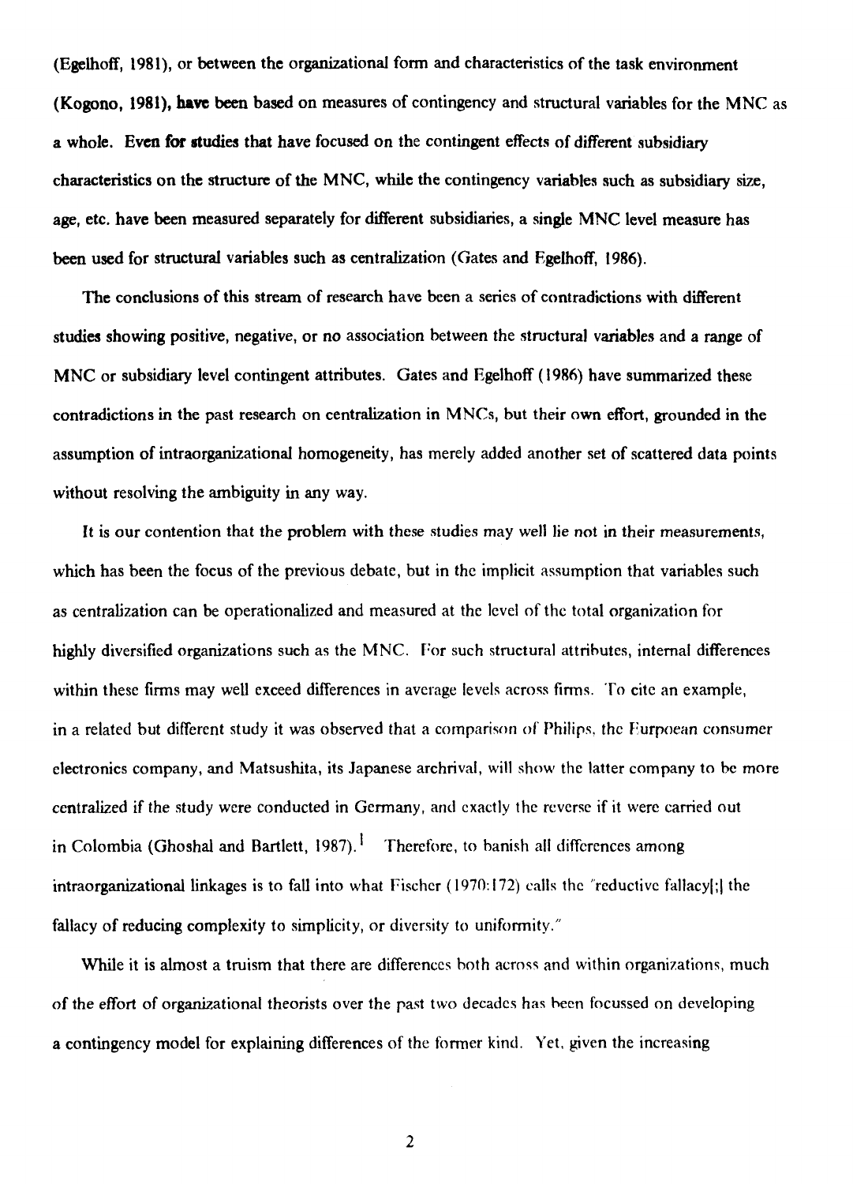(Egelhoff, 1981), or between the organizational form and characteristics of the task environment (Kogono, 1981), have been based on measures of contingency and structural variables for the MNC as a whole. Even for studies that have focused on the contingent effects of different subsidiary characteristics on the structure of the MNC, while the contingency variables such as subsidiary size, age, etc. have been measured separately for different subsidiaries, a single MNC level measure has been used for structural variables such as centralization (Gates and Egelhoff, 1986).

The conclusions of this stream of research have been a series of contradictions with different studies showing positive, negative, or no association between the structural variables and a range of MNC or subsidiary level contingent attributes. Gates and Egelhoff (1986) have summarized these contradictions in the past research on centralization in MNCs, but their own effort, grounded in the assumption of intraorganizational homogeneity, has merely added another set of scattered data points without resolving the ambiguity in any way.

It is our contention that the problem with these studies may well lie not in their measurements, which has been the focus of the previous debate, but in the implicit assumption that variables such as centralization can be operationalized and measured at the level of the total organization for highly diversified organizations such as the MNC. For such structural attributes, internal differences within these firms may well exceed differences in average levels across firms. To cite an example, in a related but different study it was observed that a comparison of Philips, the Eurpoean consumer electronics company, and Matsushita, its Japanese archrival, will show the latter company to be more centralized if the study were conducted in Germany, and exactly the reverse if it were carried out in Colombia (Ghoshal and Bartlett, 1987).[1] Therefore, to banish all differences among intraorganizational linkages is to fall into what Fischer (1970:172) calls the "reductive fallacy[;] the fallacy of reducing complexity to simplicity, or diversity to uniformity."

While it is almost a truism that there are differences both across and within organizations, much of the effort of organizational theorists over the past two decades has been focussed on developing a contingency model for explaining differences of the former kind. Yet, given the increasing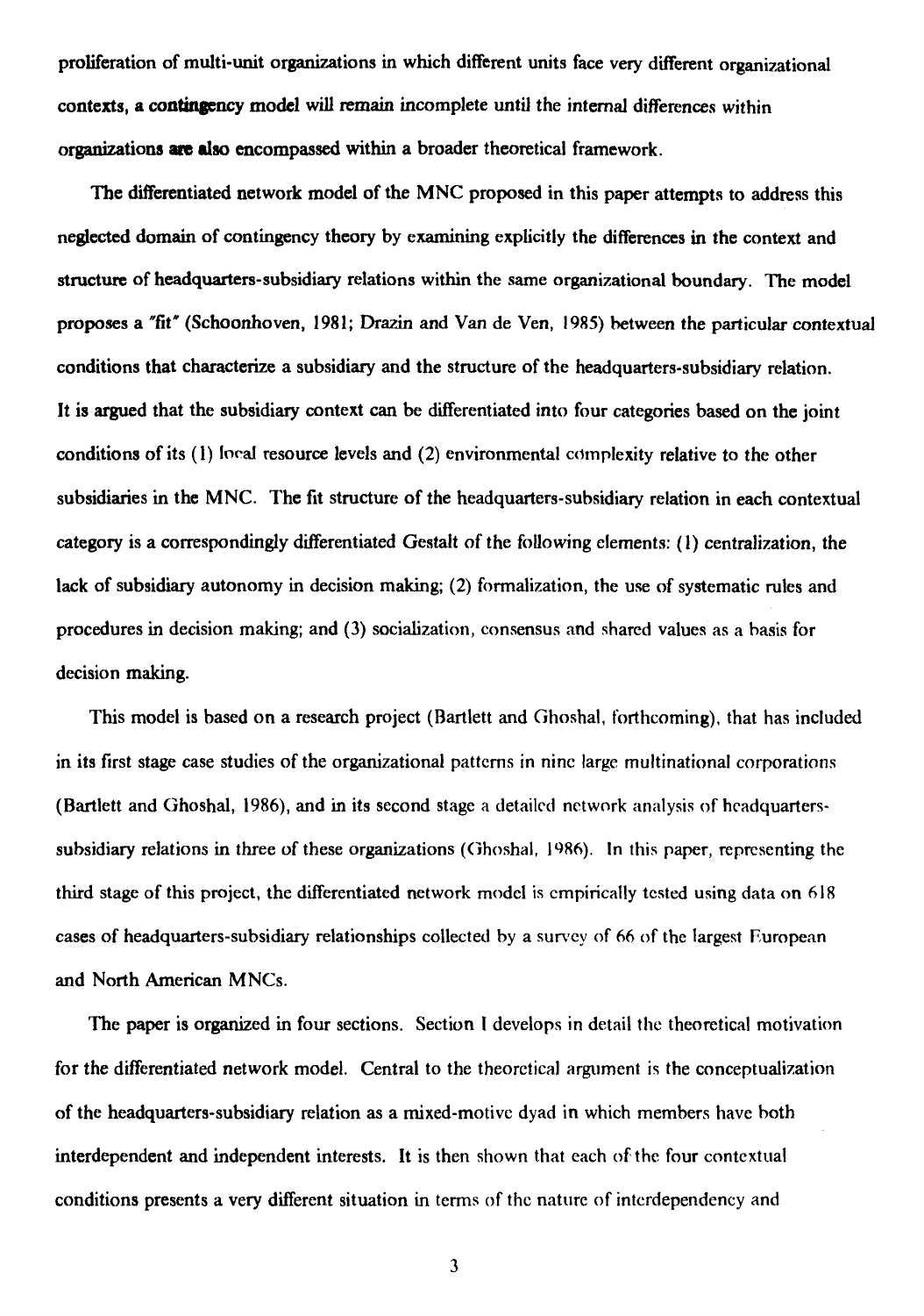proliferation of multi-unit organizations in which different units face very different organizational contexts, a contingency model will remain incomplete until the internal differences within organizations are also encompassed within a broader theoretical framework.

The differentiated network model of the MNC proposed in this paper attempts to address this neglected domain of contingency theory by examining explicitly the differences in the context and structure of headquarters-subsidiary relations within the same organizational boundary. The model proposes a "fit" (Schoonhoven, 1981; Drazin and Van de Ven, 1985) between the particular contextual conditions that characterize a subsidiary and the structure of the headquarters-subsidiary relation. It is argued that the subsidiary context can be differentiated into four categories based on the joint conditions of its (1) local resource levels and (2) environmental complexity relative to the other subsidiaries in the MNC. The fit structure of the headquarters-subsidiary relation in each contextual category is a correspondingly differentiated Gestalt of the following elements: (1) centralization, the lack of subsidiary autonomy in decision making; (2) formalization, the use of systematic rules and procedures in decision making; and (3) socialization, consensus and shared values as a basis for decision making.

This model is based on a research project (Bartlett and Ghoshal, forthcoming), that has included in its first stage case studies of the organizational patterns in nine large multinational corporations (Bartlett and Ghoshal, 1986), and in its second stage a detailed network analysis of headquarters-subsidiary relations in three of these organizations (Ghoshal, 1986). In this paper, representing the third stage of this project, the differentiated network model is empirically tested using data on 618 cases of headquarters-subsidiary relationships collected by a survey of 66 of the largest European and North American MNCs.

The paper is organized in four sections. Section I develops in detail the theoretical motivation for the differentiated network model. Central to the theoretical argument is the conceptualization of the headquarters-subsidiary relation as a mixed-motive dyad in which members have both interdependent and independent interests. It is then shown that each of the four contextual conditions presents a very different situation in terms of the nature of interdependency and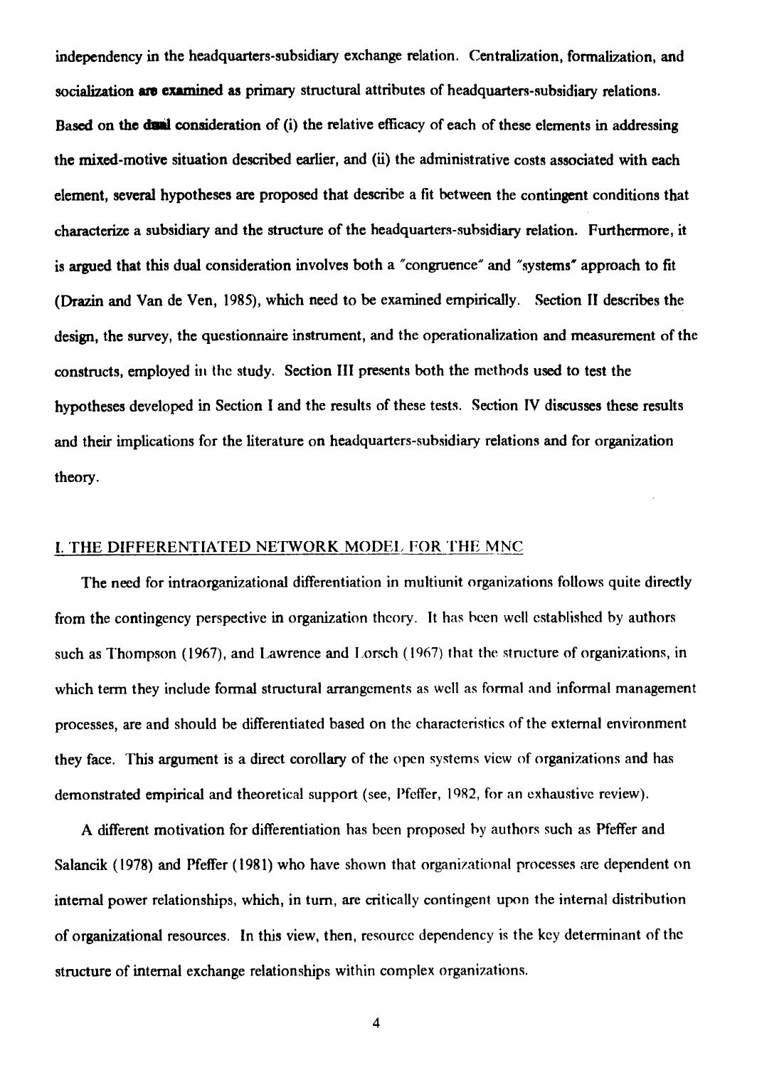independency in the headquarters-subsidiary exchange relation. Centralization, formalization, and socialization are examined as primary structural attributes of headquarters-subsidiary relations. Based on the dual consideration of (i) the relative efficacy of each of these elements in addressing the mixed-motive situation described earlier, and (ii) the administrative costs associated with each element, several hypotheses are proposed that describe a fit between the contingent conditions that characterize a subsidiary and the structure of the headquarters-subsidiary relation. Furthermore, it is argued that this dual consideration involves both a "congruence" and "systems" approach to fit (Drazin and Van de Ven, 1985), which need to be examined empirically. Section II describes the design, the survey, the questionnaire instrument, and the operationalization and measurement of the constructs, employed in the study. Section III presents both the methods used to test the hypotheses developed in Section I and the results of these tests. Section IV discusses these results and their implications for the literature on headquarters-subsidiary relations and for organization theory.

## I. THE DIFFERENTIATED NETWORK MODEL FOR THE MNC

The need for intraorganizational differentiation in multiunit organizations follows quite directly from the contingency perspective in organization theory. It has been well established by authors such as Thompson (1967), and Lawrence and Lorsch (1967) that the structure of organizations, in which term they include formal structural arrangements as well as formal and informal management processes, are and should be differentiated based on the characteristics of the external environment they face. This argument is a direct corollary of the open systems view of organizations and has demonstrated empirical and theoretical support (see, Pfeffer, 1982, for an exhaustive review).

A different motivation for differentiation has been proposed by authors such as Pfeffer and Salancik (1978) and Pfeffer (1981) who have shown that organizational processes are dependent on internal power relationships, which, in turn, are critically contingent upon the internal distribution of organizational resources. In this view, then, resource dependency is the key determinant of the structure of internal exchange relationships within complex organizations.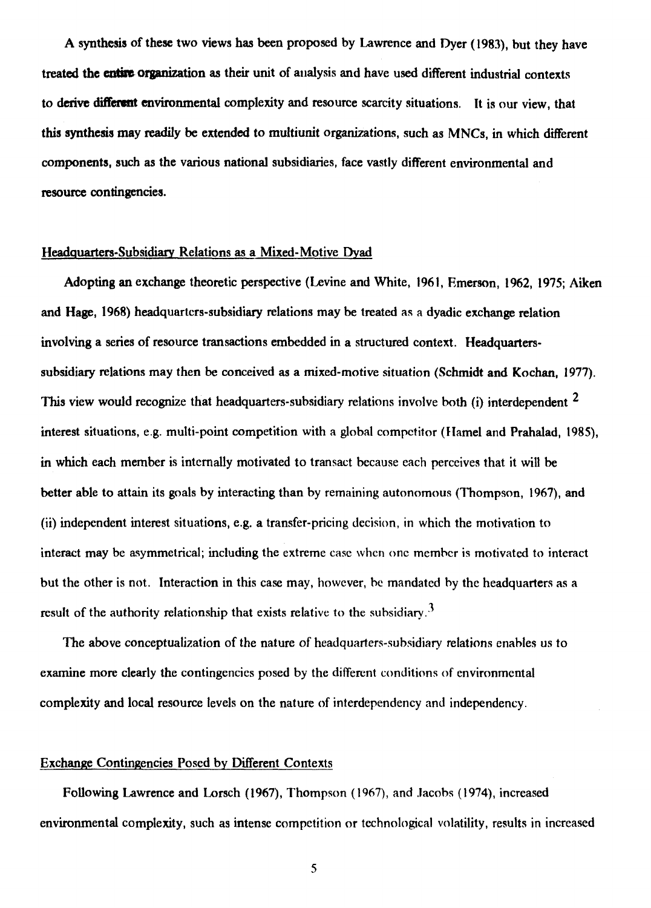A synthesis of these two views has been proposed by Lawrence and Dyer (1983), but they have treated the entire organization as their unit of analysis and have used different industrial contexts to derive different environmental complexity and resource scarcity situations. It is our view, that this synthesis may readily be extended to multiunit organizations, such as MNCs, in which different components, such as the various national subsidiaries, face vastly different environmental and resource contingencies.

## Headquarters-Subsidiary Relations as a Mixed-Motive Dyad

Adopting an exchange theoretic perspective (Levine and White, 1961, Emerson, 1962, 1975; Aiken and Hage, 1968) headquarters-subsidiary relations may be treated as a dyadic exchange relation involving a series of resource transactions embedded in a structured context. Headquarters-subsidiary relations may then be conceived as a mixed-motive situation (Schmidt and Kochan, 1977). This view would recognize that headquarters-subsidiary relations involve both (i) interdependent [2] interest situations, e.g. multi-point competition with a global competitor (Hamel and Prahalad, 1985), in which each member is internally motivated to transact because each perceives that it will be better able to attain its goals by interacting than by remaining autonomous (Thompson, 1967), and (ii) independent interest situations, e.g. a transfer-pricing decision, in which the motivation to interact may be asymmetrical; including the extreme case when one member is motivated to interact but the other is not. Interaction in this case may, however, be mandated by the headquarters as a result of the authority relationship that exists relative to the subsidiary.[3]

The above conceptualization of the nature of headquarters-subsidiary relations enables us to examine more clearly the contingencies posed by the different conditions of environmental complexity and local resource levels on the nature of interdependency and independency.

## Exchange Contingencies Posed by Different Contexts

Following Lawrence and Lorsch (1967), Thompson (1967), and Jacobs (1974), increased environmental complexity, such as intense competition or technological volatility, results in increased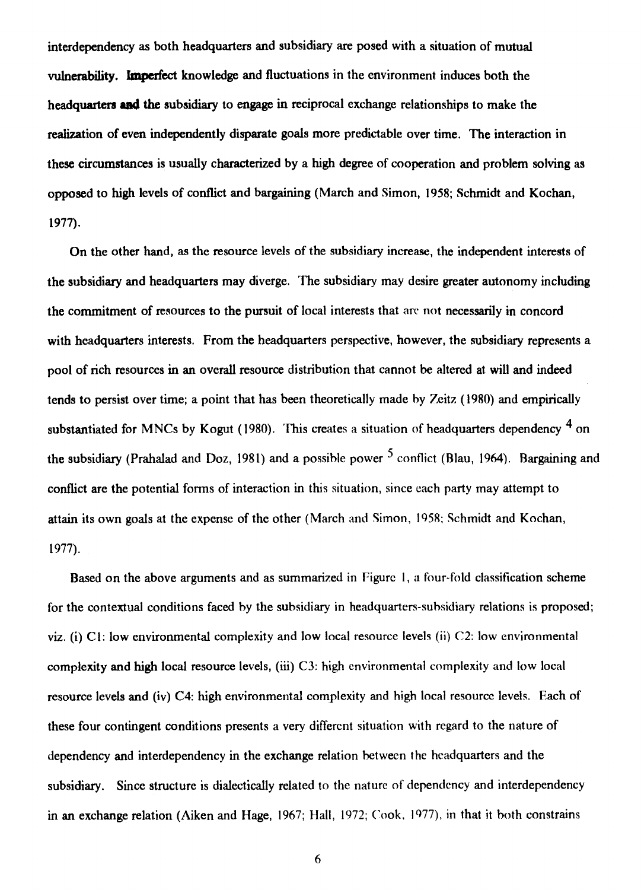interdependency as both headquarters and subsidiary are posed with a situation of mutual vulnerability. Imperfect knowledge and fluctuations in the environment induces both the headquarters and the subsidiary to engage in reciprocal exchange relationships to make the realization of even independently disparate goals more predictable over time. The interaction in these circumstances is usually characterized by a high degree of cooperation and problem solving as opposed to high levels of conflict and bargaining (March and Simon, 1958; Schmidt and Kochan, 1977).

On the other hand, as the resource levels of the subsidiary increase, the independent interests of the subsidiary and headquarters may diverge. The subsidiary may desire greater autonomy including the commitment of resources to the pursuit of local interests that are not necessarily in concord with headquarters interests. From the headquarters perspective, however, the subsidiary represents a pool of rich resources in an overall resource distribution that cannot be altered at will and indeed tends to persist over time; a point that has been theoretically made by Zeitz (1980) and empirically substantiated for MNCs by Kogut (1980). This creates a situation of headquarters dependency [4] on the subsidiary (Prahalad and Doz, 1981) and a possible power [5] conflict (Blau, 1964). Bargaining and conflict are the potential forms of interaction in this situation, since each party may attempt to attain its own goals at the expense of the other (March and Simon, 1958; Schmidt and Kochan, 1977).

Based on the above arguments and as summarized in Figure 1, a four-fold classification scheme for the contextual conditions faced by the subsidiary in headquarters-subsidiary relations is proposed; viz. (i) C1: low environmental complexity and low local resource levels (ii) C2: low environmental complexity and high local resource levels, (iii) C3: high environmental complexity and low local resource levels and (iv) C4: high environmental complexity and high local resource levels. Each of these four contingent conditions presents a very different situation with regard to the nature of dependency and interdependency in the exchange relation between the headquarters and the subsidiary. Since structure is dialectically related to the nature of dependency and interdependency in an exchange relation (Aiken and Hage, 1967; Hall, 1972; Cook, 1977), in that it both constrains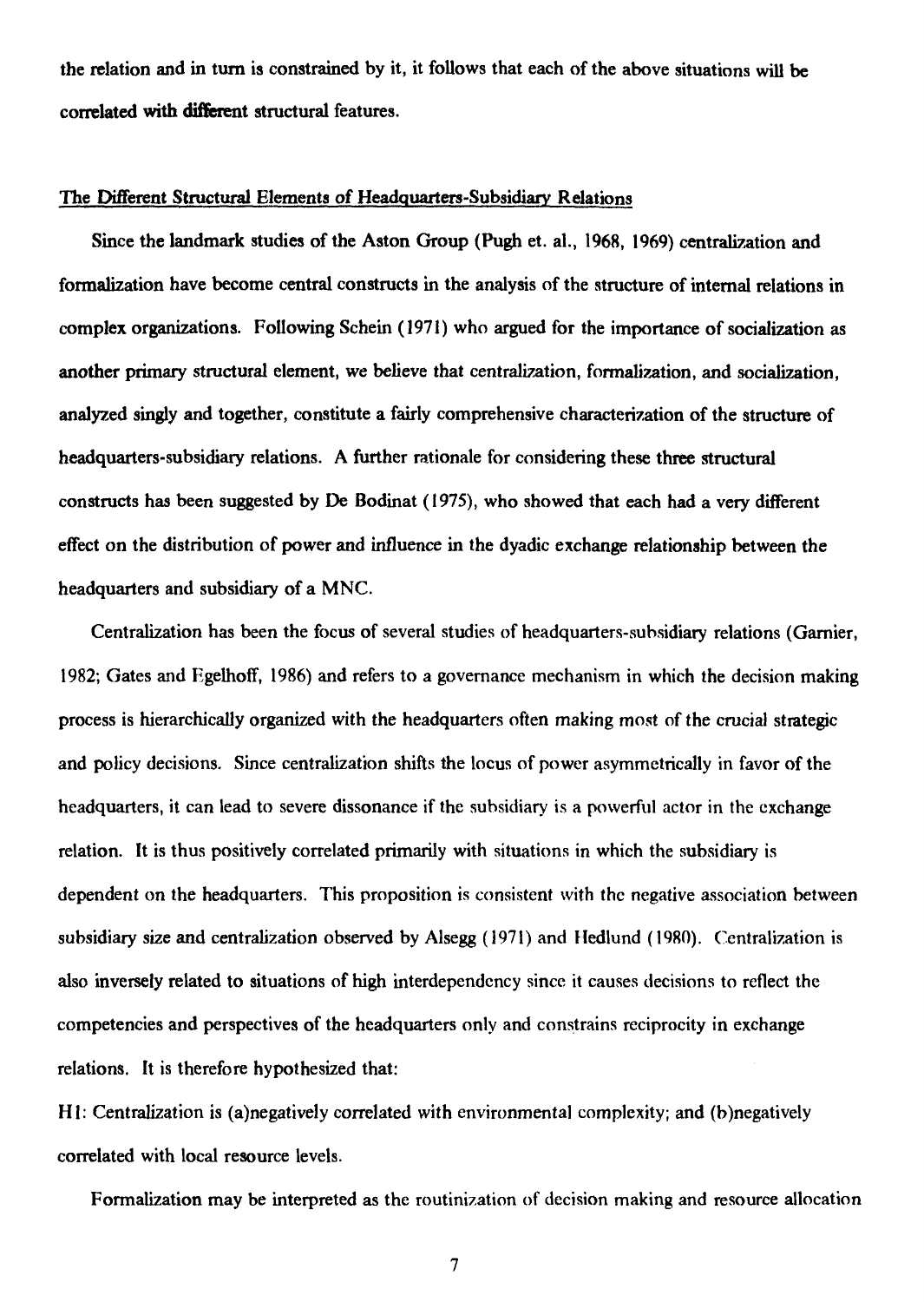the relation and in turn is constrained by it, it follows that each of the above situations will be correlated with different structural features.

## The Different Structural Elements of Headquarters-Subsidiary Relations

Since the landmark studies of the Aston Group (Pugh et. al., 1968, 1969) centralization and formalization have become central constructs in the analysis of the structure of internal relations in complex organizations. Following Schein (1971) who argued for the importance of socialization as another primary structural element, we believe that centralization, formalization, and socialization, analyzed singly and together, constitute a fairly comprehensive characterization of the structure of headquarters-subsidiary relations. A further rationale for considering these three structural constructs has been suggested by De Bodinat (1975), who showed that each had a very different effect on the distribution of power and influence in the dyadic exchange relationship between the headquarters and subsidiary of a MNC.

Centralization has been the focus of several studies of headquarters-subsidiary relations (Garnier, 1982; Gates and Egelhoff, 1986) and refers to a governance mechanism in which the decision making process is hierarchically organized with the headquarters often making most of the crucial strategic and policy decisions. Since centralization shifts the locus of power asymmetrically in favor of the headquarters, it can lead to severe dissonance if the subsidiary is a powerful actor in the exchange relation. It is thus positively correlated primarily with situations in which the subsidiary is dependent on the headquarters. This proposition is consistent with the negative association between subsidiary size and centralization observed by Alsegg (1971) and Hedlund (1980). Centralization is also inversely related to situations of high interdependency since it causes decisions to reflect the competencies and perspectives of the headquarters only and constrains reciprocity in exchange relations. It is therefore hypothesized that:

H1: Centralization is (a)negatively correlated with environmental complexity; and (b)negatively correlated with local resource levels.

Formalization may be interpreted as the routinization of decision making and resource allocation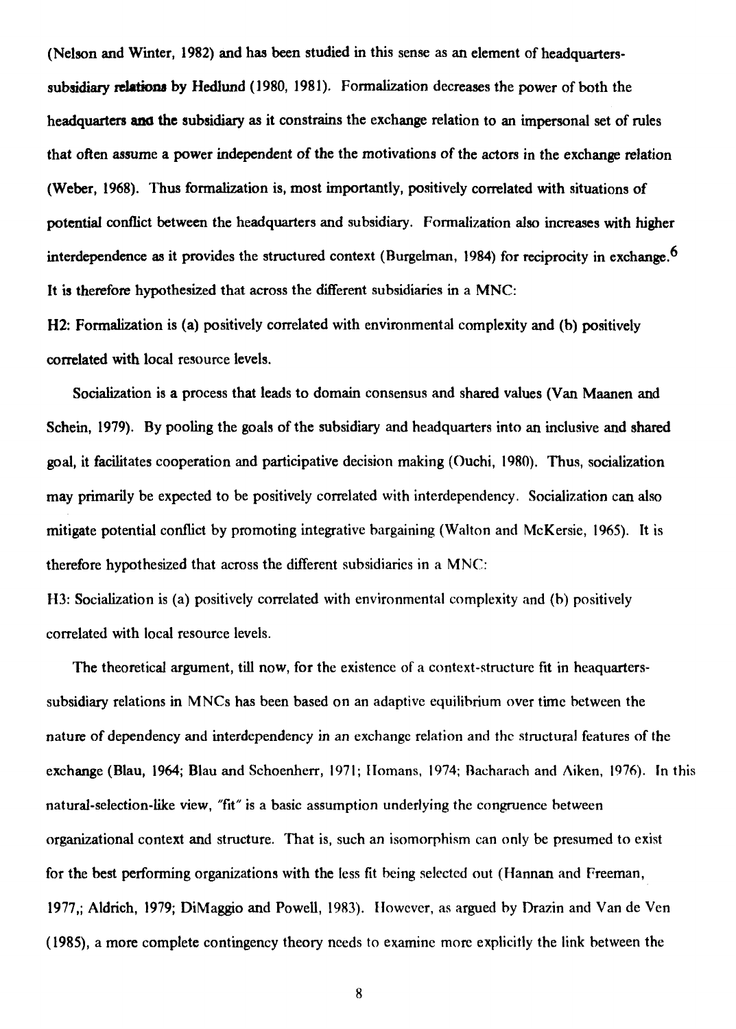(Nelson and Winter, 1982) and has been studied in this sense as an element of headquarters-subsidiary relations by Hedlund (1980, 1981). Formalization decreases the power of both the headquarters and the subsidiary as it constrains the exchange relation to an impersonal set of rules that often assume a power independent of the the motivations of the actors in the exchange relation (Weber, 1968). Thus formalization is, most importantly, positively correlated with situations of potential conflict between the headquarters and subsidiary. Formalization also increases with higher interdependence as it provides the structured context (Burgelman, 1984) for reciprocity in exchange.[6] It is therefore hypothesized that across the different subsidiaries in a MNC:

H2: Formalization is (a) positively correlated with environmental complexity and (b) positively correlated with local resource levels.

Socialization is a process that leads to domain consensus and shared values (Van Maanen and Schein, 1979). By pooling the goals of the subsidiary and headquarters into an inclusive and shared goal, it facilitates cooperation and participative decision making (Ouchi, 1980). Thus, socialization may primarily be expected to be positively correlated with interdependency. Socialization can also mitigate potential conflict by promoting integrative bargaining (Walton and McKersie, 1965). It is therefore hypothesized that across the different subsidiaries in a MNC:

H3: Socialization is (a) positively correlated with environmental complexity and (b) positively correlated with local resource levels.

The theoretical argument, till now, for the existence of a context-structure fit in heaquarters-subsidiary relations in MNCs has been based on an adaptive equilibrium over time between the nature of dependency and interdependency in an exchange relation and the structural features of the exchange (Blau, 1964; Blau and Schoenherr, 1971; Homans, 1974; Bacharach and Aiken, 1976). In this natural-selection-like view, "fit" is a basic assumption underlying the congruence between organizational context and structure. That is, such an isomorphism can only be presumed to exist for the best performing organizations with the less fit being selected out (Hannan and Freeman, 1977,; Aldrich, 1979; DiMaggio and Powell, 1983). However, as argued by Drazin and Van de Ven (1985), a more complete contingency theory needs to examine more explicitly the link between the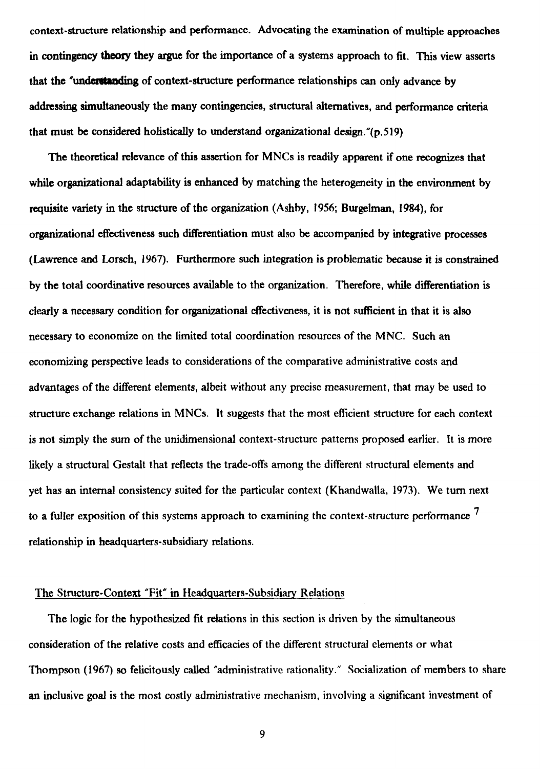context-structure relationship and performance. Advocating the examination of multiple approaches in contingency theory they argue for the importance of a systems approach to fit. This view asserts that the "understanding of context-structure performance relationships can only advance by addressing simultaneously the many contingencies, structural alternatives, and performance criteria that must be considered holistically to understand organizational design."(p.519)

The theoretical relevance of this assertion for MNCs is readily apparent if one recognizes that while organizational adaptability is enhanced by matching the heterogeneity in the environment by requisite variety in the structure of the organization (Ashby, 1956; Burgelman, 1984), for organizational effectiveness such differentiation must also be accompanied by integrative processes (Lawrence and Lorsch, 1967). Furthermore such integration is problematic because it is constrained by the total coordinative resources available to the organization. Therefore, while differentiation is clearly a necessary condition for organizational effectiveness, it is not sufficient in that it is also necessary to economize on the limited total coordination resources of the MNC. Such an economizing perspective leads to considerations of the comparative administrative costs and advantages of the different elements, albeit without any precise measurement, that may be used to structure exchange relations in MNCs. It suggests that the most efficient structure for each context is not simply the sum of the unidimensional context-structure patterns proposed earlier. It is more likely a structural Gestalt that reflects the trade-offs among the different structural elements and yet has an internal consistency suited for the particular context (Khandwalla, 1973). We turn next to a fuller exposition of this systems approach to examining the context-structure performance [7] relationship in headquarters-subsidiary relations.

## The Structure-Context "Fit" in Headquarters-Subsidiary Relations

The logic for the hypothesized fit relations in this section is driven by the simultaneous consideration of the relative costs and efficacies of the different structural elements or what Thompson (1967) so felicitously called "administrative rationality." Socialization of members to share an inclusive goal is the most costly administrative mechanism, involving a significant investment of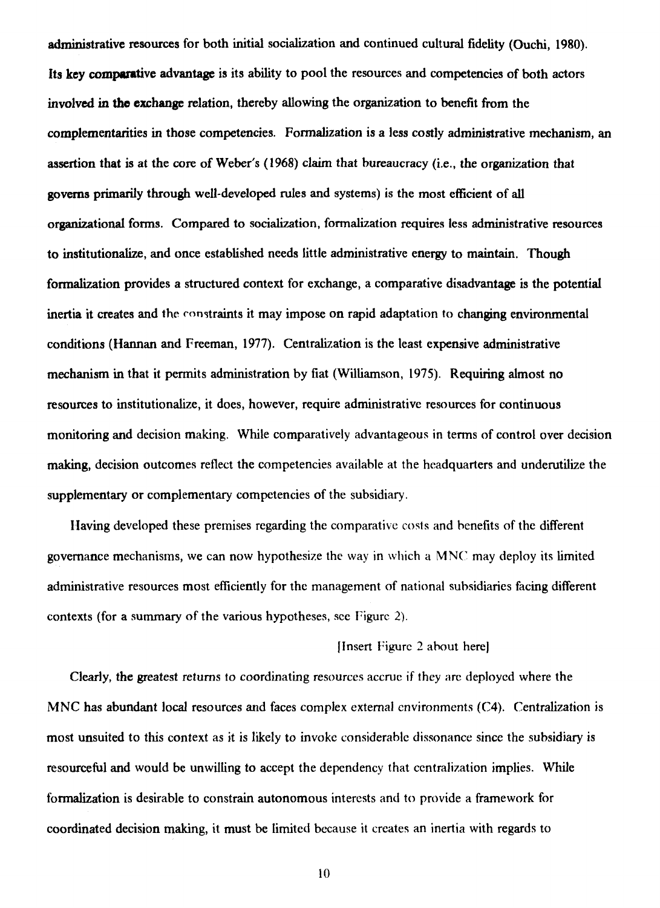administrative resources for both initial socialization and continued cultural fidelity (Ouchi, 1980). Its key comparative advantage is its ability to pool the resources and competencies of both actors involved in the exchange relation, thereby allowing the organization to benefit from the complementarities in those competencies. Formalization is a less costly administrative mechanism, an assertion that is at the core of Weber's (1968) claim that bureaucracy (i.e., the organization that governs primarily through well-developed rules and systems) is the most efficient of all organizational forms. Compared to socialization, formalization requires less administrative resources to institutionalize, and once established needs little administrative energy to maintain. Though formalization provides a structured context for exchange, a comparative disadvantage is the potential inertia it creates and the constraints it may impose on rapid adaptation to changing environmental conditions (Hannan and Freeman, 1977). Centralization is the least expensive administrative mechanism in that it permits administration by fiat (Williamson, 1975). Requiring almost no resources to institutionalize, it does, however, require administrative resources for continuous monitoring and decision making. While comparatively advantageous in terms of control over decision making, decision outcomes reflect the competencies available at the headquarters and underutilize the supplementary or complementary competencies of the subsidiary.

Having developed these premises regarding the comparative costs and benefits of the different governance mechanisms, we can now hypothesize the way in which a MNC may deploy its limited administrative resources most efficiently for the management of national subsidiaries facing different contexts (for a summary of the various hypotheses, see Figure 2).

[Insert Figure 2 about here]

Clearly, the greatest returns to coordinating resources accrue if they are deployed where the MNC has abundant local resources and faces complex external environments (C4). Centralization is most unsuited to this context as it is likely to invoke considerable dissonance since the subsidiary is resourceful and would be unwilling to accept the dependency that centralization implies. While formalization is desirable to constrain autonomous interests and to provide a framework for coordinated decision making, it must be limited because it creates an inertia with regards to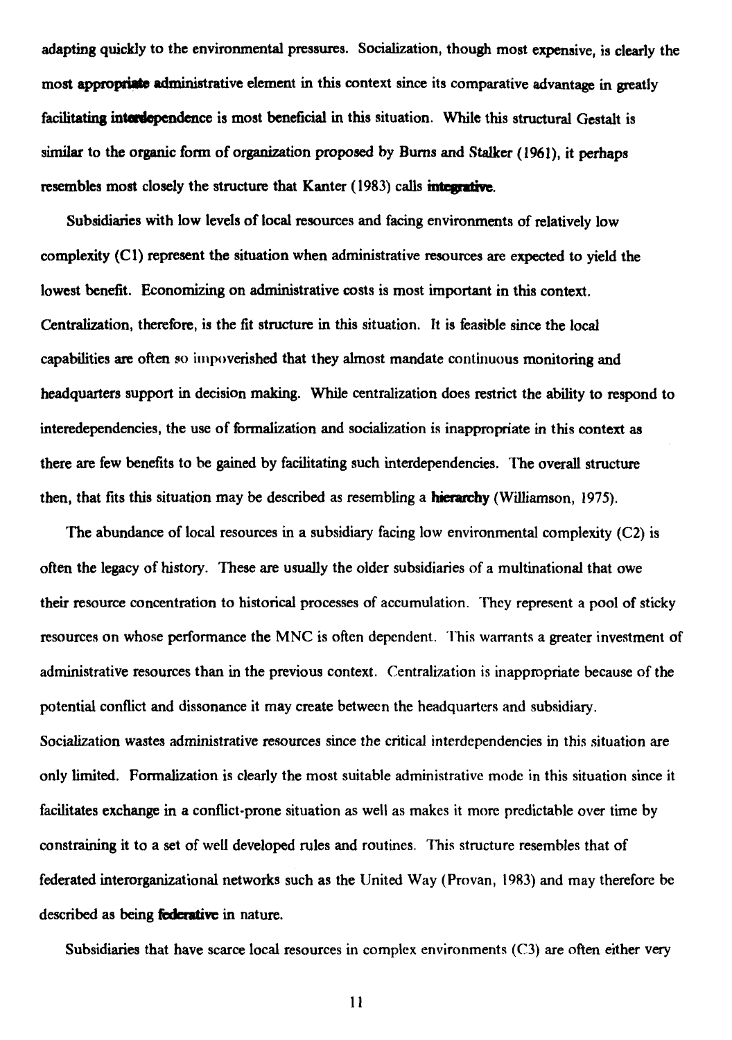adapting quickly to the environmental pressures. Socialization, though most expensive, is clearly the most **appropriate** administrative element in this context since its comparative advantage in greatly facilitating **interdependence** is most beneficial in this situation. While this structural Gestalt is similar to the organic form of organization proposed by Burns and Stalker (1961), it perhaps resembles most closely the structure that Kanter (1983) calls **integrative**.

Subsidiaries with low levels of local resources and facing environments of relatively low complexity (C1) represent the situation when administrative resources are expected to yield the lowest benefit. Economizing on administrative costs is most important in this context. Centralization, therefore, is the fit structure in this situation. It is feasible since the local capabilities are often so impoverished that they almost mandate continuous monitoring and headquarters support in decision making. While centralization does restrict the ability to respond to interedependencies, the use of formalization and socialization is inappropriate in this context as there are few benefits to be gained by facilitating such interdependencies. The overall structure then, that fits this situation may be described as resembling a **hierarchy** (Williamson, 1975).

The abundance of local resources in a subsidiary facing low environmental complexity (C2) is often the legacy of history. These are usually the older subsidiaries of a multinational that owe their resource concentration to historical processes of accumulation. They represent a pool of sticky resources on whose performance the MNC is often dependent. This warrants a greater investment of administrative resources than in the previous context. Centralization is inappropriate because of the potential conflict and dissonance it may create between the headquarters and subsidiary. Socialization wastes administrative resources since the critical interdependencies in this situation are only limited. Formalization is clearly the most suitable administrative mode in this situation since it facilitates exchange in a conflict-prone situation as well as makes it more predictable over time by constraining it to a set of well developed rules and routines. This structure resembles that of federated interorganizational networks such as the United Way (Provan, 1983) and may therefore be described as being **federative** in nature.

Subsidiaries that have scarce local resources in complex environments (C3) are often either very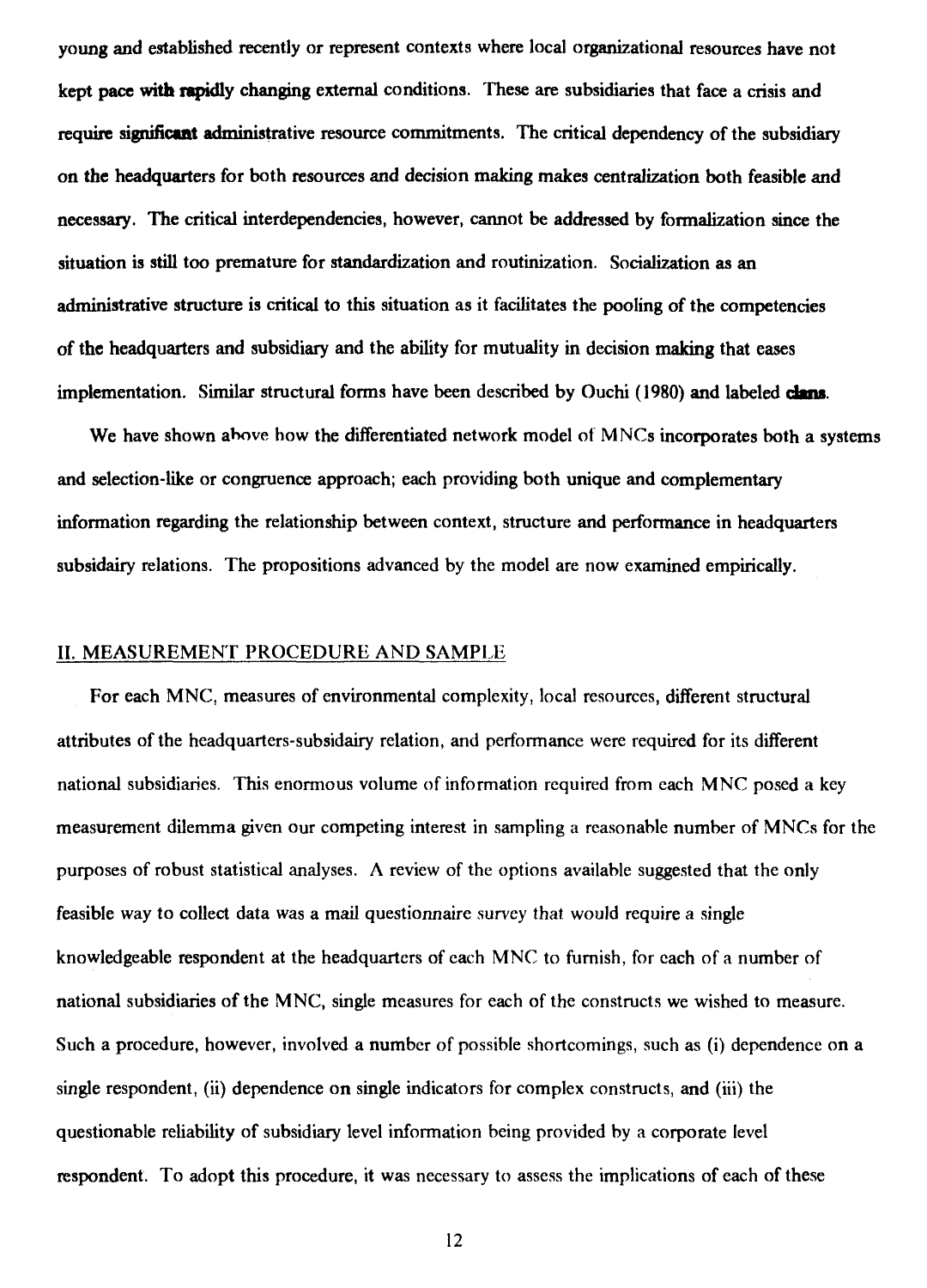young and established recently or represent contexts where local organizational resources have not kept pace with rapidly changing external conditions. These are subsidiaries that face a crisis and require significant administrative resource commitments. The critical dependency of the subsidiary on the headquarters for both resources and decision making makes centralization both feasible and necessary. The critical interdependencies, however, cannot be addressed by formalization since the situation is still too premature for standardization and routinization. Socialization as an administrative structure is critical to this situation as it facilitates the pooling of the competencies of the headquarters and subsidiary and the ability for mutuality in decision making that eases implementation. Similar structural forms have been described by Ouchi (1980) and labeled clans.

We have shown above how the differentiated network model of MNCs incorporates both a systems and selection-like or congruence approach; each providing both unique and complementary information regarding the relationship between context, structure and performance in headquarters subsidairy relations. The propositions advanced by the model are now examined empirically.

## II. MEASUREMENT PROCEDURE AND SAMPLE

For each MNC, measures of environmental complexity, local resources, different structural attributes of the headquarters-subsidairy relation, and performance were required for its different national subsidiaries. This enormous volume of information required from each MNC posed a key measurement dilemma given our competing interest in sampling a reasonable number of MNCs for the purposes of robust statistical analyses. A review of the options available suggested that the only feasible way to collect data was a mail questionnaire survey that would require a single knowledgeable respondent at the headquarters of each MNC to furnish, for each of a number of national subsidiaries of the MNC, single measures for each of the constructs we wished to measure. Such a procedure, however, involved a number of possible shortcomings, such as (i) dependence on a single respondent, (ii) dependence on single indicators for complex constructs, and (iii) the questionable reliability of subsidiary level information being provided by a corporate level respondent. To adopt this procedure, it was necessary to assess the implications of each of these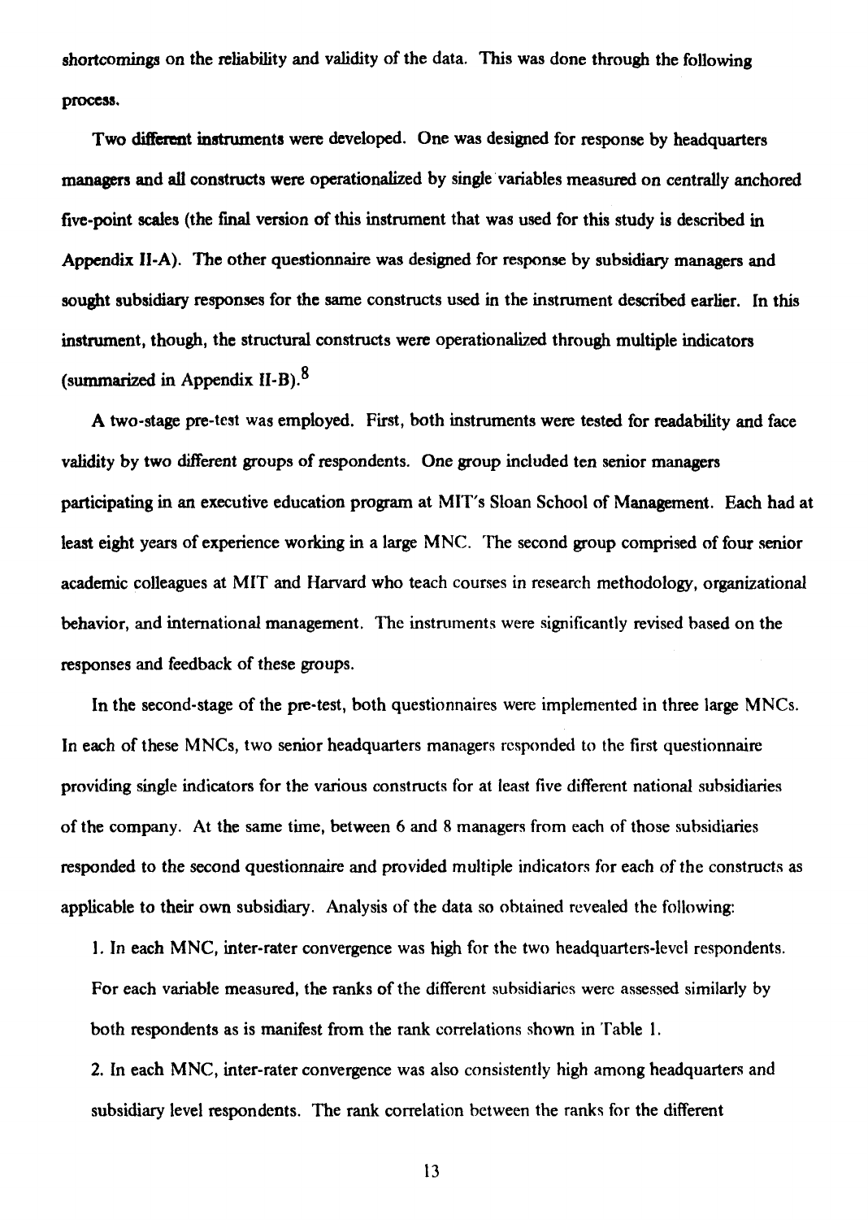shortcomings on the reliability and validity of the data. This was done through the following process.

Two different instruments were developed. One was designed for response by headquarters managers and all constructs were operationalized by single variables measured on centrally anchored five-point scales (the final version of this instrument that was used for this study is described in Appendix II-A). The other questionnaire was designed for response by subsidiary managers and sought subsidiary responses for the same constructs used in the instrument described earlier. In this instrument, though, the structural constructs were operationalized through multiple indicators (summarized in Appendix II-B).[8]

A two-stage pre-test was employed. First, both instruments were tested for readability and face validity by two different groups of respondents. One group included ten senior managers participating in an executive education program at MIT's Sloan School of Management. Each had at least eight years of experience working in a large MNC. The second group comprised of four senior academic colleagues at MIT and Harvard who teach courses in research methodology, organizational behavior, and international management. The instruments were significantly revised based on the responses and feedback of these groups.

In the second-stage of the pre-test, both questionnaires were implemented in three large MNCs. In each of these MNCs, two senior headquarters managers responded to the first questionnaire providing single indicators for the various constructs for at least five different national subsidiaries of the company. At the same time, between 6 and 8 managers from each of those subsidiaries responded to the second questionnaire and provided multiple indicators for each of the constructs as applicable to their own subsidiary. Analysis of the data so obtained revealed the following:

1. In each MNC, inter-rater convergence was high for the two headquarters-level respondents. For each variable measured, the ranks of the different subsidiaries were assessed similarly by both respondents as is manifest from the rank correlations shown in Table 1.
2. In each MNC, inter-rater convergence was also consistently high among headquarters and subsidiary level respondents. The rank correlation between the ranks for the different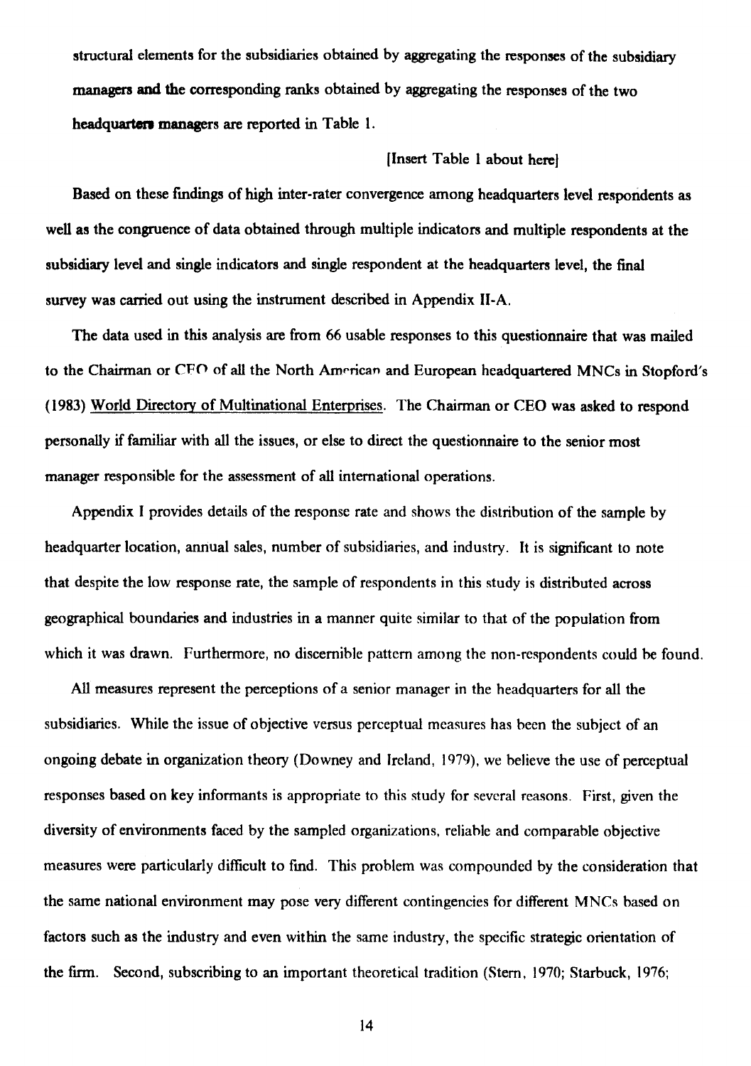structural elements for the subsidiaries obtained by aggregating the responses of the subsidiary managers and the corresponding ranks obtained by aggregating the responses of the two headquarters managers are reported in Table 1.

[Insert Table 1 about here]

Based on these findings of high inter-rater convergence among headquarters level respondents as well as the congruence of data obtained through multiple indicators and multiple respondents at the subsidiary level and single indicators and single respondent at the headquarters level, the final survey was carried out using the instrument described in Appendix II-A.

The data used in this analysis are from 66 usable responses to this questionnaire that was mailed to the Chairman or CEO of all the North American and European headquartered MNCs in Stopford's (1983) World Directory of Multinational Enterprises. The Chairman or CEO was asked to respond personally if familiar with all the issues, or else to direct the questionnaire to the senior most manager responsible for the assessment of all international operations.

Appendix I provides details of the response rate and shows the distribution of the sample by headquarter location, annual sales, number of subsidiaries, and industry. It is significant to note that despite the low response rate, the sample of respondents in this study is distributed across geographical boundaries and industries in a manner quite similar to that of the population from which it was drawn. Furthermore, no discernible pattern among the non-respondents could be found.

All measures represent the perceptions of a senior manager in the headquarters for all the subsidiaries. While the issue of objective versus perceptual measures has been the subject of an ongoing debate in organization theory (Downey and Ireland, 1979), we believe the use of perceptual responses based on key informants is appropriate to this study for several reasons. First, given the diversity of environments faced by the sampled organizations, reliable and comparable objective measures were particularly difficult to find. This problem was compounded by the consideration that the same national environment may pose very different contingencies for different MNCs based on factors such as the industry and even within the same industry, the specific strategic orientation of the firm. Second, subscribing to an important theoretical tradition (Stern, 1970; Starbuck, 1976;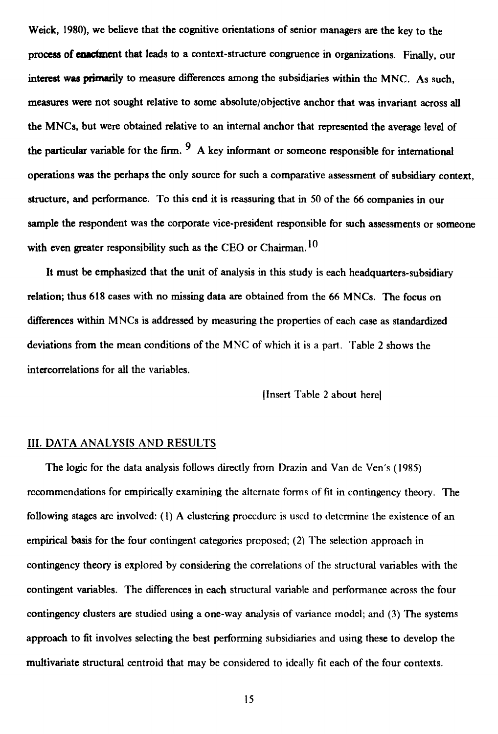Weick, 1980), we believe that the cognitive orientations of senior managers are the key to the process of enactment that leads to a context-structure congruence in organizations. Finally, our interest was primarily to measure differences among the subsidiaries within the MNC. As such, measures were not sought relative to some absolute/objective anchor that was invariant across all the MNCs, but were obtained relative to an internal anchor that represented the average level of the particular variable for the firm. [9] A key informant or someone responsible for international operations was the perhaps the only source for such a comparative assessment of subsidiary context, structure, and performance. To this end it is reassuring that in 50 of the 66 companies in our sample the respondent was the corporate vice-president responsible for such assessments or someone with even greater responsibility such as the CEO or Chairman. [10]

It must be emphasized that the unit of analysis in this study is each headquarters-subsidiary relation; thus 618 cases with no missing data are obtained from the 66 MNCs. The focus on differences within MNCs is addressed by measuring the properties of each case as standardized deviations from the mean conditions of the MNC of which it is a part. Table 2 shows the intercorrelations for all the variables.

[Insert Table 2 about here]

## III. DATA ANALYSIS AND RESULTS

The logic for the data analysis follows directly from Drazin and Van de Ven's (1985) recommendations for empirically examining the alternate forms of fit in contingency theory. The following stages are involved: (1) A clustering procedure is used to determine the existence of an empirical basis for the four contingent categories proposed; (2) The selection approach in contingency theory is explored by considering the correlations of the structural variables with the contingent variables. The differences in each structural variable and performance across the four contingency clusters are studied using a one-way analysis of variance model; and (3) The systems approach to fit involves selecting the best performing subsidiaries and using these to develop the multivariate structural centroid that may be considered to ideally fit each of the four contexts.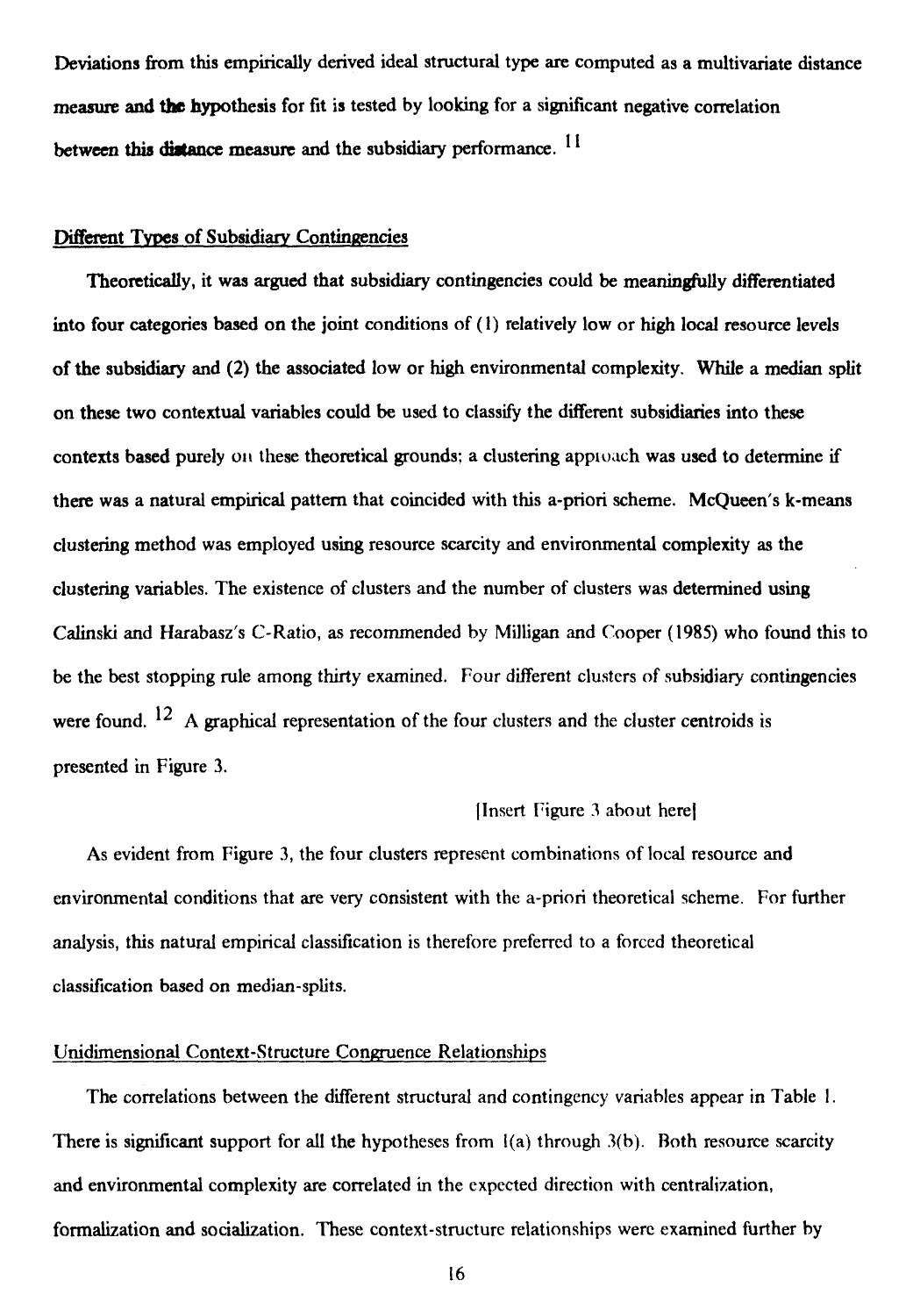Deviations from this empirically derived ideal structural type are computed as a multivariate distance measure and the hypothesis for fit is tested by looking for a significant negative correlation between this distance measure and the subsidiary performance. [11]

## Different Types of Subsidiary Contingencies

Theoretically, it was argued that subsidiary contingencies could be meaningfully differentiated into four categories based on the joint conditions of (1) relatively low or high local resource levels of the subsidiary and (2) the associated low or high environmental complexity. While a median split on these two contextual variables could be used to classify the different subsidiaries into these contexts based purely on these theoretical grounds; a clustering approach was used to determine if there was a natural empirical pattern that coincided with this a-priori scheme. McQueen's k-means clustering method was employed using resource scarcity and environmental complexity as the clustering variables. The existence of clusters and the number of clusters was determined using Calinski and Harabasz's C-Ratio, as recommended by Milligan and Cooper (1985) who found this to be the best stopping rule among thirty examined. Four different clusters of subsidiary contingencies were found. [12] A graphical representation of the four clusters and the cluster centroids is presented in Figure 3.

[Insert Figure 3 about here]

As evident from Figure 3, the four clusters represent combinations of local resource and environmental conditions that are very consistent with the a-priori theoretical scheme. For further analysis, this natural empirical classification is therefore preferred to a forced theoretical classification based on median-splits.

## Unidimensional Context-Structure Congruence Relationships

The correlations between the different structural and contingency variables appear in Table 1. There is significant support for all the hypotheses from 1(a) through 3(b). Both resource scarcity and environmental complexity are correlated in the expected direction with centralization, formalization and socialization. These context-structure relationships were examined further by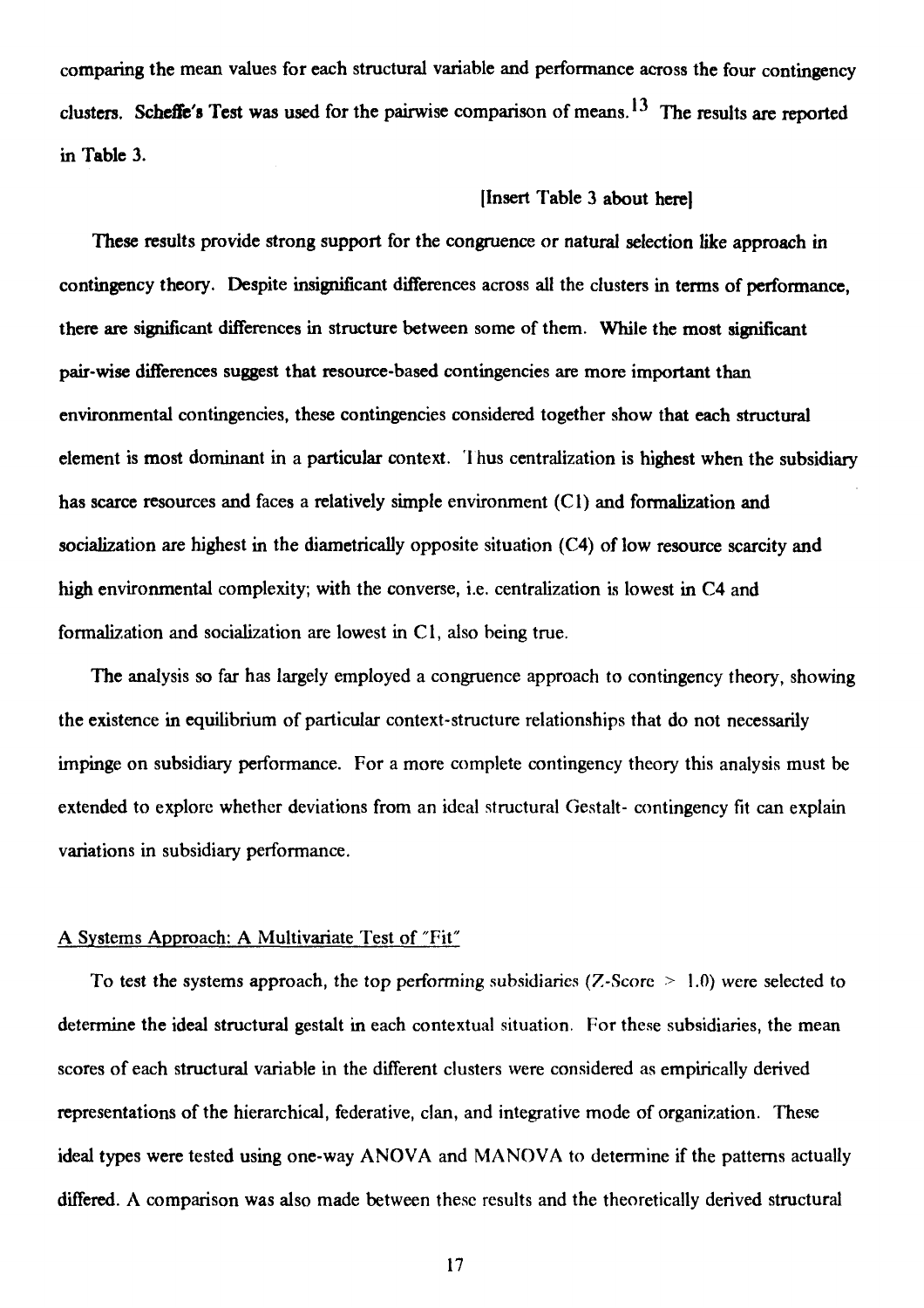comparing the mean values for each structural variable and performance across the four contingency clusters. Scheffe's Test was used for the pairwise comparison of means.[13] The results are reported in Table 3.

[Insert Table 3 about here]

These results provide strong support for the congruence or natural selection like approach in contingency theory. Despite insignificant differences across all the clusters in terms of performance, there are significant differences in structure between some of them. While the most significant pair-wise differences suggest that resource-based contingencies are more important than environmental contingencies, these contingencies considered together show that each structural element is most dominant in a particular context. Thus centralization is highest when the subsidiary has scarce resources and faces a relatively simple environment (C1) and formalization and socialization are highest in the diametrically opposite situation (C4) of low resource scarcity and high environmental complexity; with the converse, i.e. centralization is lowest in C4 and formalization and socialization are lowest in C1, also being true.

The analysis so far has largely employed a congruence approach to contingency theory, showing the existence in equilibrium of particular context-structure relationships that do not necessarily impinge on subsidiary performance. For a more complete contingency theory this analysis must be extended to explore whether deviations from an ideal structural Gestalt- contingency fit can explain variations in subsidiary performance.

A Systems Approach: A Multivariate Test of "Fit"

To test the systems approach, the top performing subsidiaries (Z-Score $> 1.0$) were selected to determine the ideal structural gestalt in each contextual situation. For these subsidiaries, the mean scores of each structural variable in the different clusters were considered as empirically derived representations of the hierarchical, federative, clan, and integrative mode of organization. These ideal types were tested using one-way ANOVA and MANOVA to determine if the patterns actually differed. A comparison was also made between these results and the theoretically derived structural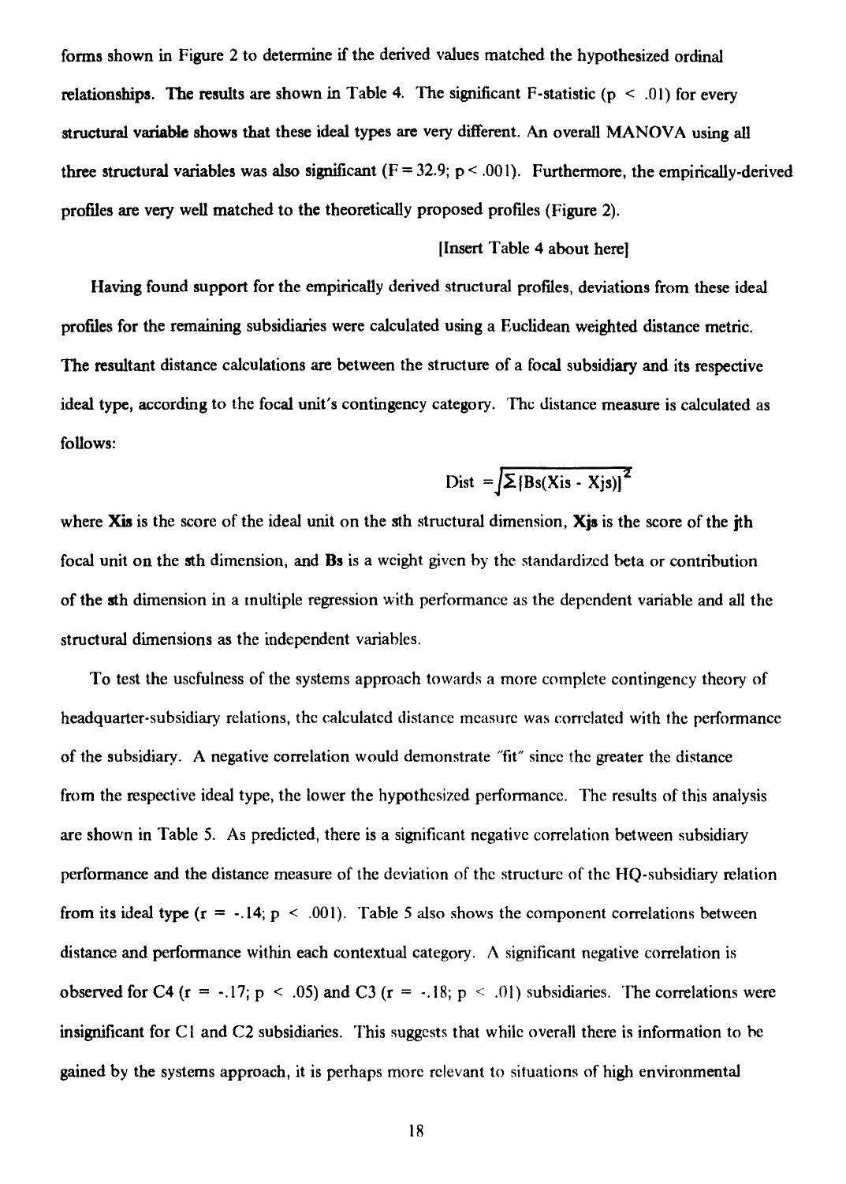forms shown in Figure 2 to determine if the derived values matched the hypothesized ordinal relationships. The results are shown in Table 4. The significant F-statistic ($p < .01$) for every structural variable shows that these ideal types are very different. An overall MANOVA using all three structural variables was also significant ($F = 32.9$; $p < .001$). Furthermore, the empirically-derived profiles are very well matched to the theoretically proposed profiles (Figure 2).

[Insert Table 4 about here]

Having found support for the empirically derived structural profiles, deviations from these ideal profiles for the remaining subsidiaries were calculated using a Euclidean weighted distance metric. The resultant distance calculations are between the structure of a focal subsidiary and its respective ideal type, according to the focal unit's contingency category. The distance measure is calculated as follows:

$$\text{Dist} = \sqrt{\Sigma [Bs(Xis - Xjs)]^2}$$

where **Xis** is the score of the ideal unit on the **s**th structural dimension, **Xjs** is the score of the **j**th focal unit on the **s**th dimension, and **Bs** is a weight given by the standardized beta or contribution of the **s**th dimension in a multiple regression with performance as the dependent variable and all the structural dimensions as the independent variables.

To test the usefulness of the systems approach towards a more complete contingency theory of headquarter-subsidiary relations, the calculated distance measure was correlated with the performance of the subsidiary. A negative correlation would demonstrate "fit" since the greater the distance from the respective ideal type, the lower the hypothesized performance. The results of this analysis are shown in Table 5. As predicted, there is a significant negative correlation between subsidiary performance and the distance measure of the deviation of the structure of the HQ-subsidiary relation from its ideal type ($r = -.14$; $p < .001$). Table 5 also shows the component correlations between distance and performance within each contextual category. A significant negative correlation is observed for C4 ($r = -.17$; $p < .05$) and C3 ($r = -.18$; $p < .01$) subsidiaries. The correlations were insignificant for C1 and C2 subsidiaries. This suggests that while overall there is information to be gained by the systems approach, it is perhaps more relevant to situations of high environmental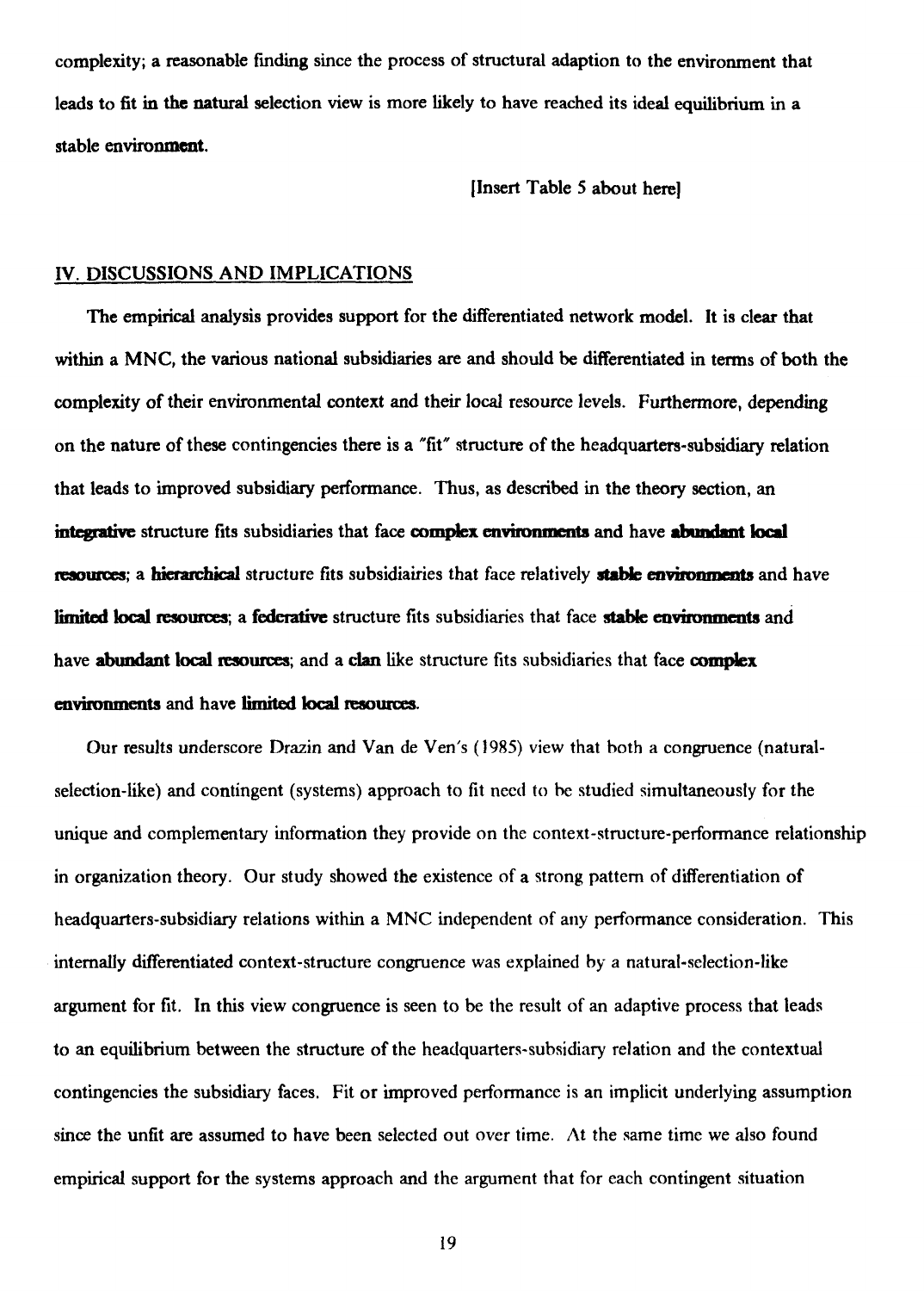complexity; a reasonable finding since the process of structural adaption to the environment that leads to fit in the natural selection view is more likely to have reached its ideal equilibrium in a stable environment.

[Insert Table 5 about here]

## IV. DISCUSSIONS AND IMPLICATIONS

The empirical analysis provides support for the differentiated network model. It is clear that within a MNC, the various national subsidiaries are and should be differentiated in terms of both the complexity of their environmental context and their local resource levels. Furthermore, depending on the nature of these contingencies there is a "fit" structure of the headquarters-subsidiary relation that leads to improved subsidiary performance. Thus, as described in the theory section, an **integrative** structure fits subsidiaries that face **complex environments** and have **abundant local resources**; a **hierarchical** structure fits subsidiairies that face relatively **stable environments** and have **limited local resources**; a **federative** structure fits subsidiaries that face **stable environments** and have **abundant local resources**; and a **clan** like structure fits subsidiaries that face **complex environments** and have **limited local resources**.

Our results underscore Drazin and Van de Ven's (1985) view that both a congruence (natural-selection-like) and contingent (systems) approach to fit need to be studied simultaneously for the unique and complementary information they provide on the context-structure-performance relationship in organization theory. Our study showed the existence of a strong pattern of differentiation of headquarters-subsidiary relations within a MNC independent of any performance consideration. This internally differentiated context-structure congruence was explained by a natural-selection-like argument for fit. In this view congruence is seen to be the result of an adaptive process that leads to an equilibrium between the structure of the headquarters-subsidiary relation and the contextual contingencies the subsidiary faces. Fit or improved performance is an implicit underlying assumption since the unfit are assumed to have been selected out over time. At the same time we also found empirical support for the systems approach and the argument that for each contingent situation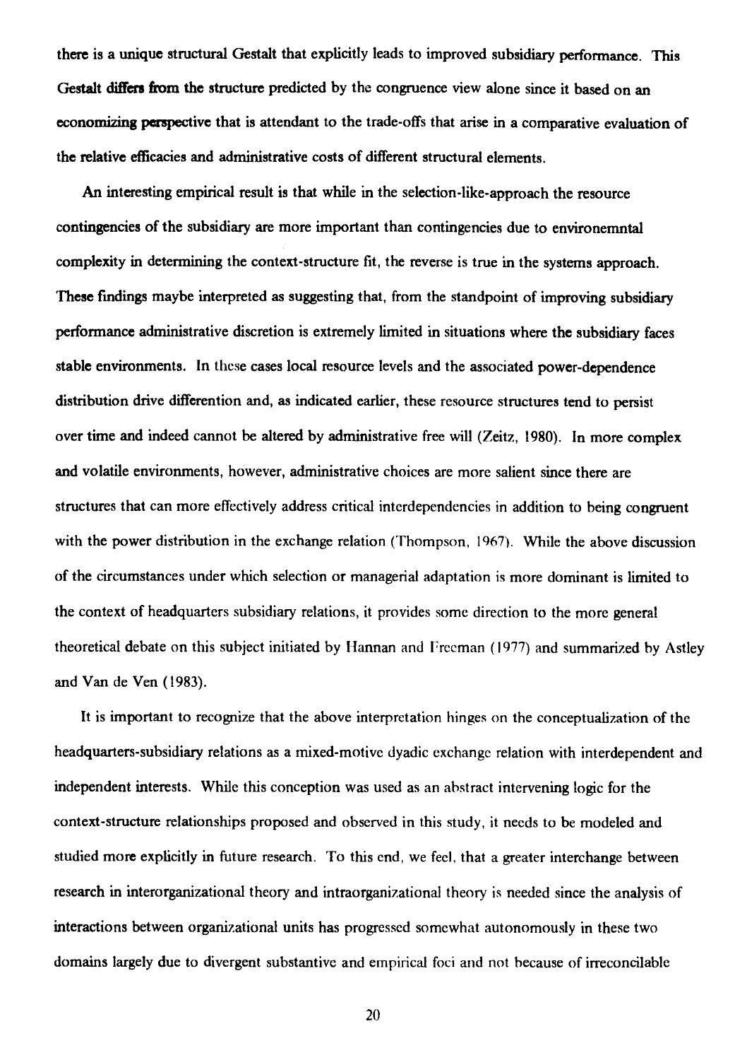there is a unique structural Gestalt that explicitly leads to improved subsidiary performance. This Gestalt differs from the structure predicted by the congruence view alone since it based on an economizing perspective that is attendant to the trade-offs that arise in a comparative evaluation of the relative efficacies and administrative costs of different structural elements.

An interesting empirical result is that while in the selection-like-approach the resource contingencies of the subsidiary are more important than contingencies due to environemntal complexity in determining the context-structure fit, the reverse is true in the systems approach. These findings maybe interpreted as suggesting that, from the standpoint of improving subsidiary performance administrative discretion is extremely limited in situations where the subsidiary faces stable environments. In these cases local resource levels and the associated power-dependence distribution drive differention and, as indicated earlier, these resource structures tend to persist over time and indeed cannot be altered by administrative free will (Zeitz, 1980). In more complex and volatile environments, however, administrative choices are more salient since there are structures that can more effectively address critical interdependencies in addition to being congruent with the power distribution in the exchange relation (Thompson, 1967). While the above discussion of the circumstances under which selection or managerial adaptation is more dominant is limited to the context of headquarters subsidiary relations, it provides some direction to the more general theoretical debate on this subject initiated by Hannan and Freeman (1977) and summarized by Astley and Van de Ven (1983).

It is important to recognize that the above interpretation hinges on the conceptualization of the headquarters-subsidiary relations as a mixed-motive dyadic exchange relation with interdependent and independent interests. While this conception was used as an abstract intervening logic for the context-structure relationships proposed and observed in this study, it needs to be modeled and studied more explicitly in future research. To this end, we feel, that a greater interchange between research in interorganizational theory and intraorganizational theory is needed since the analysis of interactions between organizational units has progressed somewhat autonomously in these two domains largely due to divergent substantive and empirical foci and not because of irreconcilable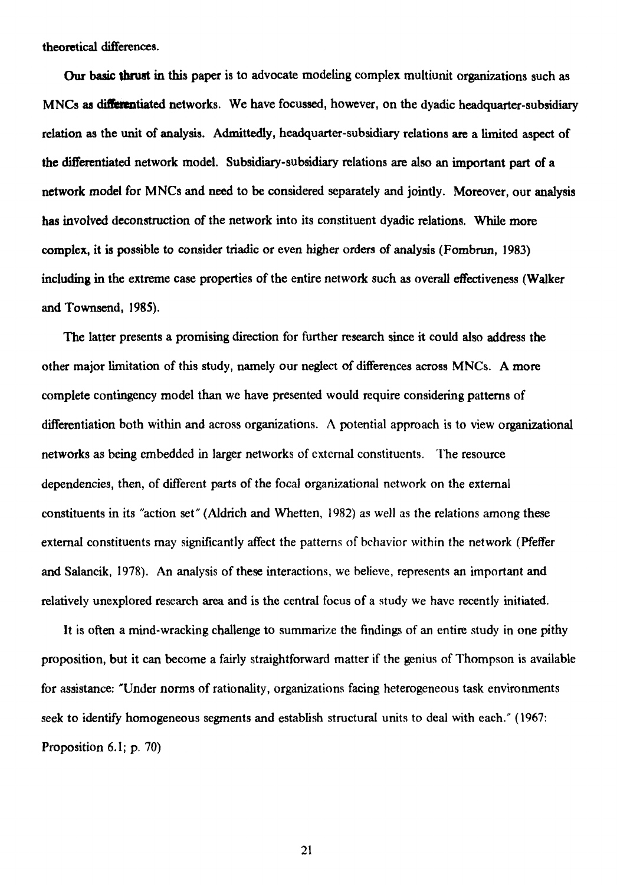theoretical differences.

Our basic thrust in this paper is to advocate modeling complex multiunit organizations such as MNCs as differentiated networks. We have focussed, however, on the dyadic headquarter-subsidiary relation as the unit of analysis. Admittedly, headquarter-subsidiary relations are a limited aspect of the differentiated network model. Subsidiary-subsidiary relations are also an important part of a network model for MNCs and need to be considered separately and jointly. Moreover, our analysis has involved deconstruction of the network into its constituent dyadic relations. While more complex, it is possible to consider triadic or even higher orders of analysis (Fombrun, 1983) including in the extreme case properties of the entire network such as overall effectiveness (Walker and Townsend, 1985).

The latter presents a promising direction for further research since it could also address the other major limitation of this study, namely our neglect of differences across MNCs. A more complete contingency model than we have presented would require considering patterns of differentiation both within and across organizations. A potential approach is to view organizational networks as being embedded in larger networks of external constituents. The resource dependencies, then, of different parts of the focal organizational network on the external constituents in its "action set" (Aldrich and Whetten, 1982) as well as the relations among these external constituents may significantly affect the patterns of behavior within the network (Pfeffer and Salancik, 1978). An analysis of these interactions, we believe, represents an important and relatively unexplored research area and is the central focus of a study we have recently initiated.

It is often a mind-wracking challenge to summarize the findings of an entire study in one pithy proposition, but it can become a fairly straightforward matter if the genius of Thompson is available for assistance: "Under norms of rationality, organizations facing heterogeneous task environments seek to identify homogeneous segments and establish structural units to deal with each." (1967: Proposition 6.1; p. 70)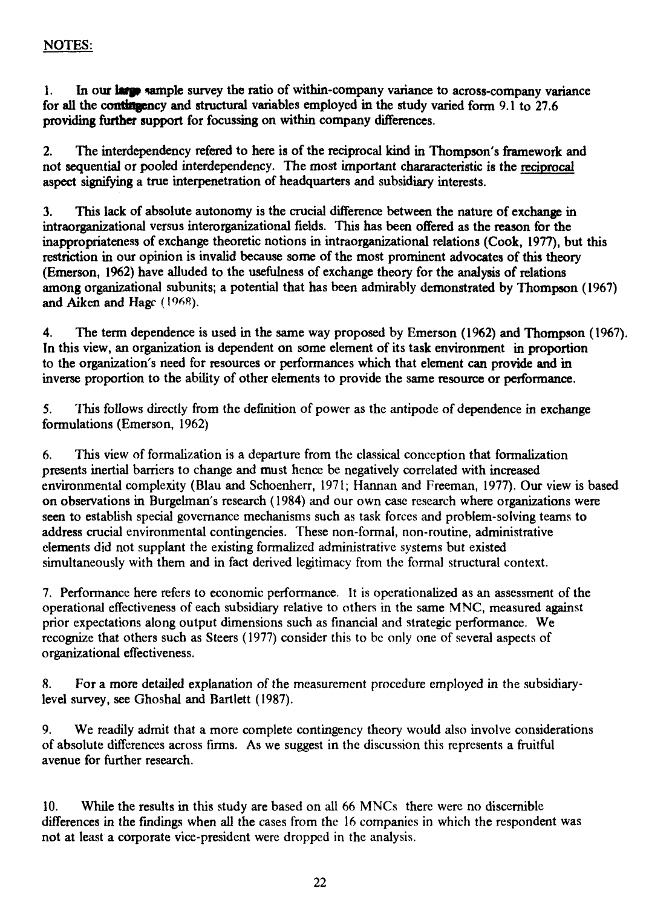NOTES:

1. In our large sample survey the ratio of within-company variance to across-company variance for all the contingency and structural variables employed in the study varied form 9.1 to 27.6 providing further support for focussing on within company differences.

2. The interdependency refered to here is of the reciprocal kind in Thompson's framework and not sequential or pooled interdependency. The most important chararacteristic is the reciprocal aspect signifying a true interpenetration of headquarters and subsidiary interests.

3. This lack of absolute autonomy is the crucial difference between the nature of exchange in intraorganizational versus interorganizational fields. This has been offered as the reason for the inappropriateness of exchange theoretic notions in intraorganizational relations (Cook, 1977), but this restriction in our opinion is invalid because some of the most prominent advocates of this theory (Emerson, 1962) have alluded to the usefulness of exchange theory for the analysis of relations among organizational subunits; a potential that has been admirably demonstrated by Thompson (1967) and Aiken and Hage (1968).

4. The term dependence is used in the same way proposed by Emerson (1962) and Thompson (1967). In this view, an organization is dependent on some element of its task environment in proportion to the organization's need for resources or performances which that element can provide and in inverse proportion to the ability of other elements to provide the same resource or performance.

5. This follows directly from the definition of power as the antipode of dependence in exchange formulations (Emerson, 1962)

6. This view of formalization is a departure from the classical conception that formalization presents inertial barriers to change and must hence be negatively correlated with increased environmental complexity (Blau and Schoenherr, 1971; Hannan and Freeman, 1977). Our view is based on observations in Burgelman's research (1984) and our own case research where organizations were seen to establish special governance mechanisms such as task forces and problem-solving teams to address crucial environmental contingencies. These non-formal, non-routine, administrative elements did not supplant the existing formalized administrative systems but existed simultaneously with them and in fact derived legitimacy from the formal structural context.

7. Performance here refers to economic performance. It is operationalized as an assessment of the operational effectiveness of each subsidiary relative to others in the same MNC, measured against prior expectations along output dimensions such as financial and strategic performance. We recognize that others such as Steers (1977) consider this to be only one of several aspects of organizational effectiveness.

8. For a more detailed explanation of the measurement procedure employed in the subsidiary-level survey, see Ghoshal and Bartlett (1987).

9. We readily admit that a more complete contingency theory would also involve considerations of absolute differences across firms. As we suggest in the discussion this represents a fruitful avenue for further research.

10. While the results in this study are based on all 66 MNCs there were no discernible differences in the findings when all the cases from the 16 companies in which the respondent was not at least a corporate vice-president were dropped in the analysis.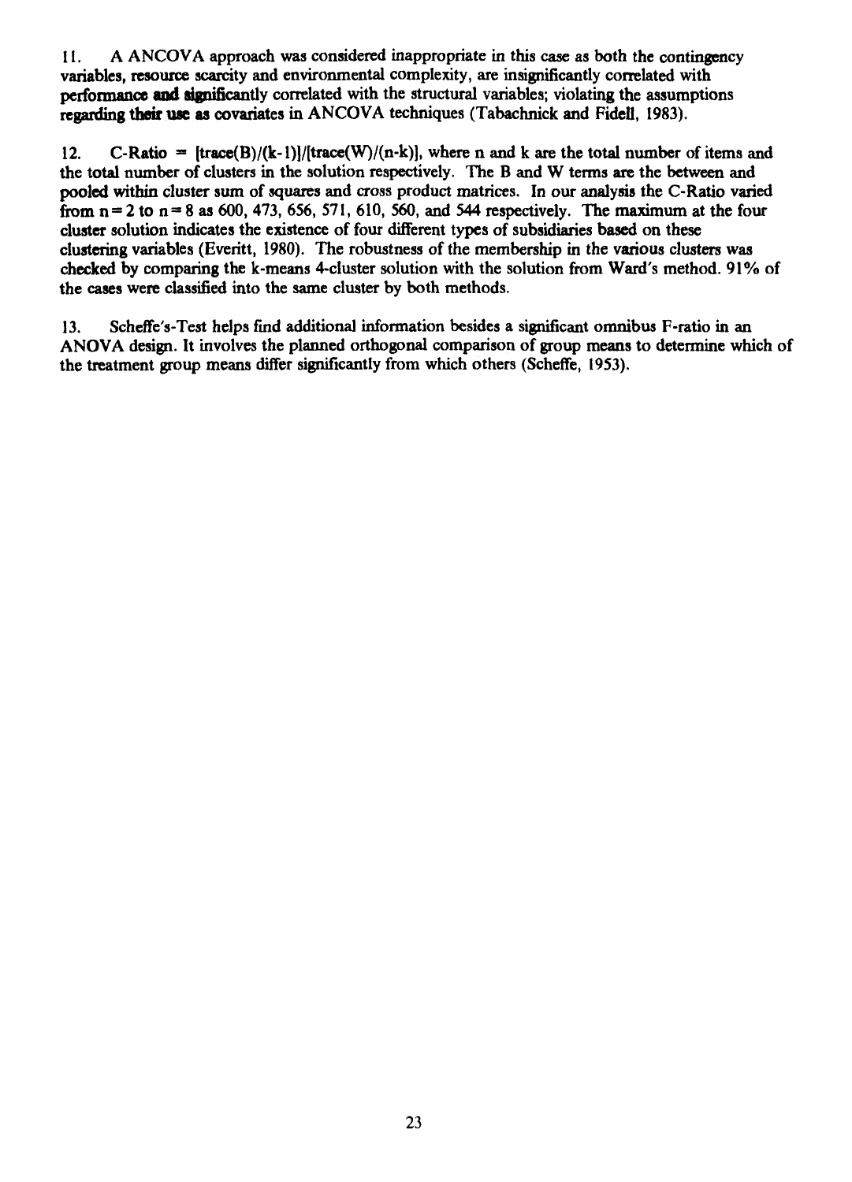11. A ANCOVA approach was considered inappropriate in this case as both the contingency variables, resource scarcity and environmental complexity, are insignificantly correlated with performance and significantly correlated with the structural variables; violating the assumptions regarding their use as covariates in ANCOVA techniques (Tabachnick and Fidell, 1983).

12. C-Ratio = $[\text{trace}(B)/(k-1)]/[\text{trace}(W)/(n-k)]$, where n and k are the total number of items and the total number of clusters in the solution respectively. The B and W terms are the between and pooled within cluster sum of squares and cross product matrices. In our analysis the C-Ratio varied from $n=2$ to $n=8$ as 600, 473, 656, 571, 610, 560, and 544 respectively. The maximum at the four cluster solution indicates the existence of four different types of subsidiaries based on these clustering variables (Everitt, 1980). The robustness of the membership in the various clusters was checked by comparing the k-means 4-cluster solution with the solution from Ward's method. 91% of the cases were classified into the same cluster by both methods.

13. Scheffe's-Test helps find additional information besides a significant omnibus F-ratio in an ANOVA design. It involves the planned orthogonal comparison of group means to determine which of the treatment group means differ significantly from which others (Scheffe, 1953).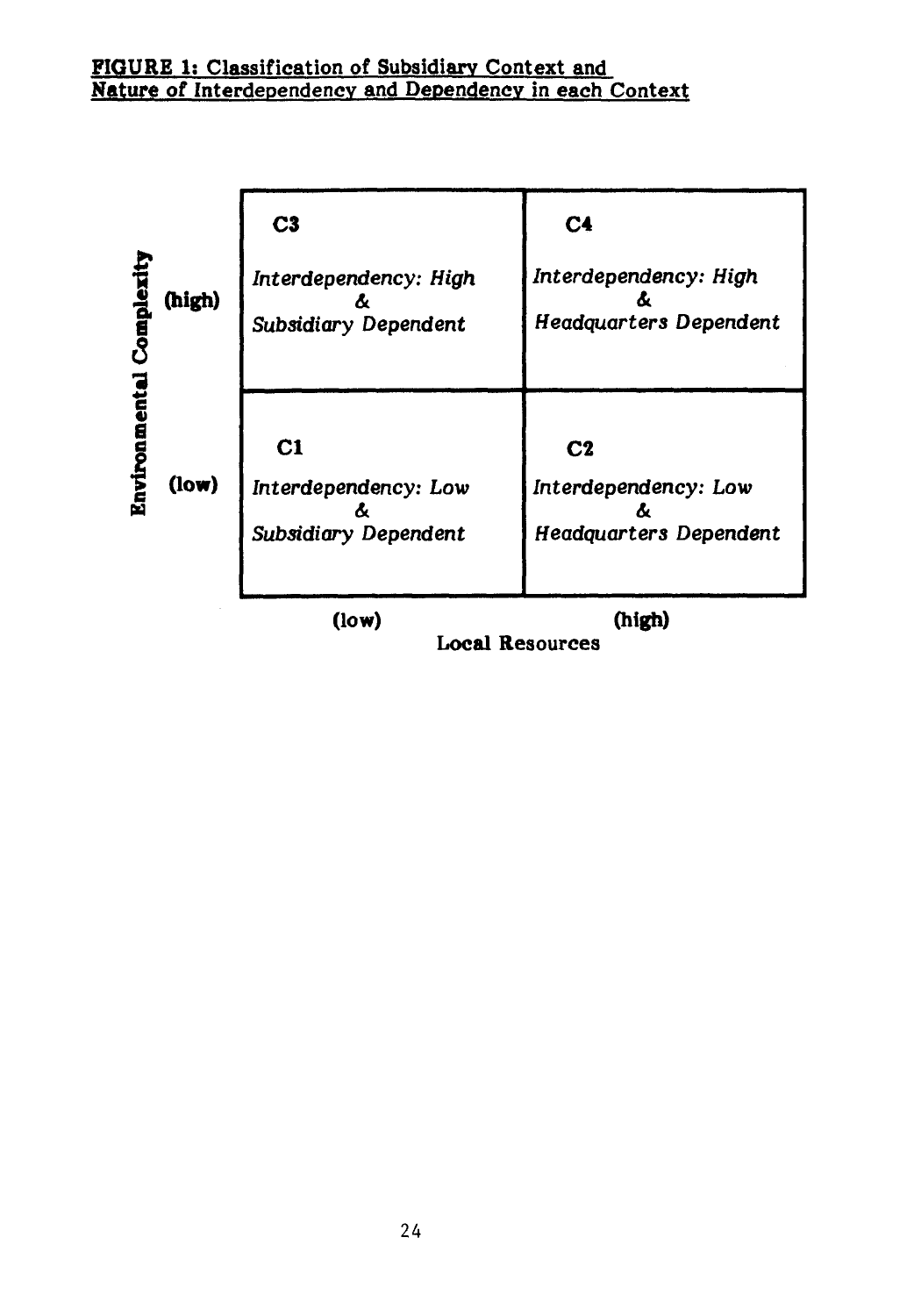**FIGURE 1: Classification of Subsidiary Context and Nature of Interdependency and Dependency in each Context**

| Environmental Complexity | Local Resources (low) | Local Resources (high) |
|---|---|---|
| (high) | **C3**<br>*Interdependency: High & Subsidiary Dependent* | **C4**<br>*Interdependency: High & Headquarters Dependent* |
| (low) | **C1**<br>*Interdependency: Low & Subsidiary Dependent* | **C2**<br>*Interdependency: Low & Headquarters Dependent* |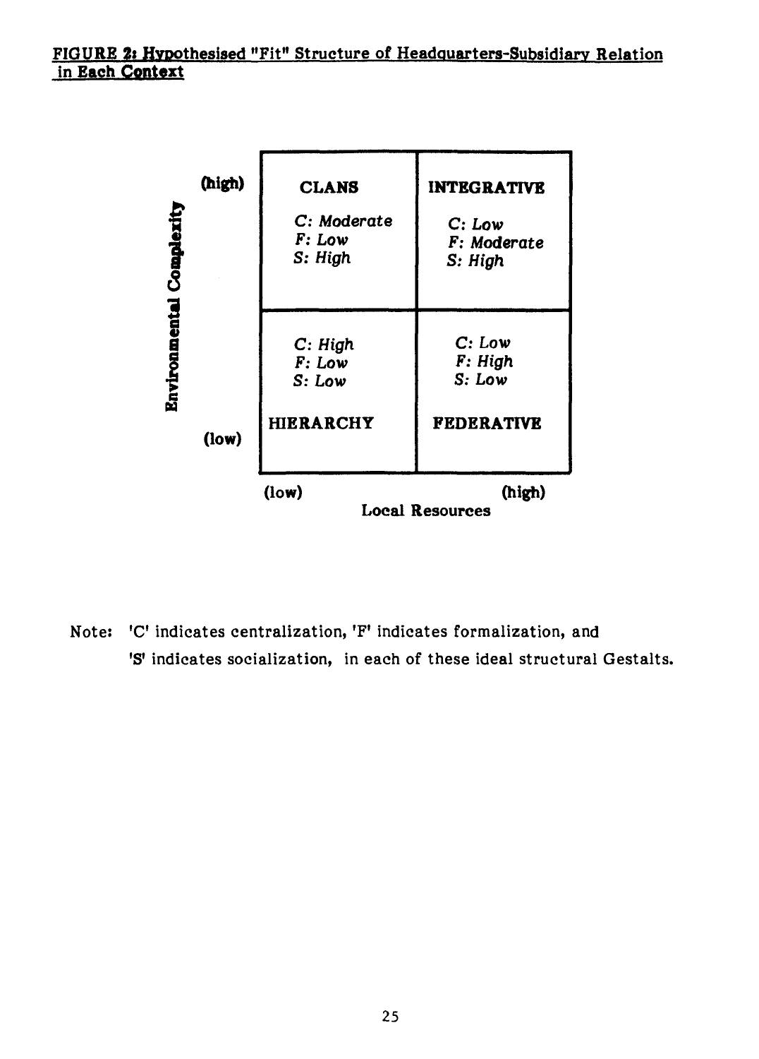FIGURE 2: Hypothesised "Fit" Structure of Headquarters-Subsidiary Relation in Each Context

| Environmental Complexity | Local Resources (low) | Local Resources (high) |
|---|---|---|
| (high) | **CLANS**<br>*C: Moderate*<br>*F: Low*<br>*S: High* | **INTEGRATIVE**<br>*C: Low*<br>*F: Moderate*<br>*S: High* |
| (low) | *C: High*<br>*F: Low*<br>*S: Low*<br>**HIERARCHY** | *C: Low*<br>*F: High*<br>*S: Low*<br>**FEDERATIVE** |

Note: 'C' indicates centralization, 'F' indicates formalization, and 'S' indicates socialization, in each of these ideal structural Gestalts.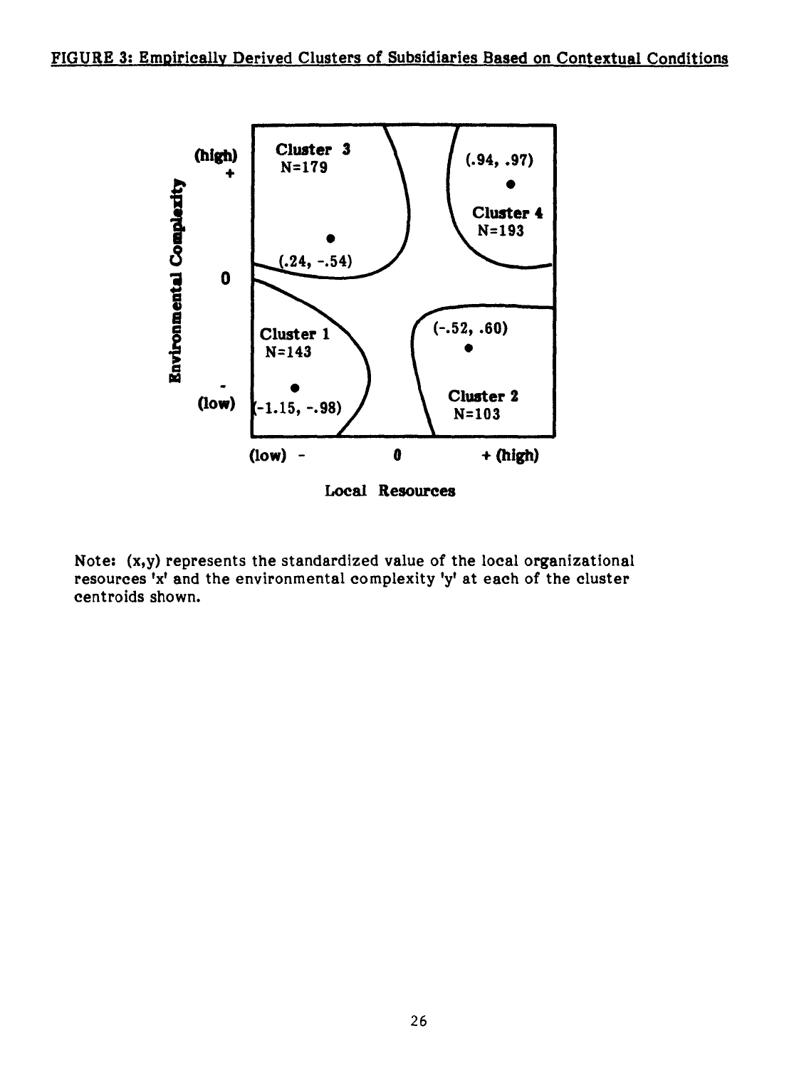FIGURE 3: Empirically Derived Clusters of Subsidiaries Based on Contextual Conditions

Environmental Complexity: (high) +, 0, - (low)

Local Resources: (low) -, 0, + (high)

Cluster 3
N=179
(.24, -.54)

Cluster 4
N=193
(.94, .97)

Cluster 1
N=143
(-1.15, -.98)

Cluster 2
N=103
(-.52, .60)

Note: (x,y) represents the standardized value of the local organizational resources 'x' and the environmental complexity 'y' at each of the cluster centroids shown.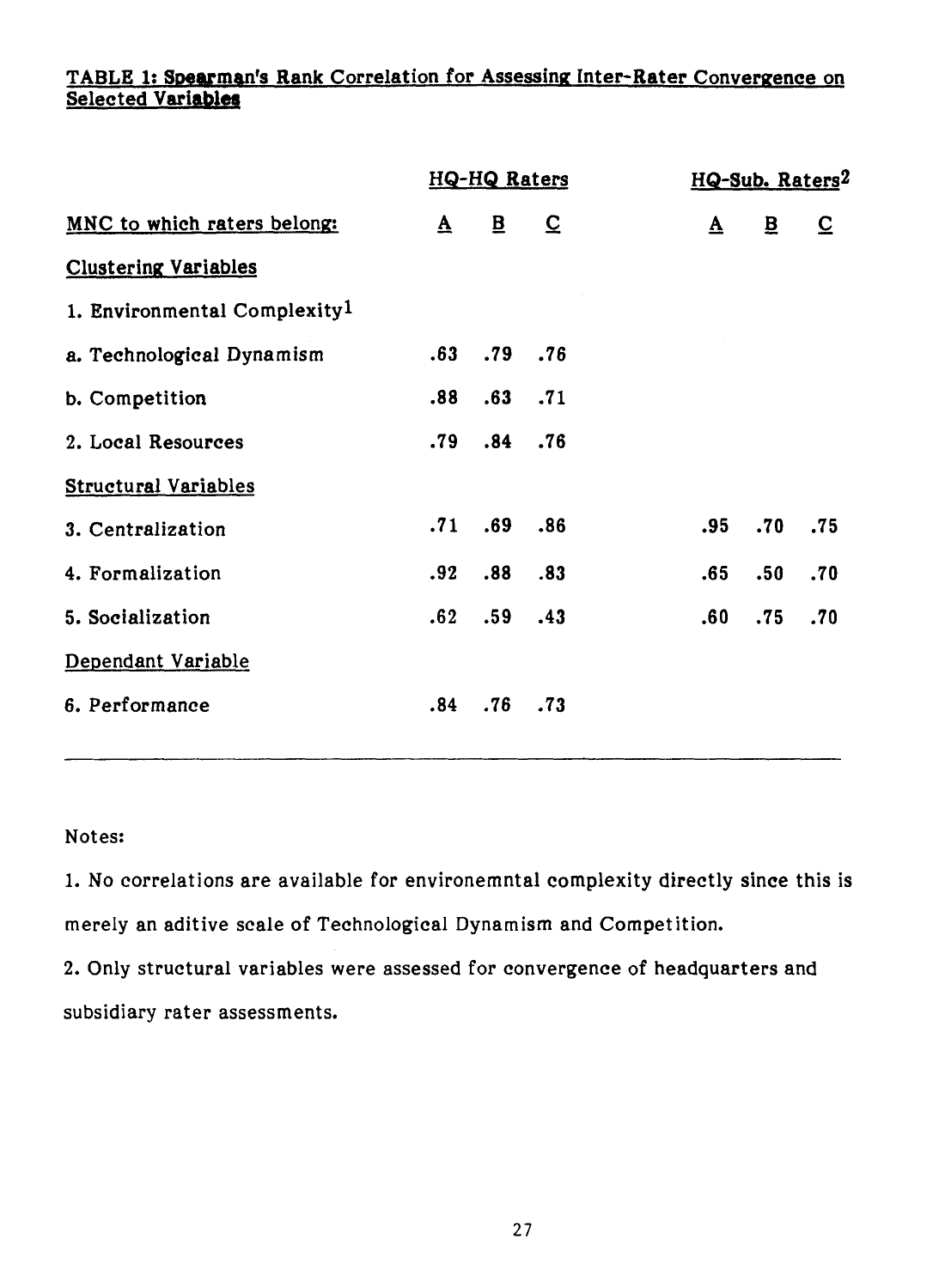**TABLE 1: Spearman's Rank Correlation for Assessing Inter-Rater Convergence on Selected Variables**

| | HQ-HQ Raters | | | HQ-Sub. Raters[2] | | |
|---|---|---|---|---|---|---|
| MNC to which raters belong: | A | B | C | A | B | C |
| **Clustering Variables** | | | | | | |
| 1. Environmental Complexity[1] | | | | | | |
| a. Technological Dynamism | .63 | .79 | .76 | | | |
| b. Competition | .88 | .63 | .71 | | | |
| 2. Local Resources | .79 | .84 | .76 | | | |
| **Structural Variables** | | | | | | |
| 3. Centralization | .71 | .69 | .86 | .95 | .70 | .75 |
| 4. Formalization | .92 | .88 | .83 | .65 | .50 | .70 |
| 5. Socialization | .62 | .59 | .43 | .60 | .75 | .70 |
| **Dependant Variable** | | | | | | |
| 6. Performance | .84 | .76 | .73 | | | |

Notes:

1. No correlations are available for environemntal complexity directly since this is merely an aditive scale of Technological Dynamism and Competition.

2. Only structural variables were assessed for convergence of headquarters and subsidiary rater assessments.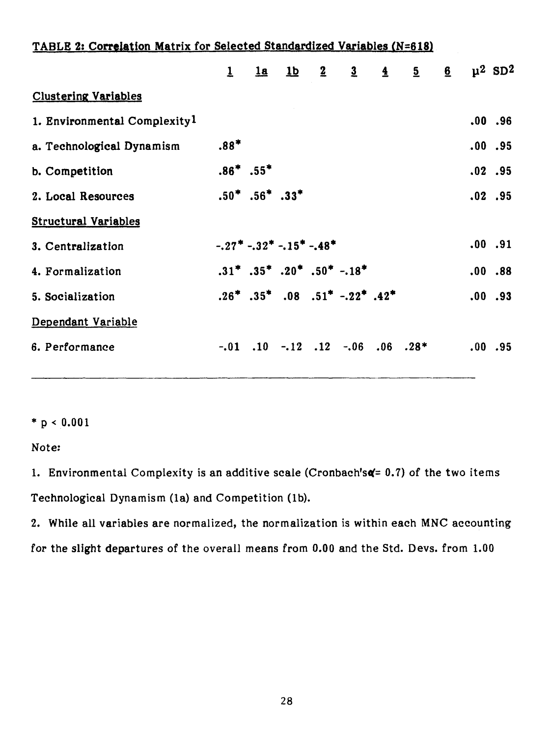**TABLE 2: Correlation Matrix for Selected Standardized Variables (N=618)**

| | 1 | 1a | 1b | 2 | 3 | 4 | 5 | 6 | $\mu^2$ | $SD^2$ |
|---|---|---|---|---|---|---|---|---|---|---|
| **Clustering Variables** | | | | | | | | | | |
| 1. Environmental Complexity[1] | | | | | | | | | .00 | .96 |
| a. Technological Dynamism | .88* | | | | | | | | .00 | .95 |
| b. Competition | .86* | .55* | | | | | | | .02 | .95 |
| 2. Local Resources | .50* | .56* | .33* | | | | | | .02 | .95 |
| **Structural Variables** | | | | | | | | | | |
| 3. Centralization | -.27* | -.32* | -.15* | -.48* | | | | | .00 | .91 |
| 4. Formalization | .31* | .35* | .20* | .50* | -.18* | | | | .00 | .88 |
| 5. Socialization | .26* | .35* | .08 | .51* | -.22* | .42* | | | .00 | .93 |
| **Dependant Variable** | | | | | | | | | | |
| 6. Performance | -.01 | .10 | -.12 | .12 | -.06 | .06 | .28* | | .00 | .95 |

* $p < 0.001$

Note:

1. Environmental Complexity is an additive scale (Cronbach's $\alpha$ = 0.7) of the two items Technological Dynamism (1a) and Competition (1b).

2. While all variables are normalized, the normalization is within each MNC accounting for the slight departures of the overall means from 0.00 and the Std. Devs. from 1.00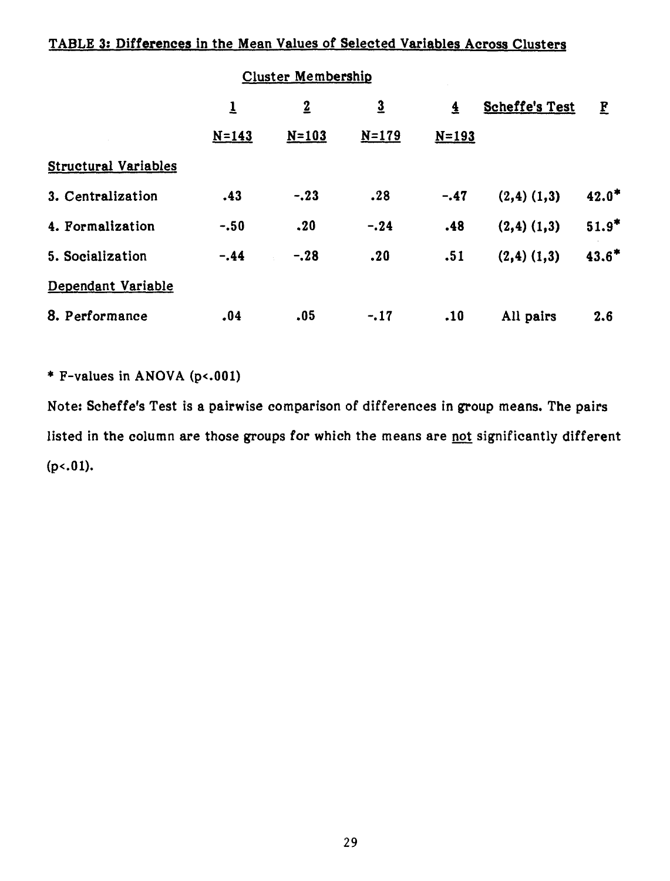TABLE 3: Differences in the Mean Values of Selected Variables Across Clusters

| | Cluster Membership | | | | | |
|---|---|---|---|---|---|---|
| | 1 | 2 | 3 | 4 | Scheffe's Test | F |
| | N=143 | N=103 | N=179 | N=193 | | |
| Structural Variables | | | | | | |
| 3. Centralization | .43 | -.23 | .28 | -.47 | (2,4) (1,3) | 42.0* |
| 4. Formalization | -.50 | .20 | -.24 | .48 | (2,4) (1,3) | 51.9* |
| 5. Socialization | -.44 | -.28 | .20 | .51 | (2,4) (1,3) | 43.6* |
| Dependant Variable | | | | | | |
| 8. Performance | .04 | .05 | -.17 | .10 | All pairs | 2.6 |

* F-values in ANOVA ($p<.001$)

Note: Scheffe's Test is a pairwise comparison of differences in group means. The pairs listed in the column are those groups for which the means are not significantly different ($p<.01$).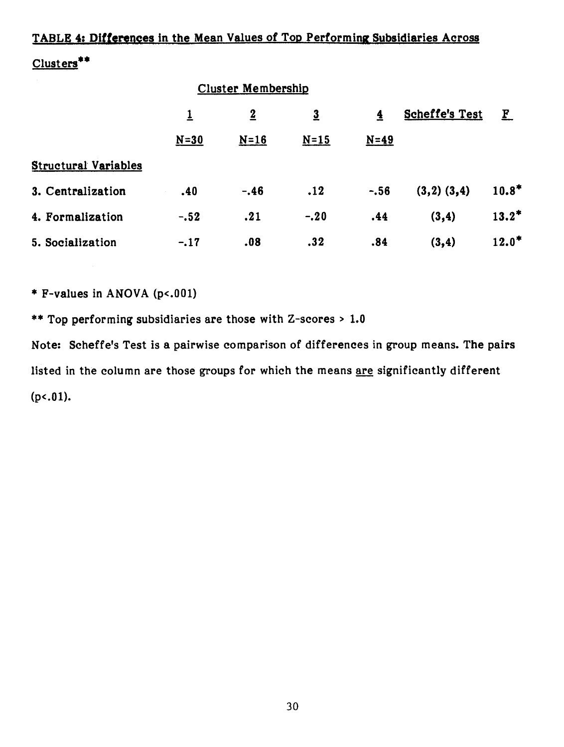**TABLE 4: Differences in the Mean Values of Top Performing Subsidiaries Across Clusters\*\***

| | Cluster Membership | | | | | |
|---|---|---|---|---|---|---|
| | 1 | 2 | 3 | 4 | Scheffe's Test | F |
| | N=30 | N=16 | N=15 | N=49 | | |
| **Structural Variables** | | | | | | |
| 3. Centralization | .40 | -.46 | .12 | -.56 | (3,2) (3,4) | 10.8* |
| 4. Formalization | -.52 | .21 | -.20 | .44 | (3,4) | 13.2* |
| 5. Socialization | -.17 | .08 | .32 | .84 | (3,4) | 12.0* |

\* F-values in ANOVA ($p<.001$)

\*\* Top performing subsidiaries are those with Z-scores > 1.0

Note: Scheffe's Test is a pairwise comparison of differences in group means. The pairs listed in the column are those groups for which the means are significantly different ($p<.01$).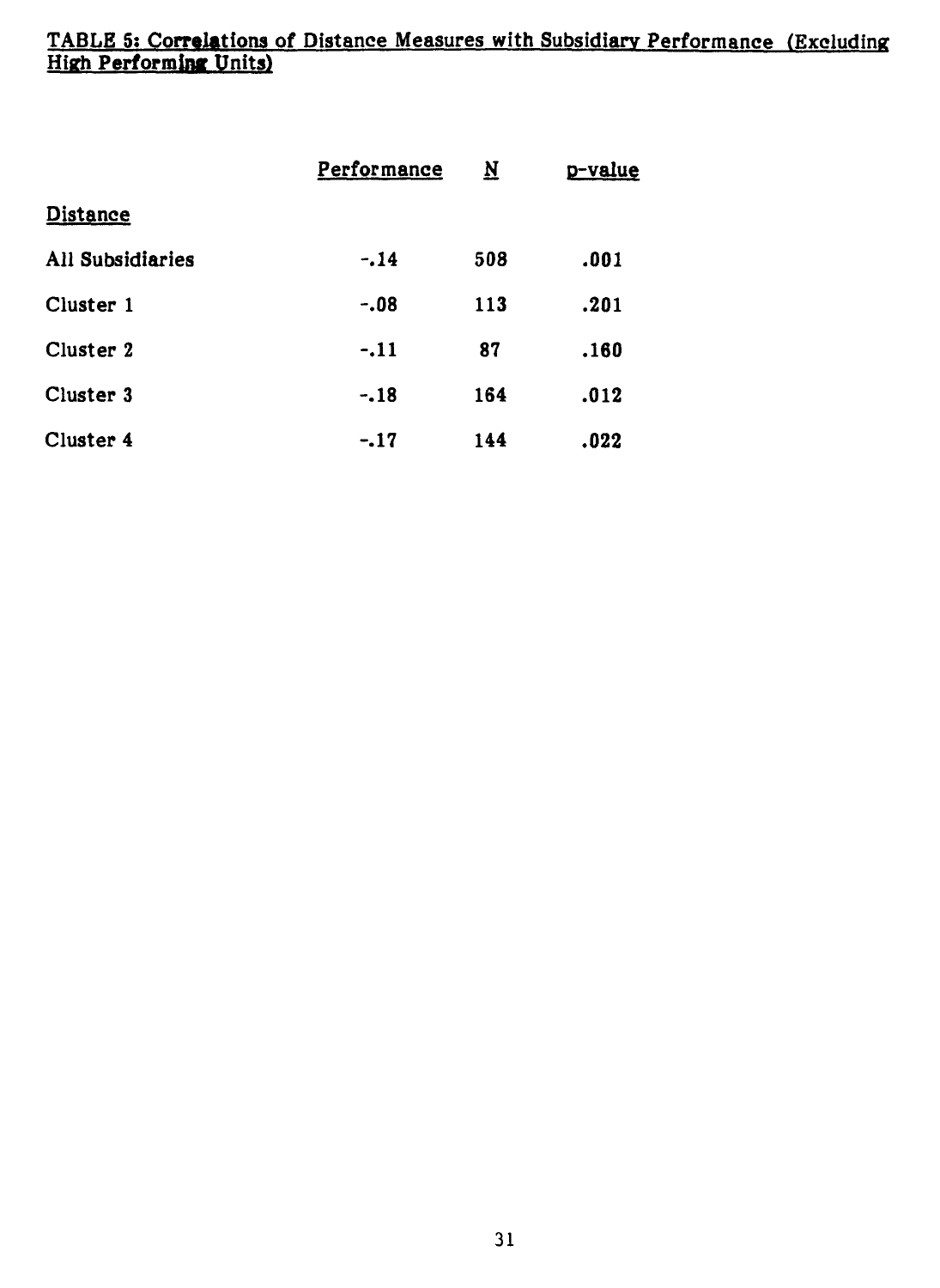**TABLE 5: Correlations of Distance Measures with Subsidiary Performance (Excluding High Performing Units)**

| | Performance | N | p-value |
|---|---|---|---|
| Distance | | | |
| All Subsidiaries | -.14 | 508 | .001 |
| Cluster 1 | -.08 | 113 | .201 |
| Cluster 2 | -.11 | 87 | .160 |
| Cluster 3 | -.18 | 164 | .012 |
| Cluster 4 | -.17 | 144 | .022 |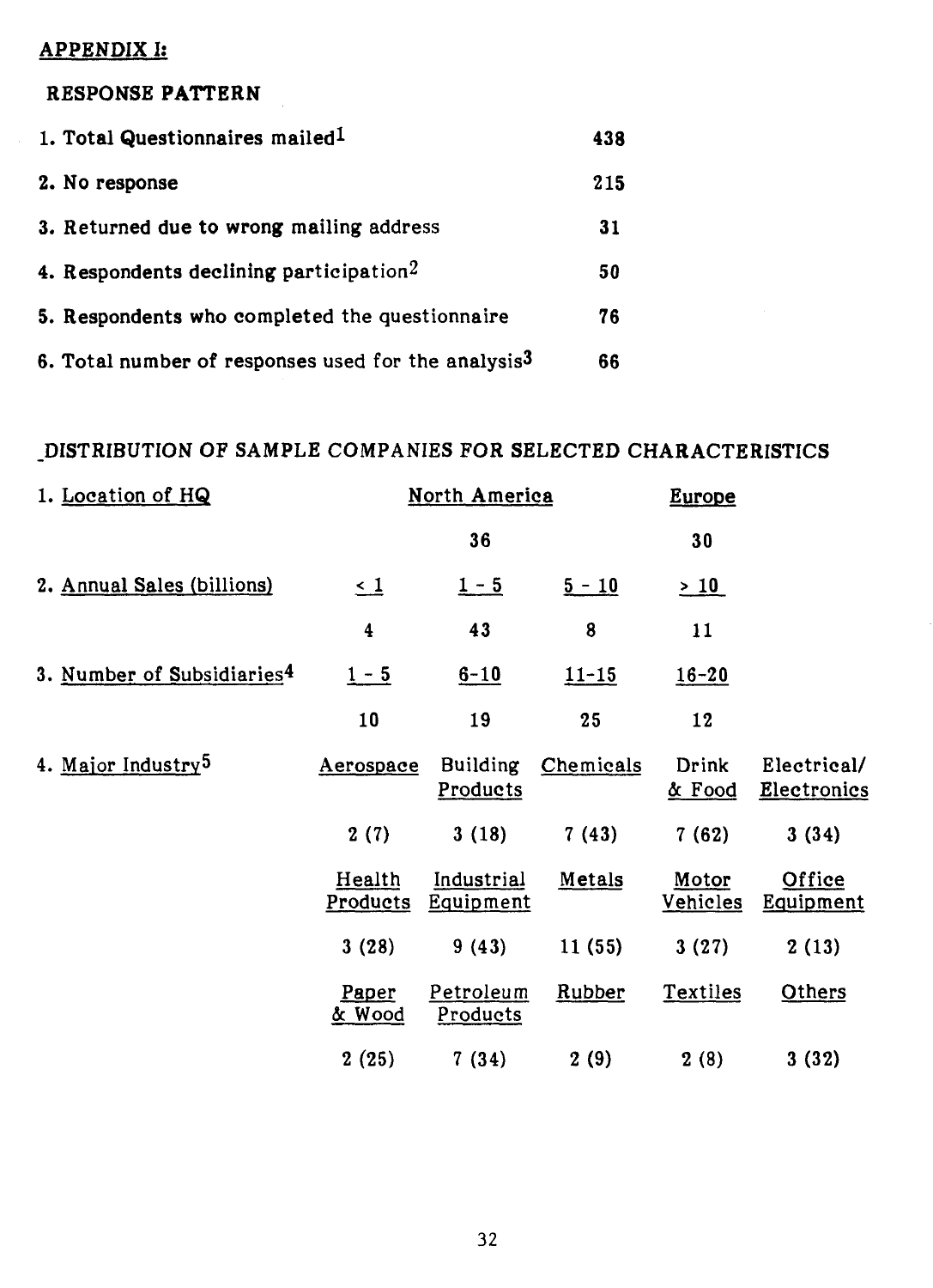## APPENDIX I:

### RESPONSE PATTERN

| | |
|---|---|
| 1. Total Questionnaires mailed[1] | 438 |
| 2. No response | 215 |
| 3. Returned due to wrong mailing address | 31 |
| 4. Respondents declining participation[2] | 50 |
| 5. Respondents who completed the questionnaire | 76 |
| 6. Total number of responses used for the analysis[3] | 66 |

### DISTRIBUTION OF SAMPLE COMPANIES FOR SELECTED CHARACTERISTICS

1. Location of HQ

| North America | Europe |
|---|---|
| 36 | 30 |

2. Annual Sales (billions)

| ≤ 1 | 1 - 5 | 5 - 10 | ≥ 10 |
|---|---|---|---|
| 4 | 43 | 8 | 11 |

3. Number of Subsidiaries[4]

| 1 - 5 | 6-10 | 11-15 | 16-20 |
|---|---|---|---|
| 10 | 19 | 25 | 12 |

4. Major Industry[5]

| Aerospace | Building Products | Chemicals | Drink & Food | Electrical/ Electronics |
|---|---|---|---|---|
| 2 (7) | 3 (18) | 7 (43) | 7 (62) | 3 (34) |
| **Health Products** | **Industrial Equipment** | **Metals** | **Motor Vehicles** | **Office Equipment** |
| 3 (28) | 9 (43) | 11 (55) | 3 (27) | 2 (13) |
| **Paper & Wood** | **Petroleum Products** | **Rubber** | **Textiles** | **Others** |
| 2 (25) | 7 (34) | 2 (9) | 2 (8) | 3 (32) |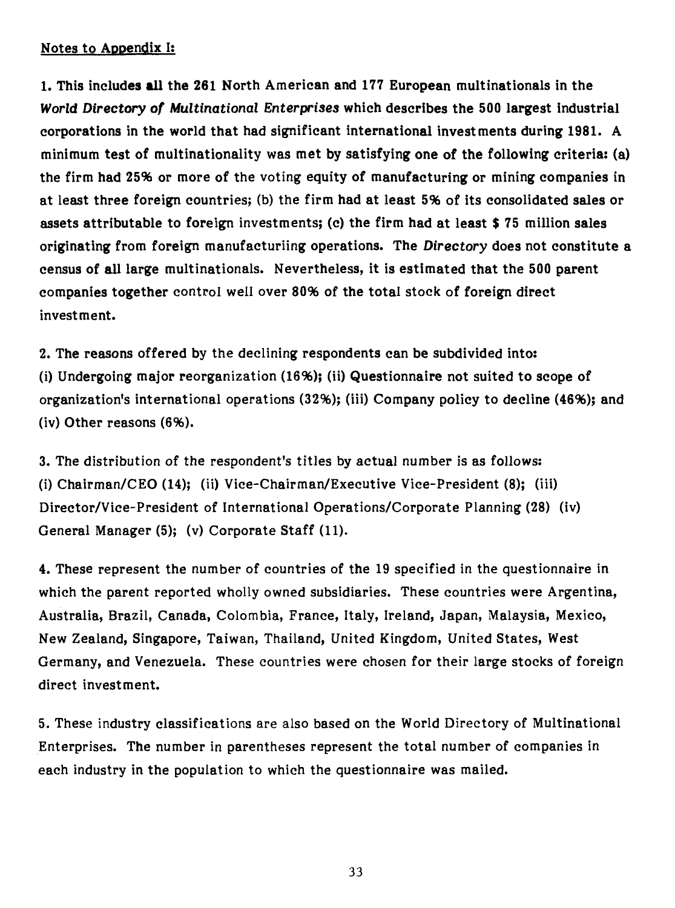Notes to Appendix I:

1. This includes all the 261 North American and 177 European multinationals in the *World Directory of Multinational Enterprises* which describes the 500 largest industrial corporations in the world that had significant international investments during 1981. A minimum test of multinationality was met by satisfying one of the following criteria: (a) the firm had 25% or more of the voting equity of manufacturing or mining companies in at least three foreign countries; (b) the firm had at least 5% of its consolidated sales or assets attributable to foreign investments; (c) the firm had at least $ 75 million sales originating from foreign manufacturiing operations. The *Directory* does not constitute a census of all large multinationals. Nevertheless, it is estimated that the 500 parent companies together control well over 80% of the total stock of foreign direct investment.

2. The reasons offered by the declining respondents can be subdivided into: (i) Undergoing major reorganization (16%); (ii) Questionnaire not suited to scope of organization's international operations (32%); (iii) Company policy to decline (46%); and (iv) Other reasons (6%).

3. The distribution of the respondent's titles by actual number is as follows: (i) Chairman/CEO (14); (ii) Vice-Chairman/Executive Vice-President (8); (iii) Director/Vice-President of International Operations/Corporate Planning (28) (iv) General Manager (5); (v) Corporate Staff (11).

4. These represent the number of countries of the 19 specified in the questionnaire in which the parent reported wholly owned subsidiaries. These countries were Argentina, Australia, Brazil, Canada, Colombia, France, Italy, Ireland, Japan, Malaysia, Mexico, New Zealand, Singapore, Taiwan, Thailand, United Kingdom, United States, West Germany, and Venezuela. These countries were chosen for their large stocks of foreign direct investment.

5. These industry classifications are also based on the World Directory of Multinational Enterprises. The number in parentheses represent the total number of companies in each industry in the population to which the questionnaire was mailed.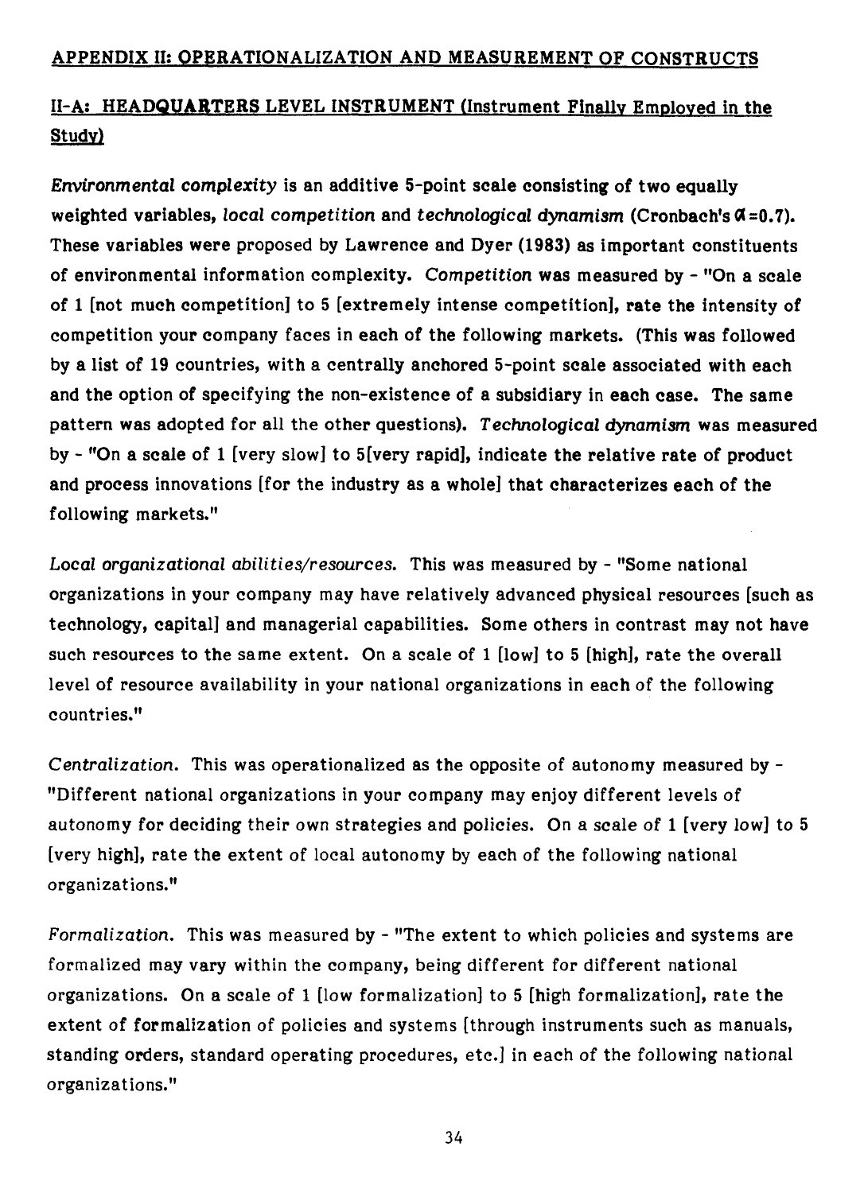## APPENDIX II: OPERATIONALIZATION AND MEASUREMENT OF CONSTRUCTS

### II-A: HEADQUARTERS LEVEL INSTRUMENT (Instrument Finally Employed in the Study)

*Environmental complexity* is an additive 5-point scale consisting of two equally weighted variables, *local competition* and *technological dynamism* (Cronbach's $\alpha$=0.7). These variables were proposed by Lawrence and Dyer (1983) as important constituents of environmental information complexity. *Competition* was measured by - "On a scale of 1 [not much competition] to 5 [extremely intense competition], rate the intensity of competition your company faces in each of the following markets. (This was followed by a list of 19 countries, with a centrally anchored 5-point scale associated with each and the option of specifying the non-existence of a subsidiary in each case. The same pattern was adopted for all the other questions). *Technological dynamism* was measured by - "On a scale of 1 [very slow] to 5[very rapid], indicate the relative rate of product and process innovations [for the industry as a whole] that characterizes each of the following markets."

*Local organizational abilities/resources.* This was measured by - "Some national organizations in your company may have relatively advanced physical resources [such as technology, capital] and managerial capabilities. Some others in contrast may not have such resources to the same extent. On a scale of 1 [low] to 5 [high], rate the overall level of resource availability in your national organizations in each of the following countries."

*Centralization.* This was operationalized as the opposite of autonomy measured by - "Different national organizations in your company may enjoy different levels of autonomy for deciding their own strategies and policies. On a scale of 1 [very low] to 5 [very high], rate the extent of local autonomy by each of the following national organizations."

*Formalization.* This was measured by - "The extent to which policies and systems are formalized may vary within the company, being different for different national organizations. On a scale of 1 [low formalization] to 5 [high formalization], rate the extent of formalization of policies and systems [through instruments such as manuals, standing orders, standard operating procedures, etc.] in each of the following national organizations."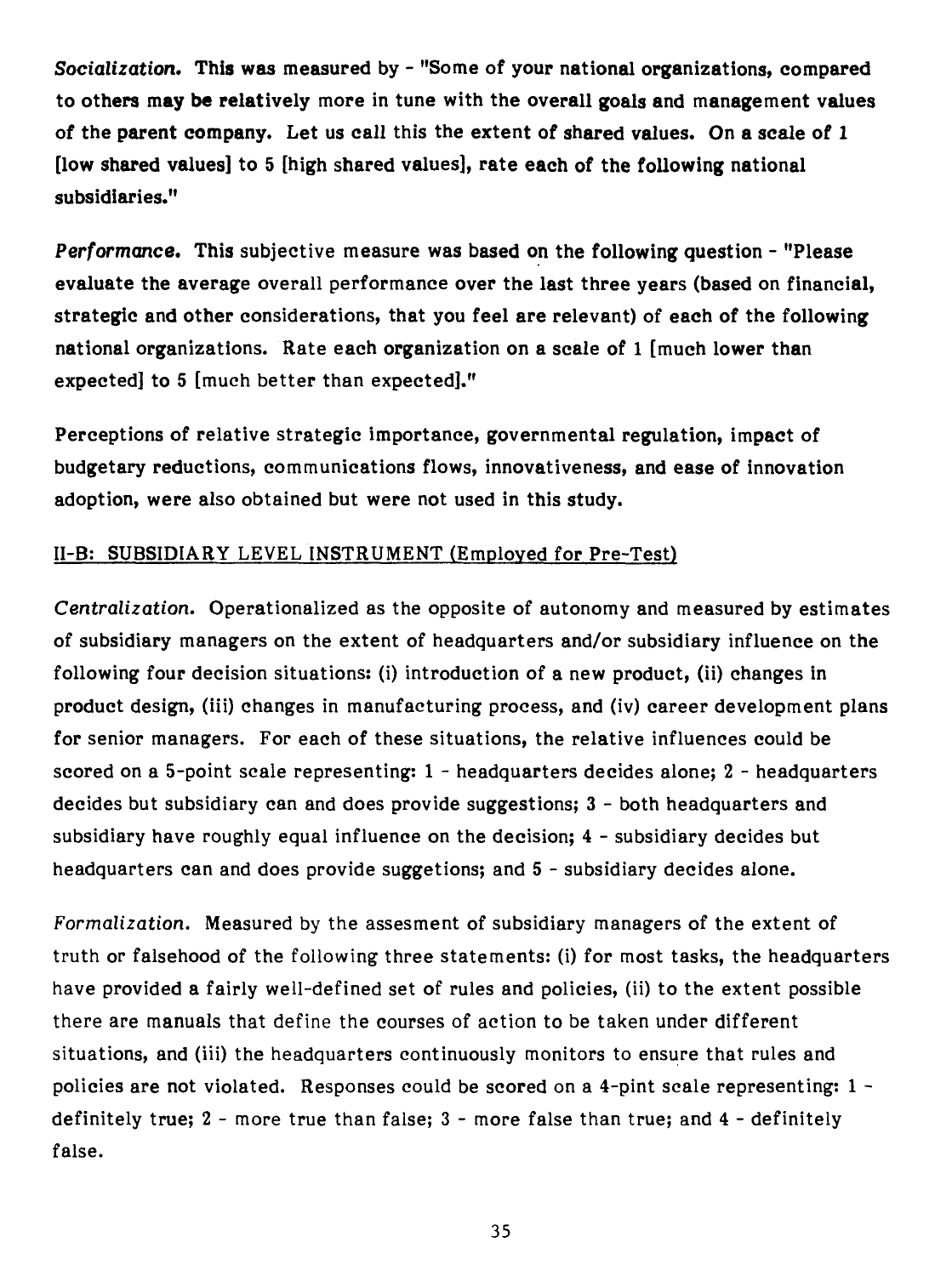*Socialization.* This was measured by - "Some of your national organizations, compared to others may be relatively more in tune with the overall goals and management values of the parent company. Let us call this the extent of shared values. On a scale of 1 [low shared values] to 5 [high shared values], rate each of the following national subsidiaries."

*Performance.* This subjective measure was based on the following question - "Please evaluate the average overall performance over the last three years (based on financial, strategic and other considerations, that you feel are relevant) of each of the following national organizations. Rate each organization on a scale of 1 [much lower than expected] to 5 [much better than expected]."

Perceptions of relative strategic importance, governmental regulation, impact of budgetary reductions, communications flows, innovativeness, and ease of innovation adoption, were also obtained but were not used in this study.

## II-B: SUBSIDIARY LEVEL INSTRUMENT (Employed for Pre-Test)

*Centralization.* Operationalized as the opposite of autonomy and measured by estimates of subsidiary managers on the extent of headquarters and/or subsidiary influence on the following four decision situations: (i) introduction of a new product, (ii) changes in product design, (iii) changes in manufacturing process, and (iv) career development plans for senior managers. For each of these situations, the relative influences could be scored on a 5-point scale representing: 1 - headquarters decides alone; 2 - headquarters decides but subsidiary can and does provide suggestions; 3 - both headquarters and subsidiary have roughly equal influence on the decision; 4 - subsidiary decides but headquarters can and does provide suggetions; and 5 - subsidiary decides alone.

*Formalization.* Measured by the assesment of subsidiary managers of the extent of truth or falsehood of the following three statements: (i) for most tasks, the headquarters have provided a fairly well-defined set of rules and policies, (ii) to the extent possible there are manuals that define the courses of action to be taken under different situations, and (iii) the headquarters continuously monitors to ensure that rules and policies are not violated. Responses could be scored on a 4-pint scale representing: 1 - definitely true; 2 - more true than false; 3 - more false than true; and 4 - definitely false.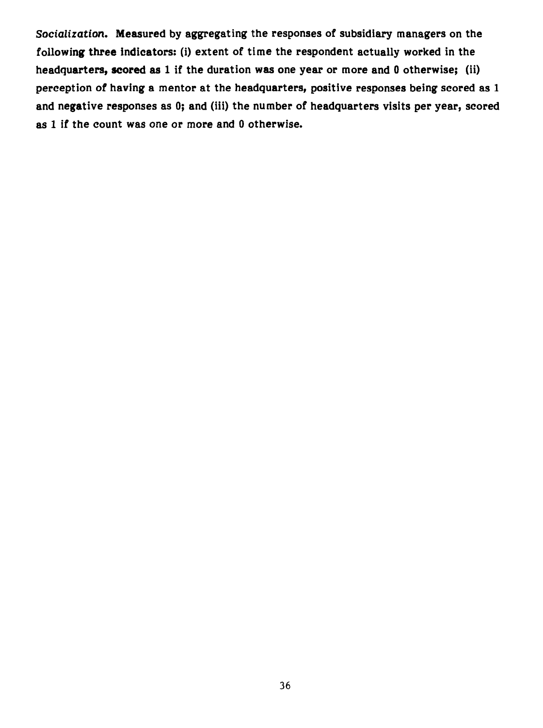*Socialization.* Measured by aggregating the responses of subsidiary managers on the following three indicators: (i) extent of time the respondent actually worked in the headquarters, scored as 1 if the duration was one year or more and 0 otherwise; (ii) perception of having a mentor at the headquarters, positive responses being scored as 1 and negative responses as 0; and (iii) the number of headquarters visits per year, scored as 1 if the count was one or more and 0 otherwise.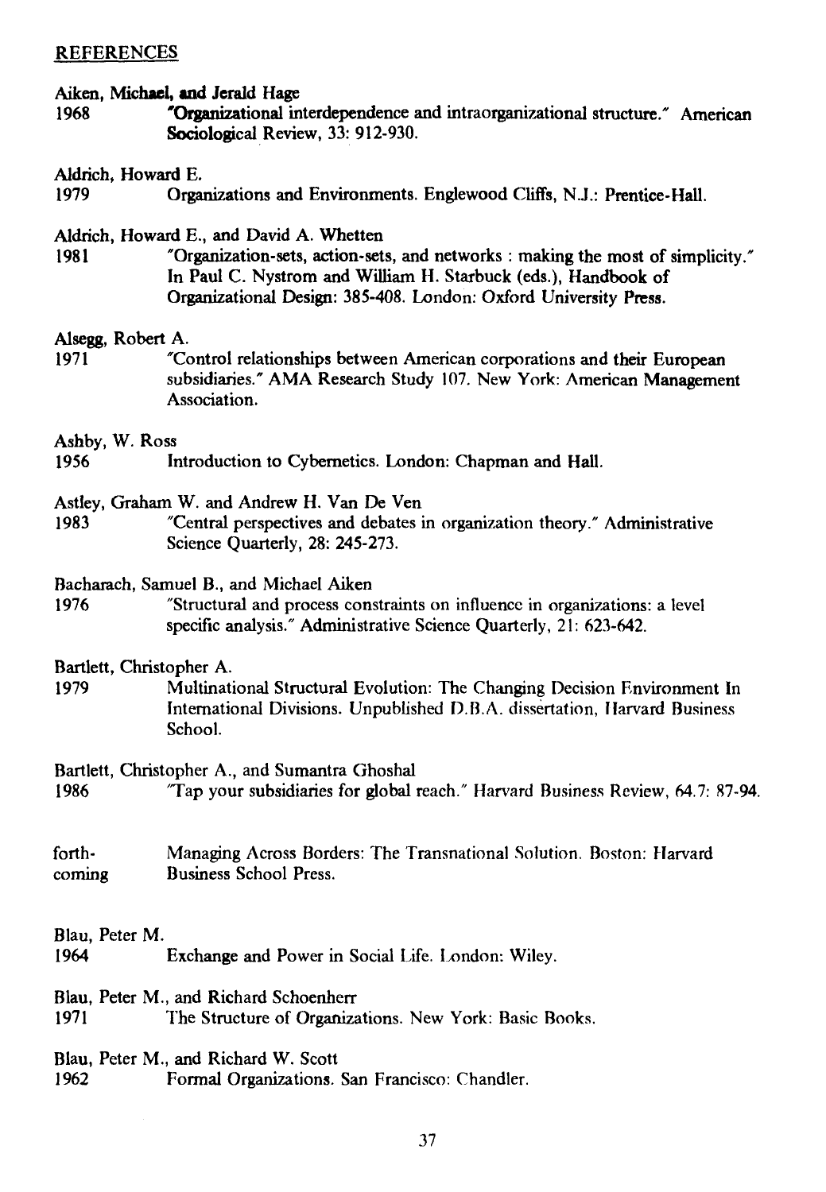## REFERENCES

Aiken, Michael, and Jerald Hage
1968 "Organizational interdependence and intraorganizational structure." American Sociological Review, 33: 912-930.

Aldrich, Howard E.
1979 Organizations and Environments. Englewood Cliffs, N.J.: Prentice-Hall.

Aldrich, Howard E., and David A. Whetten
1981 "Organization-sets, action-sets, and networks : making the most of simplicity." In Paul C. Nystrom and William H. Starbuck (eds.), Handbook of Organizational Design: 385-408. London: Oxford University Press.

Alsegg, Robert A.
1971 "Control relationships between American corporations and their European subsidiaries." AMA Research Study 107. New York: American Management Association.

Ashby, W. Ross
1956 Introduction to Cybernetics. London: Chapman and Hall.

Astley, Graham W. and Andrew H. Van De Ven
1983 "Central perspectives and debates in organization theory." Administrative Science Quarterly, 28: 245-273.

Bacharach, Samuel B., and Michael Aiken
1976 "Structural and process constraints on influence in organizations: a level specific analysis." Administrative Science Quarterly, 21: 623-642.

Bartlett, Christopher A.
1979 Multinational Structural Evolution: The Changing Decision Environment In International Divisions. Unpublished D.B.A. dissertation, Harvard Business School.

Bartlett, Christopher A., and Sumantra Ghoshal
1986 "Tap your subsidiaries for global reach." Harvard Business Review, 64.7: 87-94.

forthcoming Managing Across Borders: The Transnational Solution. Boston: Harvard Business School Press.

Blau, Peter M.
1964 Exchange and Power in Social Life. London: Wiley.

Blau, Peter M., and Richard Schoenherr
1971 The Structure of Organizations. New York: Basic Books.

Blau, Peter M., and Richard W. Scott
1962 Formal Organizations. San Francisco: Chandler.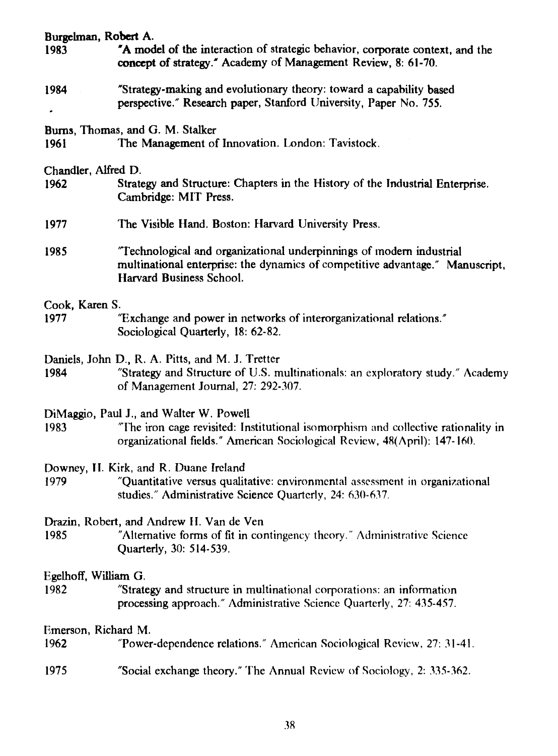Burgelman, Robert A.

1983 "A model of the interaction of strategic behavior, corporate context, and the concept of strategy." Academy of Management Review, 8: 61-70.

1984 "Strategy-making and evolutionary theory: toward a capability based perspective." Research paper, Stanford University, Paper No. 755.

Burns, Thomas, and G. M. Stalker

1961 The Management of Innovation. London: Tavistock.

Chandler, Alfred D.

1962 Strategy and Structure: Chapters in the History of the Industrial Enterprise. Cambridge: MIT Press.

1977 The Visible Hand. Boston: Harvard University Press.

1985 "Technological and organizational underpinnings of modern industrial multinational enterprise: the dynamics of competitive advantage." Manuscript, Harvard Business School.

Cook, Karen S.

1977 "Exchange and power in networks of interorganizational relations." Sociological Quarterly, 18: 62-82.

Daniels, John D., R. A. Pitts, and M. J. Tretter

1984 "Strategy and Structure of U.S. multinationals: an exploratory study." Academy of Management Journal, 27: 292-307.

DiMaggio, Paul J., and Walter W. Powell

1983 "The iron cage revisited: Institutional isomorphism and collective rationality in organizational fields." American Sociological Review, 48(April): 147-160.

Downey, H. Kirk, and R. Duane Ireland

1979 "Quantitative versus qualitative: environmental assessment in organizational studies." Administrative Science Quarterly, 24: 630-637.

Drazin, Robert, and Andrew H. Van de Ven

1985 "Alternative forms of fit in contingency theory." Administrative Science Quarterly, 30: 514-539.

Egelhoff, William G.

1982 "Strategy and structure in multinational corporations: an information processing approach." Administrative Science Quarterly, 27: 435-457.

Emerson, Richard M.

1962 "Power-dependence relations." American Sociological Review, 27: 31-41.

1975 "Social exchange theory." The Annual Review of Sociology, 2: 335-362.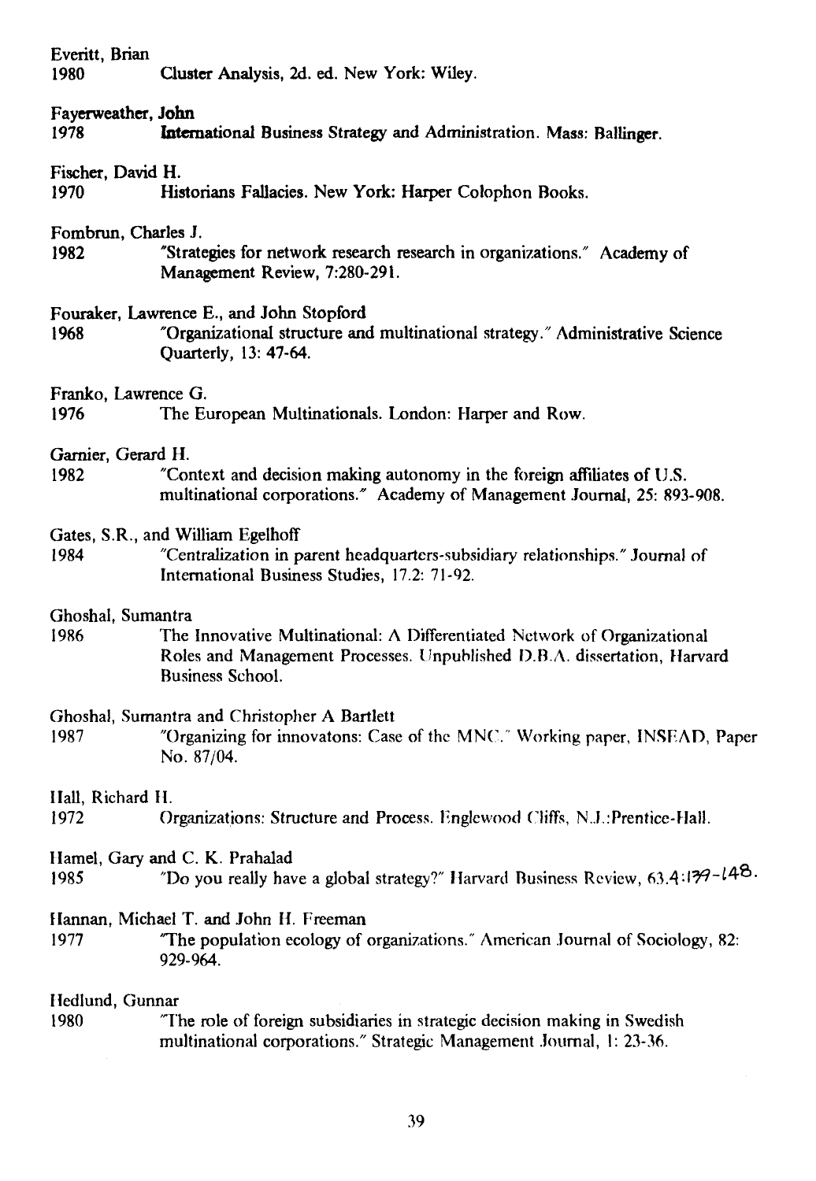Everitt, Brian
1980 Cluster Analysis, 2d. ed. New York: Wiley.

Fayerweather, John
1978 International Business Strategy and Administration. Mass: Ballinger.

Fischer, David H.
1970 Historians Fallacies. New York: Harper Colophon Books.

Fombrun, Charles J.
1982 "Strategies for network research research in organizations." Academy of Management Review, 7:280-291.

Fouraker, Lawrence E., and John Stopford
1968 "Organizational structure and multinational strategy." Administrative Science Quarterly, 13: 47-64.

Franko, Lawrence G.
1976 The European Multinationals. London: Harper and Row.

Garnier, Gerard H.
1982 "Context and decision making autonomy in the foreign affiliates of U.S. multinational corporations." Academy of Management Journal, 25: 893-908.

Gates, S.R., and William Egelhoff
1984 "Centralization in parent headquarters-subsidiary relationships." Journal of International Business Studies, 17.2: 71-92.

Ghoshal, Sumantra
1986 The Innovative Multinational: A Differentiated Network of Organizational Roles and Management Processes. Unpublished D.B.A. dissertation, Harvard Business School.

Ghoshal, Sumantra and Christopher A Bartlett
1987 "Organizing for innovatons: Case of the MNC." Working paper, INSEAD, Paper No. 87/04.

Hall, Richard H.
1972 Organizations: Structure and Process. Englewood Cliffs, N.J.:Prentice-Hall.

Hamel, Gary and C. K. Prahalad
1985 "Do you really have a global strategy?" Harvard Business Review, 63.4:139-148.

Hannan, Michael T. and John H. Freeman
1977 "The population ecology of organizations." American Journal of Sociology, 82: 929-964.

Hedlund, Gunnar
1980 "The role of foreign subsidiaries in strategic decision making in Swedish multinational corporations." Strategic Management Journal, 1: 23-36.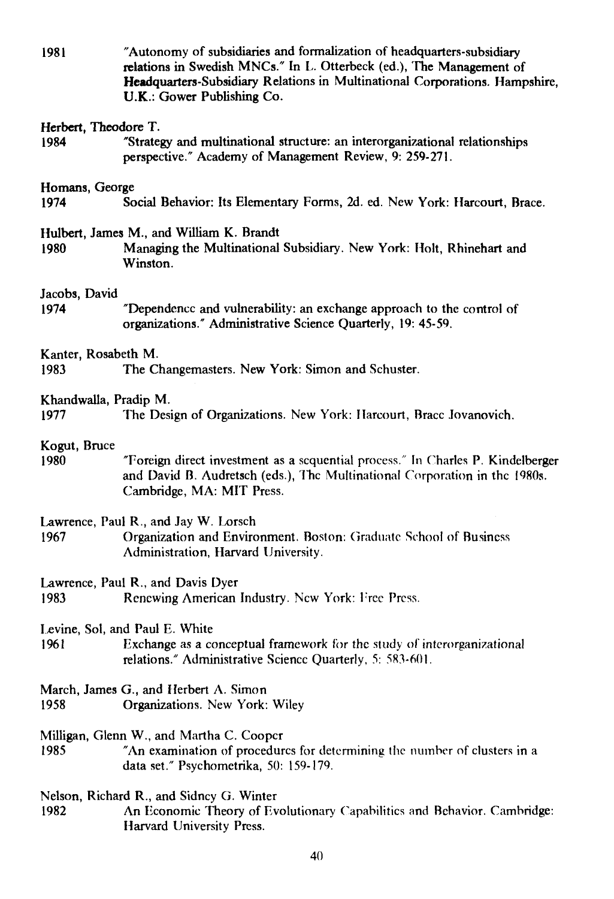1981 "Autonomy of subsidiaries and formalization of headquarters-subsidiary relations in Swedish MNCs." In L. Otterbeck (ed.), The Management of Headquarters-Subsidiary Relations in Multinational Corporations. Hampshire, U.K.: Gower Publishing Co.

Herbert, Theodore T.
1984 "Strategy and multinational structure: an interorganizational relationships perspective." Academy of Management Review, 9: 259-271.

Homans, George
1974 Social Behavior: Its Elementary Forms, 2d. ed. New York: Harcourt, Brace.

Hulbert, James M., and William K. Brandt
1980 Managing the Multinational Subsidiary. New York: Holt, Rhinehart and Winston.

Jacobs, David
1974 "Dependence and vulnerability: an exchange approach to the control of organizations." Administrative Science Quarterly, 19: 45-59.

Kanter, Rosabeth M.
1983 The Changemasters. New York: Simon and Schuster.

Khandwalla, Pradip M.
1977 The Design of Organizations. New York: Harcourt, Brace Jovanovich.

Kogut, Bruce
1980 "Foreign direct investment as a sequential process." In Charles P. Kindelberger and David B. Audretsch (eds.), The Multinational Corporation in the 1980s. Cambridge, MA: MIT Press.

Lawrence, Paul R., and Jay W. Lorsch
1967 Organization and Environment. Boston: Graduate School of Business Administration, Harvard University.

Lawrence, Paul R., and Davis Dyer
1983 Renewing American Industry. New York: Free Press.

Levine, Sol, and Paul E. White
1961 Exchange as a conceptual framework for the study of interorganizational relations." Administrative Science Quarterly, 5: 583-601.

March, James G., and Herbert A. Simon
1958 Organizations. New York: Wiley

Milligan, Glenn W., and Martha C. Cooper
1985 "An examination of procedures for determining the number of clusters in a data set." Psychometrika, 50: 159-179.

Nelson, Richard R., and Sidney G. Winter
1982 An Economic Theory of Evolutionary Capabilities and Behavior. Cambridge: Harvard University Press.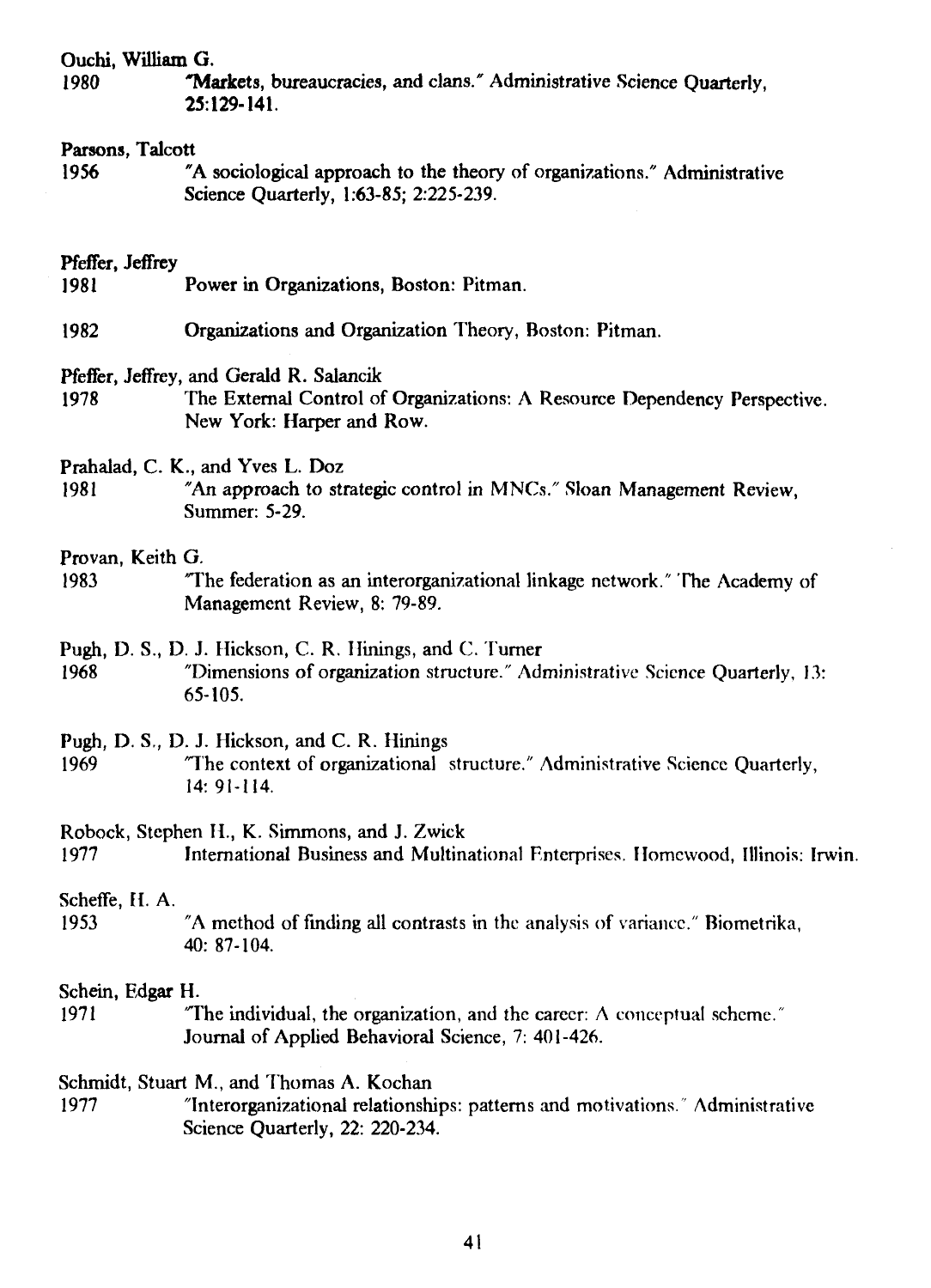Ouchi, William G.
1980 "Markets, bureaucracies, and clans." Administrative Science Quarterly, 25:129-141.

Parsons, Talcott
1956 "A sociological approach to the theory of organizations." Administrative Science Quarterly, 1:63-85; 2:225-239.

Pfeffer, Jeffrey
1981 Power in Organizations, Boston: Pitman.

1982 Organizations and Organization Theory, Boston: Pitman.

Pfeffer, Jeffrey, and Gerald R. Salancik
1978 The External Control of Organizations: A Resource Dependency Perspective. New York: Harper and Row.

Prahalad, C. K., and Yves L. Doz
1981 "An approach to strategic control in MNCs." Sloan Management Review, Summer: 5-29.

Provan, Keith G.
1983 "The federation as an interorganizational linkage network." The Academy of Management Review, 8: 79-89.

Pugh, D. S., D. J. Hickson, C. R. Hinings, and C. Turner
1968 "Dimensions of organization structure." Administrative Science Quarterly, 13: 65-105.

Pugh, D. S., D. J. Hickson, and C. R. Hinings
1969 "The context of organizational structure." Administrative Science Quarterly, 14: 91-114.

Robock, Stephen H., K. Simmons, and J. Zwick
1977 International Business and Multinational Enterprises. Homewood, Illinois: Irwin.

Scheffe, H. A.
1953 "A method of finding all contrasts in the analysis of variance." Biometrika, 40: 87-104.

Schein, Edgar H.
1971 "The individual, the organization, and the career: A conceptual scheme." Journal of Applied Behavioral Science, 7: 401-426.

Schmidt, Stuart M., and Thomas A. Kochan
1977 "Interorganizational relationships: patterns and motivations." Administrative Science Quarterly, 22: 220-234.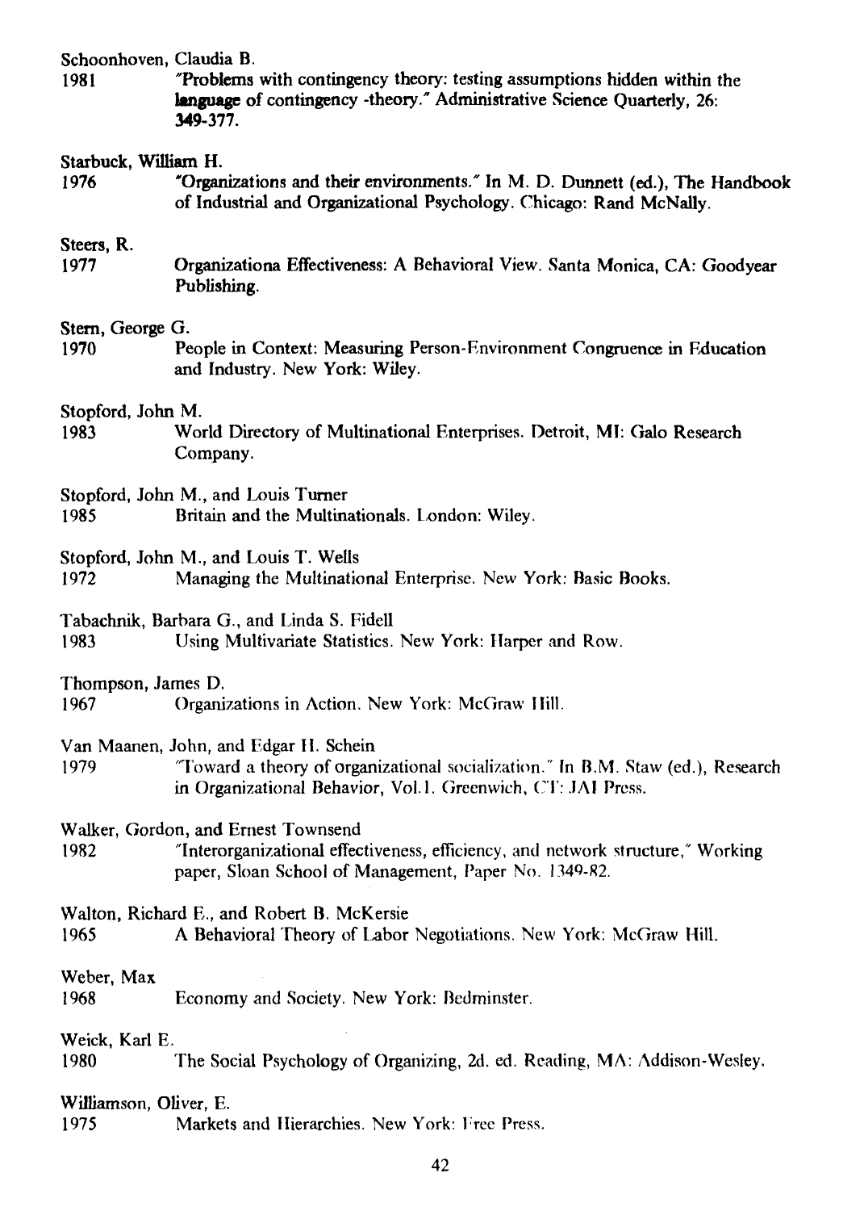Schoonhoven, Claudia B.
1981 "Problems with contingency theory: testing assumptions hidden within the language of contingency -theory." Administrative Science Quarterly, 26: 349-377.

Starbuck, William H.
1976 "Organizations and their environments." In M. D. Dunnett (ed.), The Handbook of Industrial and Organizational Psychology. Chicago: Rand McNally.

Steers, R.
1977 Organizationa Effectiveness: A Behavioral View. Santa Monica, CA: Goodyear Publishing.

Stern, George G.
1970 People in Context: Measuring Person-Environment Congruence in Education and Industry. New York: Wiley.

Stopford, John M.
1983 World Directory of Multinational Enterprises. Detroit, MI: Galo Research Company.

Stopford, John M., and Louis Turner
1985 Britain and the Multinationals. London: Wiley.

Stopford, John M., and Louis T. Wells
1972 Managing the Multinational Enterprise. New York: Basic Books.

Tabachnik, Barbara G., and Linda S. Fidell
1983 Using Multivariate Statistics. New York: Harper and Row.

Thompson, James D.
1967 Organizations in Action. New York: McGraw Hill.

Van Maanen, John, and Edgar H. Schein
1979 "Toward a theory of organizational socialization." In B.M. Staw (ed.), Research in Organizational Behavior, Vol.1. Greenwich, CT: JAI Press.

Walker, Gordon, and Ernest Townsend
1982 "Interorganizational effectiveness, efficiency, and network structure," Working paper, Sloan School of Management, Paper No. 1349-82.

Walton, Richard E., and Robert B. McKersie
1965 A Behavioral Theory of Labor Negotiations. New York: McGraw Hill.

Weber, Max
1968 Economy and Society. New York: Bedminster.

Weick, Karl E.
1980 The Social Psychology of Organizing, 2d. ed. Reading, MA: Addison-Wesley.

Williamson, Oliver, E.
1975 Markets and Hierarchies. New York: Free Press.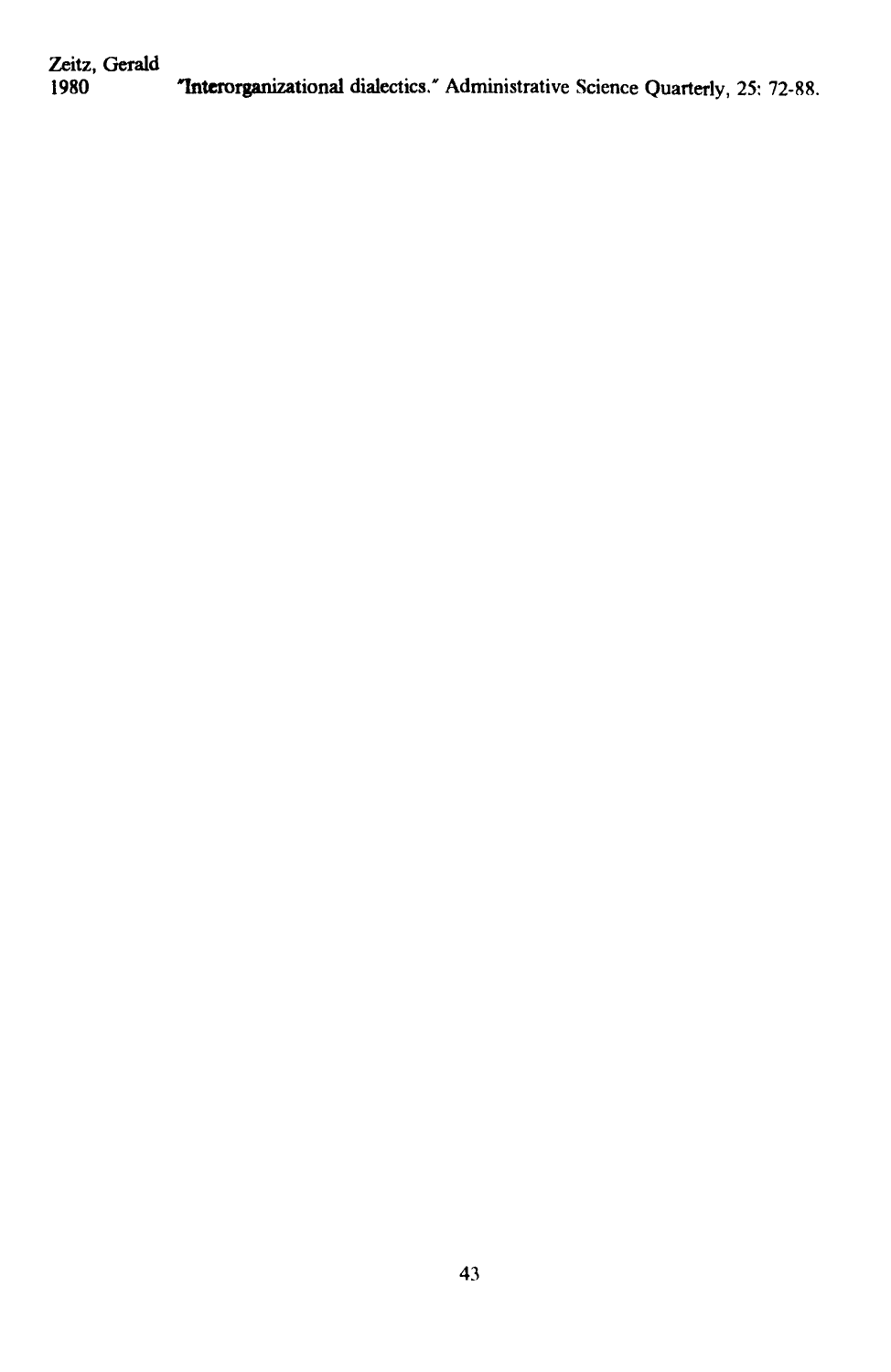Zeitz, Gerald
1980 "Interorganizational dialectics." Administrative Science Quarterly, 25: 72-88.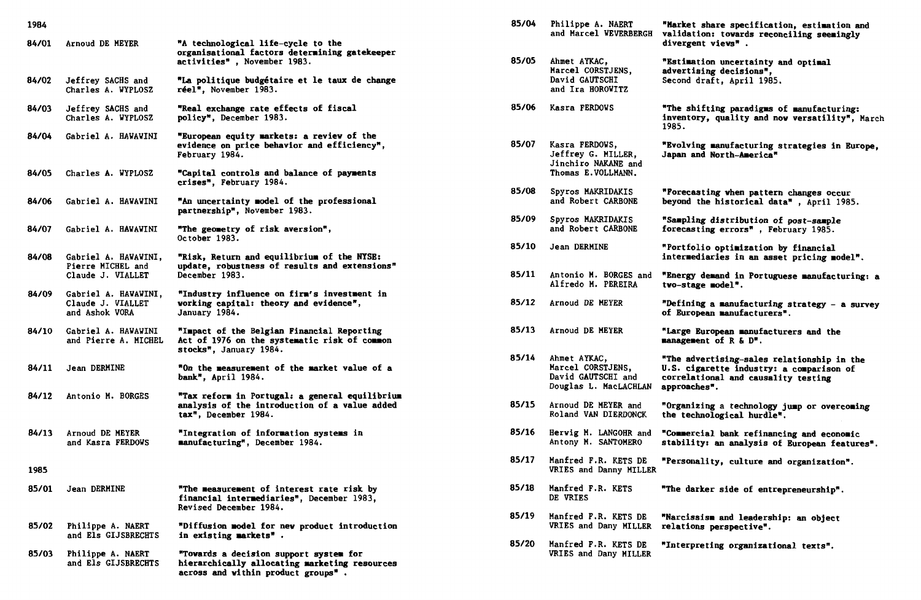## 1984

| | | |
|---|---|---|
| 84/01 | Arnoud DE MEYER | "A technological life-cycle to the organisational factors determining gatekeeper activities" , November 1983. |
| 84/02 | Jeffrey SACHS and Charles A. WYPLOSZ | "La politique budgétaire et le taux de change réel", November 1983. |
| 84/03 | Jeffrey SACHS and Charles A. WYPLOSZ | "Real exchange rate effects of fiscal policy", December 1983. |
| 84/04 | Gabriel A. HAWAWINI | "European equity markets: a review of the evidence on price behavior and efficiency", February 1984. |
| 84/05 | Charles A. WYPLOSZ | "Capital controls and balance of payments crises", February 1984. |
| 84/06 | Gabriel A. HAWAWINI | "An uncertainty model of the professional partnership", November 1983. |
| 84/07 | Gabriel A. HAWAWINI | "The geometry of risk aversion", October 1983. |
| 84/08 | Gabriel A. HAWAWINI, Pierre MICHEL and Claude J. VIALLET | "Risk, Return and equilibrium of the NYSE: update, robustness of results and extensions" December 1983. |
| 84/09 | Gabriel A. HAWAWINI, Claude J. VIALLET and Ashok VORA | "Industry influence on firm's investment in working capital: theory and evidence", January 1984. |
| 84/10 | Gabriel A. HAWAWINI and Pierre A. MICHEL | "Impact of the Belgian Financial Reporting Act of 1976 on the systematic risk of common stocks", January 1984. |
| 84/11 | Jean DERMINE | "On the measurement of the market value of a bank", April 1984. |
| 84/12 | Antonio M. BORGES | "Tax reform in Portugal: a general equilibrium analysis of the introduction of a value added tax", December 1984. |
| 84/13 | Arnoud DE MEYER and Kasra FERDOWS | "Integration of information systems in manufacturing", December 1984. |

## 1985

| | | |
|---|---|---|
| 85/01 | Jean DERMINE | "The measurement of interest rate risk by financial intermediaries", December 1983, Revised December 1984. |
| 85/02 | Philippe A. NAERT and Els GIJSBRECHTS | "Diffusion model for new product introduction in existing markets" . |
| 85/03 | Philippe A. NAERT and Els GIJSBRECHTS | "Towards a decision support system for hierarchically allocating marketing resources across and within product groups" . |
| 85/04 | Philippe A. NAERT and Marcel WEVERBERGH | "Market share specification, estimation and validation: towards reconciling seemingly divergent views" . |
| 85/05 | Ahmet AYKAC, Marcel CORSTJENS, David GAUTSCHI and Ira HOROWITZ | "Estimation uncertainty and optimal advertising decisions", Second draft, April 1985. |
| 85/06 | Kasra FERDOWS | "The shifting paradigms of manufacturing: inventory, quality and now versatility", March 1985. |
| 85/07 | Kasra FERDOWS, Jeffrey G. MILLER, Jinchiro NAKANE and Thomas E.VOLLMANN. | "Evolving manufacturing strategies in Europe, Japan and North-America" |
| 85/08 | Spyros MAKRIDAKIS and Robert CARBONE | "Forecasting when pattern changes occur beyond the historical data" , April 1985. |
| 85/09 | Spyros MAKRIDAKIS and Robert CARBONE | "Sampling distribution of post-sample forecasting errors" , February 1985. |
| 85/10 | Jean DERMINE | "Portfolio optimization by financial intermediaries in an asset pricing model". |
| 85/11 | Antonio M. BORGES and Alfredo M. PEREIRA | "Energy demand in Portuguese manufacturing: a two-stage model". |
| 85/12 | Arnoud DE MEYER | "Defining a manufacturing strategy - a survey of European manufacturers". |
| 85/13 | Arnoud DE MEYER | "Large European manufacturers and the management of R & D". |
| 85/14 | Ahmet AYKAC, Marcel CORSTJENS, David GAUTSCHI and Douglas L. MacLACHLAN | "The advertising-sales relationship in the U.S. cigarette industry: a comparison of correlational and causality testing approaches". |
| 85/15 | Arnoud DE MEYER and Roland VAN DIERDONCK | "Organizing a technology jump or overcoming the technological hurdle". |
| 85/16 | Herwig M. LANGOHR and Antony M. SANTOMERO | "Commercial bank refinancing and economic stability: an analysis of European features". |
| 85/17 | Manfred F.R. KETS DE VRIES and Danny MILLER | "Personality, culture and organization". |
| 85/18 | Manfred F.R. KETS DE VRIES | "The darker side of entrepreneurship". |
| 85/19 | Manfred F.R. KETS DE VRIES and Dany MILLER | "Narcissism and leadership: an object relations perspective". |
| 85/20 | Manfred F.R. KETS DE VRIES and Dany MILLER | "Interpreting organizational texts". |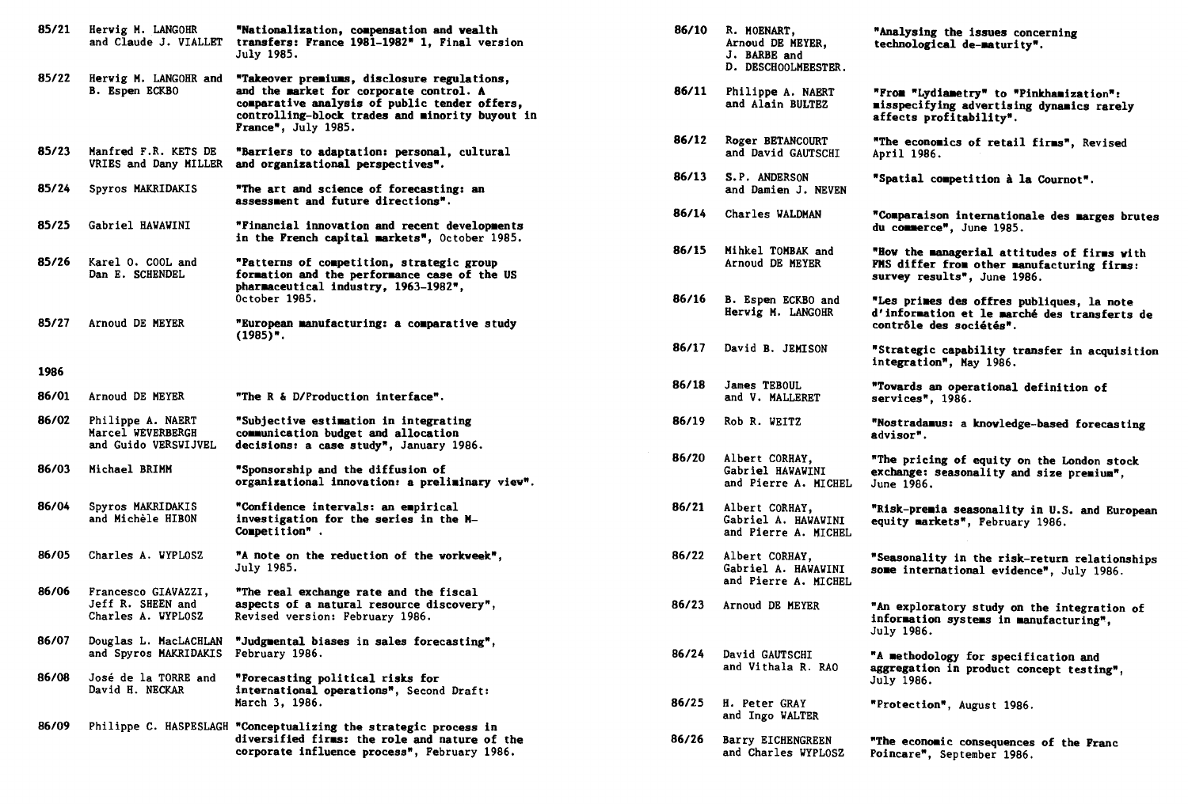85/21 Hervig M. LANGOHR and Claude J. VIALLET — "Nationalization, compensation and wealth transfers: France 1981-1982" 1, Final version July 1985.

85/22 Hervig M. LANGOHR and B. Espen ECKBO — "Takeover premiums, disclosure regulations, and the market for corporate control. A comparative analysis of public tender offers, controlling-block trades and minority buyout in France", July 1985.

85/23 Manfred F.R. KETS DE VRIES and Dany MILLER — "Barriers to adaptation: personal, cultural and organizational perspectives".

85/24 Spyros MAKRIDAKIS — "The art and science of forecasting: an assessment and future directions".

85/25 Gabriel HAWAWINI — "Financial innovation and recent developments in the French capital markets", October 1985.

85/26 Karel O. COOL and Dan E. SCHENDEL — "Patterns of competition, strategic group formation and the performance case of the US pharmaceutical industry, 1963-1982", October 1985.

85/27 Arnoud DE MEYER — "European manufacturing: a comparative study (1985)".

**1986**

86/01 Arnoud DE MEYER — "The R & D/Production interface".

86/02 Philippe A. NAERT, Marcel WEVERBERGH and Guido VERSWIJVEL — "Subjective estimation in integrating communication budget and allocation decisions: a case study", January 1986.

86/03 Michael BRIMM — "Sponsorship and the diffusion of organizational innovation: a preliminary view".

86/04 Spyros MAKRIDAKIS and Michèle HIBON — "Confidence intervals: an empirical investigation for the series in the M-Competition".

86/05 Charles A. WYPLOSZ — "A note on the reduction of the workweek", July 1985.

86/06 Francesco GIAVAZZI, Jeff R. SHEEN and Charles A. WYPLOSZ — "The real exchange rate and the fiscal aspects of a natural resource discovery", Revised version: February 1986.

86/07 Douglas L. MacLACHLAN and Spyros MAKRIDAKIS — "Judgmental biases in sales forecasting", February 1986.

86/08 José de la TORRE and David H. NECKAR — "Forecasting political risks for international operations", Second Draft: March 3, 1986.

86/09 Philippe C. HASPESLAGH — "Conceptualizing the strategic process in diversified firms: the role and nature of the corporate influence process", February 1986.

86/10 R. MOENART, Arnoud DE MEYER, J. BARBE and D. DESCHOOLMEESTER. — "Analysing the issues concerning technological de-maturity".

86/11 Philippe A. NAERT and Alain BULTEZ — "From "Lydiametry" to "Pinkhamization": misspecifying advertising dynamics rarely affects profitability".

86/12 Roger BETANCOURT and David GAUTSCHI — "The economics of retail firms", Revised April 1986.

86/13 S.P. ANDERSON and Damien J. NEVEN — "Spatial competition à la Cournot".

86/14 Charles WALDMAN — "Comparaison internationale des marges brutes du commerce", June 1985.

86/15 Mihkel TOMBAK and Arnoud DE MEYER — "How the managerial attitudes of firms with FMS differ from other manufacturing firms: survey results", June 1986.

86/16 B. Espen ECKBO and Hervig M. LANGOHR — "Les primes des offres publiques, la note d'information et le marché des transferts de contrôle des sociétés".

86/17 David B. JEMISON — "Strategic capability transfer in acquisition integration", May 1986.

86/18 James TEBOUL and V. MALLERET — "Towards an operational definition of services", 1986.

86/19 Rob R. WEITZ — "Nostradamus: a knowledge-based forecasting advisor".

86/20 Albert CORHAY, Gabriel HAWAWINI and Pierre A. MICHEL — "The pricing of equity on the London stock exchange: seasonality and size premium", June 1986.

86/21 Albert CORHAY, Gabriel A. HAWAWINI and Pierre A. MICHEL — "Risk-premia seasonality in U.S. and European equity markets", February 1986.

86/22 Albert CORHAY, Gabriel A. HAWAWINI and Pierre A. MICHEL — "Seasonality in the risk-return relationships some international evidence", July 1986.

86/23 Arnoud DE MEYER — "An exploratory study on the integration of information systems in manufacturing", July 1986.

86/24 David GAUTSCHI and Vithala R. RAO — "A methodology for specification and aggregation in product concept testing", July 1986.

86/25 H. Peter GRAY and Ingo WALTER — "Protection", August 1986.

86/26 Barry EICHENGREEN and Charles WYPLOSZ — "The economic consequences of the Franc Poincare", September 1986.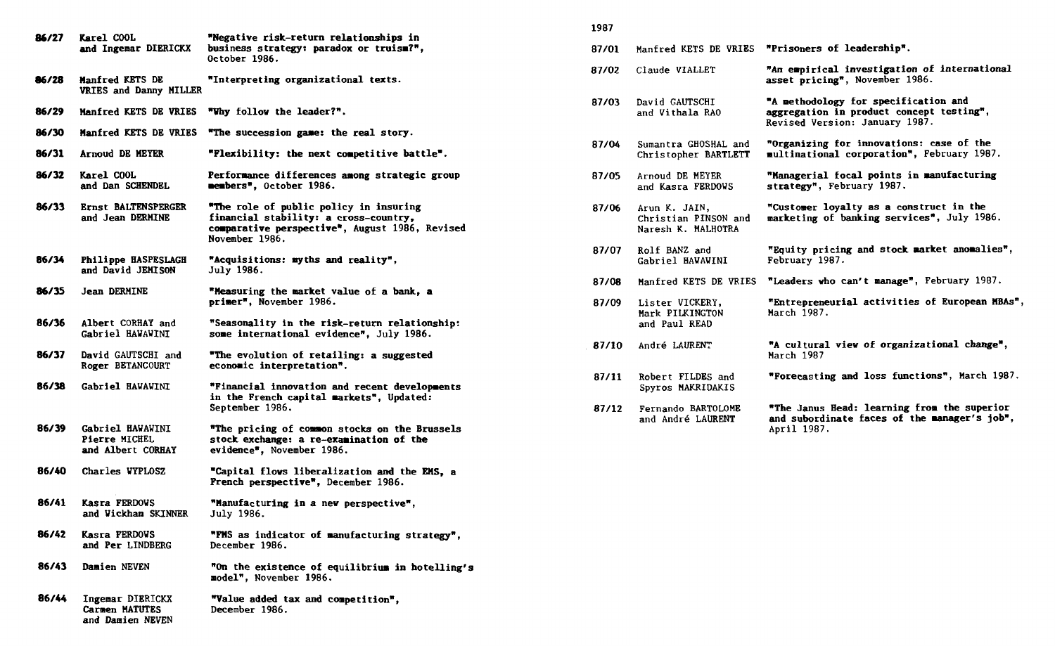| | | |
|---|---|---|
| **86/27** | Karel COOL and Ingemar DIERICKX | "Negative risk-return relationships in business strategy: paradox or truism?", October 1986. |
| **86/28** | Manfred KETS DE VRIES and Danny MILLER | "Interpreting organizational texts. |
| **86/29** | Manfred KETS DE VRIES | "Why follow the leader?". |
| **86/30** | Manfred KETS DE VRIES | "The succession game: the real story. |
| **86/31** | Arnoud DE MEYER | "Flexibility: the next competitive battle". |
| **86/32** | Karel COOL and Dan SCHENDEL | Performance differences among strategic group members", October 1986. |
| **86/33** | Ernst BALTENSPERGER and Jean DERMINE | "The role of public policy in insuring financial stability: a cross-country, comparative perspective", August 1986, Revised November 1986. |
| **86/34** | Philippe HASPESLAGH and David JEMISON | "Acquisitions: myths and reality", July 1986. |
| **86/35** | Jean DERMINE | "Measuring the market value of a bank, a primer", November 1986. |
| **86/36** | Albert CORHAY and Gabriel HAWAWINI | "Seasonality in the risk-return relationship: some international evidence", July 1986. |
| **86/37** | David GAUTSCHI and Roger BETANCOURT | "The evolution of retailing: a suggested economic interpretation". |
| **86/38** | Gabriel HAWAWINI | "Financial innovation and recent developments in the French capital markets", Updated: September 1986. |
| **86/39** | Gabriel HAWAWINI Pierre MICHEL and Albert CORHAY | "The pricing of common stocks on the Brussels stock exchange: a re-examination of the evidence", November 1986. |
| **86/40** | Charles WYPLOSZ | "Capital flows liberalization and the EMS, a French perspective", December 1986. |
| **86/41** | Kasra FERDOWS and Wickham SKINNER | "Manufacturing in a new perspective", July 1986. |
| **86/42** | Kasra FERDOWS and Per LINDBERG | "FMS as indicator of manufacturing strategy", December 1986. |
| **86/43** | Damien NEVEN | "On the existence of equilibrium in hotelling's model", November 1986. |
| **86/44** | Ingemar DIERICKX Carmen MATUTES and Damien NEVEN | "Value added tax and competition", December 1986. |

1987

| | | |
|---|---|---|
| **87/01** | Manfred KETS DE VRIES | "Prisoners of leadership". |
| **87/02** | Claude VIALLET | "An empirical investigation of international asset pricing", November 1986. |
| **87/03** | David GAUTSCHI and Vithala RAO | "A methodology for specification and aggregation in product concept testing", Revised Version: January 1987. |
| **87/04** | Sumantra GHOSHAL and Christopher BARTLETT | "Organizing for innovations: case of the multinational corporation", February 1987. |
| **87/05** | Arnoud DE MEYER and Kasra FERDOWS | "Managerial focal points in manufacturing strategy", February 1987. |
| **87/06** | Arun K. JAIN, Christian PINSON and Naresh K. MALHOTRA | "Customer loyalty as a construct in the marketing of banking services", July 1986. |
| **87/07** | Rolf BANZ and Gabriel HAWAWINI | "Equity pricing and stock market anomalies", February 1987. |
| **87/08** | Manfred KETS DE VRIES | "Leaders who can't manage", February 1987. |
| **87/09** | Lister VICKERY, Mark PILKINGTON and Paul READ | "Entrepreneurial activities of European MBAs", March 1987. |
| **87/10** | André LAURENT | "A cultural view of organizational change", March 1987 |
| **87/11** | Robert FILDES and Spyros MAKRIDAKIS | "Forecasting and loss functions", March 1987. |
| **87/12** | Fernando BARTOLOME and André LAURENT | "The Janus Head: learning from the superior and subordinate faces of the manager's job", April 1987. |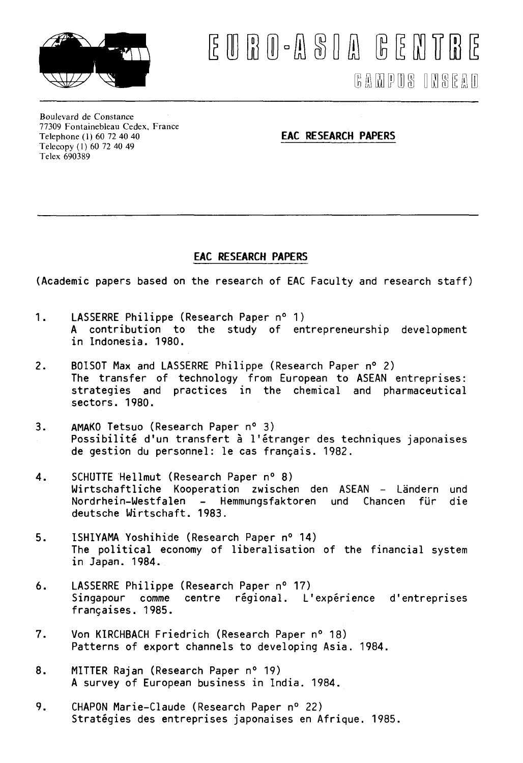# EURO-ASIA CENTRE

CAMPUS INSEAD

Boulevard de Constance
77309 Fontainebleau Cedex, France
Telephone (1) 60 72 40 40
Telecopy (1) 60 72 40 49
Telex 690389

**EAC RESEARCH PAPERS**

## EAC RESEARCH PAPERS

(Academic papers based on the research of EAC Faculty and research staff)

1. LASSERRE Philippe (Research Paper n° 1)
   A contribution to the study of entrepreneurship development in Indonesia. 1980.

2. BOISOT Max and LASSERRE Philippe (Research Paper n° 2)
   The transfer of technology from European to ASEAN entreprises: strategies and practices in the chemical and pharmaceutical sectors. 1980.

3. AMAKO Tetsuo (Research Paper n° 3)
   Possibilité d'un transfert à l'étranger des techniques japonaises de gestion du personnel: le cas français. 1982.

4. SCHUTTE Hellmut (Research Paper n° 8)
   Wirtschaftliche Kooperation zwischen den ASEAN - Ländern und Nordrhein-Westfalen - Hemmungsfaktoren und Chancen für die deutsche Wirtschaft. 1983.

5. ISHIYAMA Yoshihide (Research Paper n° 14)
   The political economy of liberalisation of the financial system in Japan. 1984.

6. LASSERRE Philippe (Research Paper n° 17)
   Singapour comme centre régional. L'expérience d'entreprises françaises. 1985.

7. Von KIRCHBACH Friedrich (Research Paper n° 18)
   Patterns of export channels to developing Asia. 1984.

8. MITTER Rajan (Research Paper n° 19)
   A survey of European business in India. 1984.

9. CHAPON Marie-Claude (Research Paper n° 22)
   Stratégies des entreprises japonaises en Afrique. 1985.